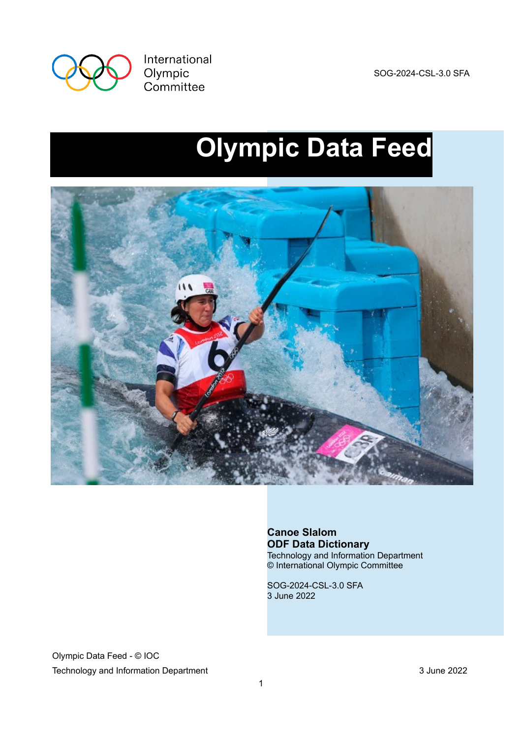International
Olympic
Committee

SOG-2024-CSL-3.0 SFA

# Olympic Data Feed

**Canoe Slalom**
**ODF Data Dictionary**
Technology and Information Department
© International Olympic Committee

SOG-2024-CSL-3.0 SFA
3 June 2022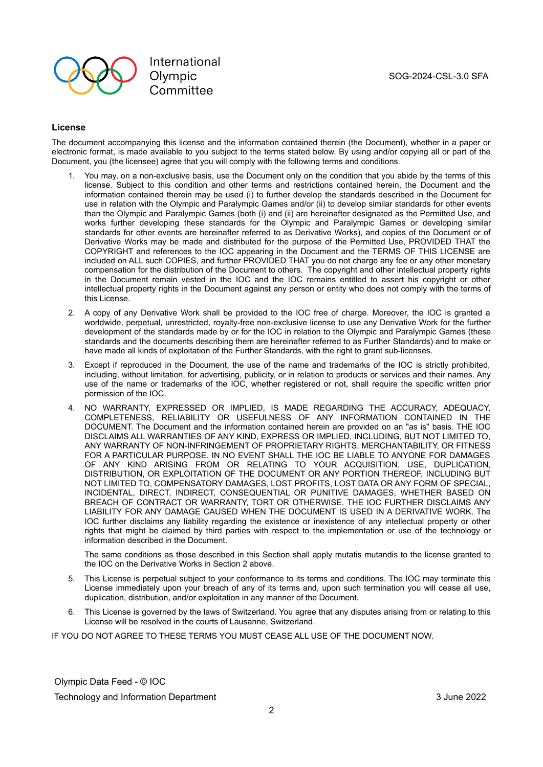## License

The document accompanying this license and the information contained therein (the Document), whether in a paper or electronic format, is made available to you subject to the terms stated below. By using and/or copying all or part of the Document, you (the licensee) agree that you will comply with the following terms and conditions.

1. You may, on a non-exclusive basis, use the Document only on the condition that you abide by the terms of this license. Subject to this condition and other terms and restrictions contained herein, the Document and the information contained therein may be used (i) to further develop the standards described in the Document for use in relation with the Olympic and Paralympic Games and/or (ii) to develop similar standards for other events than the Olympic and Paralympic Games (both (i) and (ii) are hereinafter designated as the Permitted Use, and works further developing these standards for the Olympic and Paralympic Games or developing similar standards for other events are hereinafter referred to as Derivative Works), and copies of the Document or of Derivative Works may be made and distributed for the purpose of the Permitted Use, PROVIDED THAT the COPYRIGHT and references to the IOC appearing in the Document and the TERMS OF THIS LICENSE are included on ALL such COPIES, and further PROVIDED THAT you do not charge any fee or any other monetary compensation for the distribution of the Document to others. The copyright and other intellectual property rights in the Document remain vested in the IOC and the IOC remains entitled to assert his copyright or other intellectual property rights in the Document against any person or entity who does not comply with the terms of this License.

2. A copy of any Derivative Work shall be provided to the IOC free of charge. Moreover, the IOC is granted a worldwide, perpetual, unrestricted, royalty-free non-exclusive license to use any Derivative Work for the further development of the standards made by or for the IOC in relation to the Olympic and Paralympic Games (these standards and the documents describing them are hereinafter referred to as Further Standards) and to make or have made all kinds of exploitation of the Further Standards, with the right to grant sub-licenses.

3. Except if reproduced in the Document, the use of the name and trademarks of the IOC is strictly prohibited, including, without limitation, for advertising, publicity, or in relation to products or services and their names. Any use of the name or trademarks of the IOC, whether registered or not, shall require the specific written prior permission of the IOC.

4. NO WARRANTY, EXPRESSED OR IMPLIED, IS MADE REGARDING THE ACCURACY, ADEQUACY, COMPLETENESS, RELIABILITY OR USEFULNESS OF ANY INFORMATION CONTAINED IN THE DOCUMENT. The Document and the information contained herein are provided on an "as is" basis. THE IOC DISCLAIMS ALL WARRANTIES OF ANY KIND, EXPRESS OR IMPLIED, INCLUDING, BUT NOT LIMITED TO, ANY WARRANTY OF NON-INFRINGEMENT OF PROPRIETARY RIGHTS, MERCHANTABILITY, OR FITNESS FOR A PARTICULAR PURPOSE. IN NO EVENT SHALL THE IOC BE LIABLE TO ANYONE FOR DAMAGES OF ANY KIND ARISING FROM OR RELATING TO YOUR ACQUISITION, USE, DUPLICATION, DISTRIBUTION, OR EXPLOITATION OF THE DOCUMENT OR ANY PORTION THEREOF, INCLUDING BUT NOT LIMITED TO, COMPENSATORY DAMAGES, LOST PROFITS, LOST DATA OR ANY FORM OF SPECIAL, INCIDENTAL, DIRECT, INDIRECT, CONSEQUENTIAL OR PUNITIVE DAMAGES, WHETHER BASED ON BREACH OF CONTRACT OR WARRANTY, TORT OR OTHERWISE. THE IOC FURTHER DISCLAIMS ANY LIABILITY FOR ANY DAMAGE CAUSED WHEN THE DOCUMENT IS USED IN A DERIVATIVE WORK. The IOC further disclaims any liability regarding the existence or inexistence of any intellectual property or other rights that might be claimed by third parties with respect to the implementation or use of the technology or information described in the Document.

   The same conditions as those described in this Section shall apply mutatis mutandis to the license granted to the IOC on the Derivative Works in Section 2 above.

5. This License is perpetual subject to your conformance to its terms and conditions. The IOC may terminate this License immediately upon your breach of any of its terms and, upon such termination you will cease all use, duplication, distribution, and/or exploitation in any manner of the Document.

6. This License is governed by the laws of Switzerland. You agree that any disputes arising from or relating to this License will be resolved in the courts of Lausanne, Switzerland.

IF YOU DO NOT AGREE TO THESE TERMS YOU MUST CEASE ALL USE OF THE DOCUMENT NOW.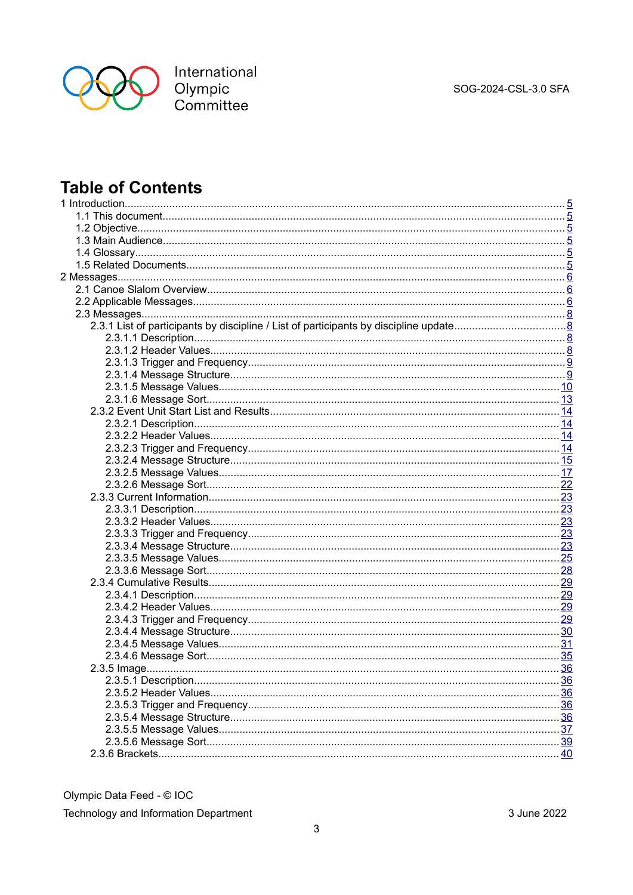# Table of Contents

1 Introduction ..... 5
- 1.1 This document ..... 5
- 1.2 Objective ..... 5
- 1.3 Main Audience ..... 5
- 1.4 Glossary ..... 5
- 1.5 Related Documents ..... 5

2 Messages ..... 6
- 2.1 Canoe Slalom Overview ..... 6
- 2.2 Applicable Messages ..... 6
- 2.3 Messages ..... 8
  - 2.3.1 List of participants by discipline / List of participants by discipline update ..... 8
    - 2.3.1.1 Description ..... 8
    - 2.3.1.2 Header Values ..... 8
    - 2.3.1.3 Trigger and Frequency ..... 9
    - 2.3.1.4 Message Structure ..... 9
    - 2.3.1.5 Message Values ..... 10
    - 2.3.1.6 Message Sort ..... 13
  - 2.3.2 Event Unit Start List and Results ..... 14
    - 2.3.2.1 Description ..... 14
    - 2.3.2.2 Header Values ..... 14
    - 2.3.2.3 Trigger and Frequency ..... 14
    - 2.3.2.4 Message Structure ..... 15
    - 2.3.2.5 Message Values ..... 17
    - 2.3.2.6 Message Sort ..... 22
  - 2.3.3 Current Information ..... 23
    - 2.3.3.1 Description ..... 23
    - 2.3.3.2 Header Values ..... 23
    - 2.3.3.3 Trigger and Frequency ..... 23
    - 2.3.3.4 Message Structure ..... 23
    - 2.3.3.5 Message Values ..... 25
    - 2.3.3.6 Message Sort ..... 28
  - 2.3.4 Cumulative Results ..... 29
    - 2.3.4.1 Description ..... 29
    - 2.3.4.2 Header Values ..... 29
    - 2.3.4.3 Trigger and Frequency ..... 29
    - 2.3.4.4 Message Structure ..... 30
    - 2.3.4.5 Message Values ..... 31
    - 2.3.4.6 Message Sort ..... 35
  - 2.3.5 Image ..... 36
    - 2.3.5.1 Description ..... 36
    - 2.3.5.2 Header Values ..... 36
    - 2.3.5.3 Trigger and Frequency ..... 36
    - 2.3.5.4 Message Structure ..... 36
    - 2.3.5.5 Message Values ..... 37
    - 2.3.5.6 Message Sort ..... 39
  - 2.3.6 Brackets ..... 40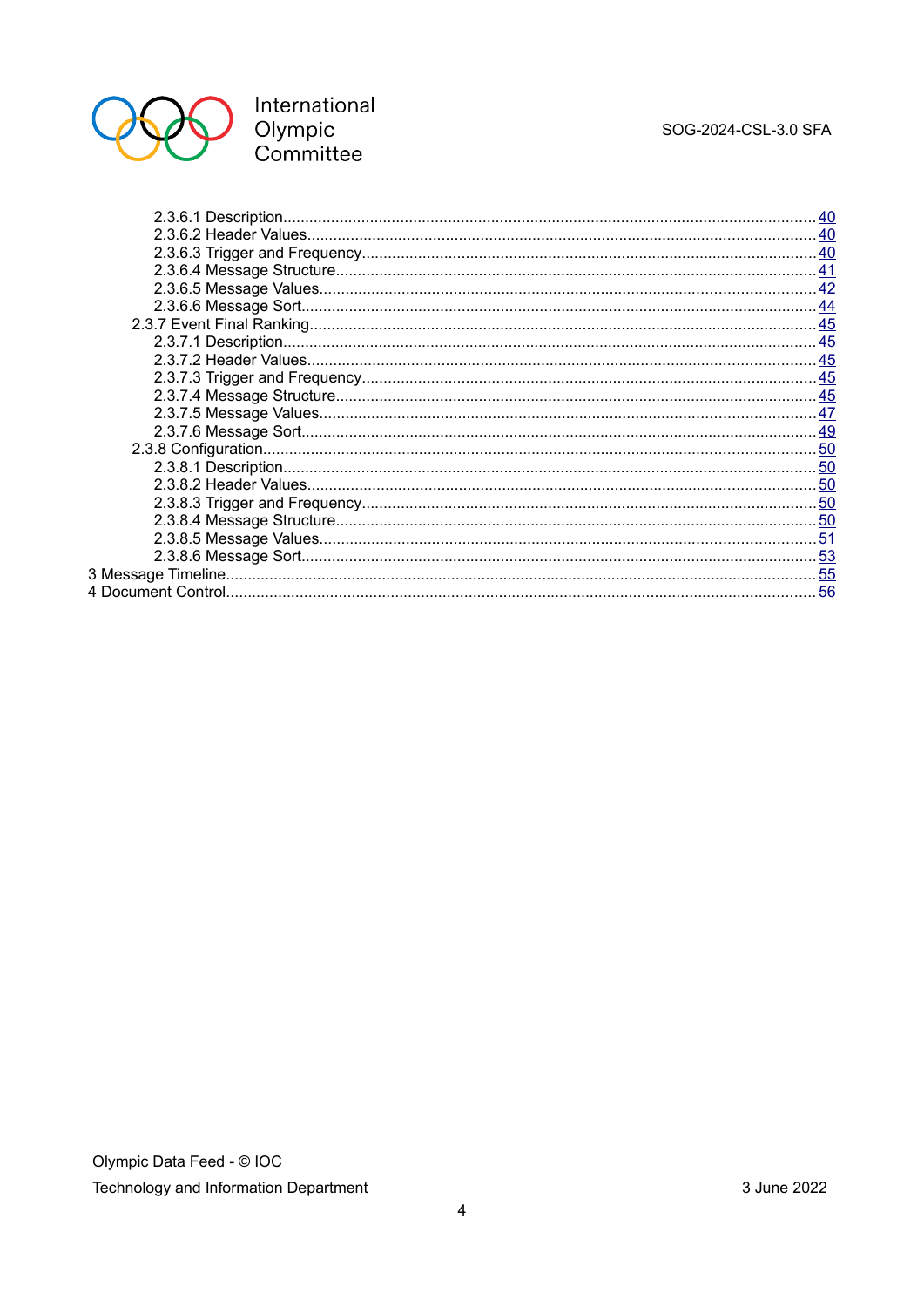- 2.3.6.1 Description ... 40
- 2.3.6.2 Header Values ... 40
- 2.3.6.3 Trigger and Frequency ... 40
- 2.3.6.4 Message Structure ... 41
- 2.3.6.5 Message Values ... 42
- 2.3.6.6 Message Sort ... 44
- 2.3.7 Event Final Ranking ... 45
- 2.3.7.1 Description ... 45
- 2.3.7.2 Header Values ... 45
- 2.3.7.3 Trigger and Frequency ... 45
- 2.3.7.4 Message Structure ... 45
- 2.3.7.5 Message Values ... 47
- 2.3.7.6 Message Sort ... 49
- 2.3.8 Configuration ... 50
- 2.3.8.1 Description ... 50
- 2.3.8.2 Header Values ... 50
- 2.3.8.3 Trigger and Frequency ... 50
- 2.3.8.4 Message Structure ... 50
- 2.3.8.5 Message Values ... 51
- 2.3.8.6 Message Sort ... 53
- 3 Message Timeline ... 55
- 4 Document Control ... 56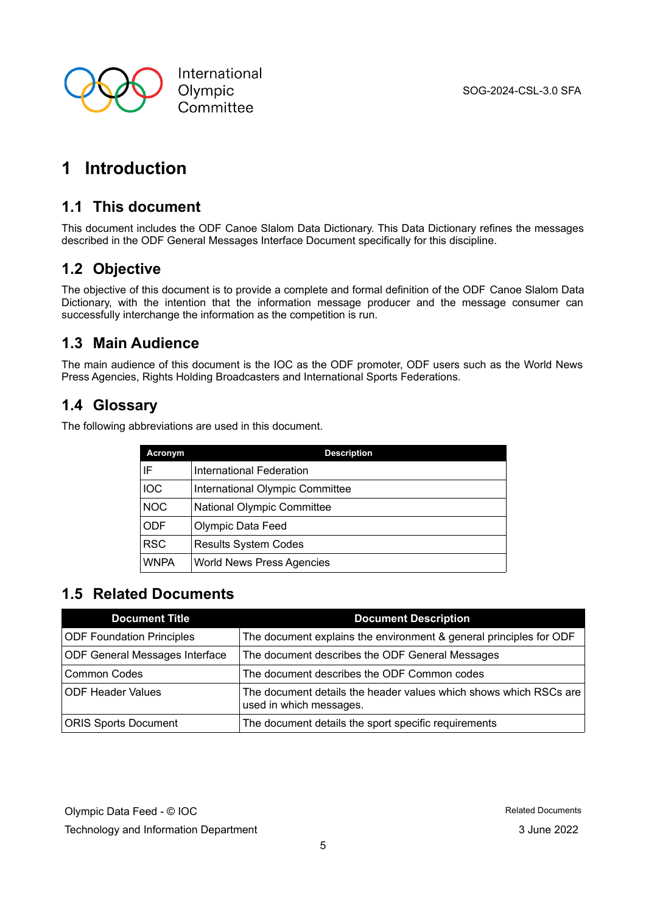# 1 Introduction

## 1.1 This document

This document includes the ODF Canoe Slalom Data Dictionary. This Data Dictionary refines the messages described in the ODF General Messages Interface Document specifically for this discipline.

## 1.2 Objective

The objective of this document is to provide a complete and formal definition of the ODF Canoe Slalom Data Dictionary, with the intention that the information message producer and the message consumer can successfully interchange the information as the competition is run.

## 1.3 Main Audience

The main audience of this document is the IOC as the ODF promoter, ODF users such as the World News Press Agencies, Rights Holding Broadcasters and International Sports Federations.

## 1.4 Glossary

The following abbreviations are used in this document.

| Acronym | Description |
|---|---|
| IF | International Federation |
| IOC | International Olympic Committee |
| NOC | National Olympic Committee |
| ODF | Olympic Data Feed |
| RSC | Results System Codes |
| WNPA | World News Press Agencies |

## 1.5 Related Documents

| Document Title | Document Description |
|---|---|
| ODF Foundation Principles | The document explains the environment & general principles for ODF |
| ODF General Messages Interface | The document describes the ODF General Messages |
| Common Codes | The document describes the ODF Common codes |
| ODF Header Values | The document details the header values which shows which RSCs are used in which messages. |
| ORIS Sports Document | The document details the sport specific requirements |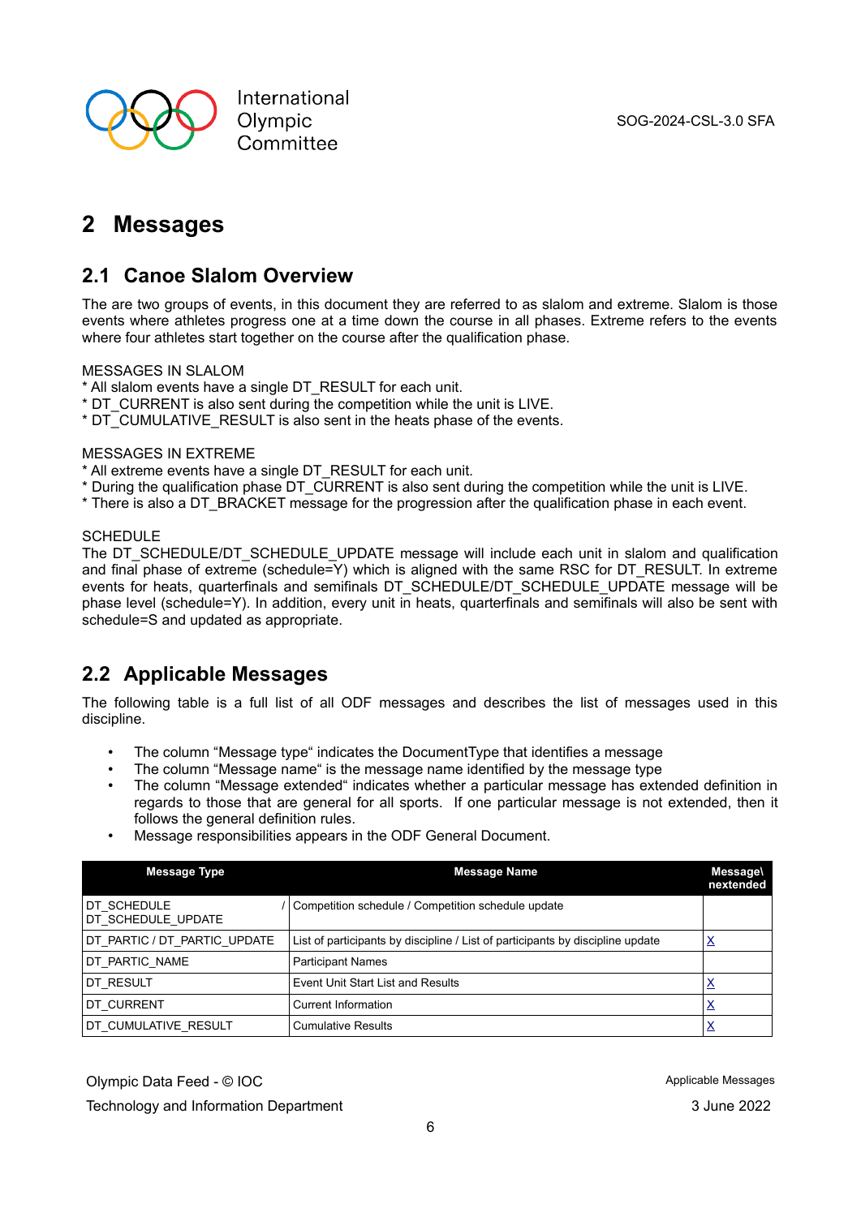# 2 Messages

## 2.1 Canoe Slalom Overview

The are two groups of events, in this document they are referred to as slalom and extreme. Slalom is those events where athletes progress one at a time down the course in all phases. Extreme refers to the events where four athletes start together on the course after the qualification phase.

MESSAGES IN SLALOM
* All slalom events have a single DT_RESULT for each unit.
* DT_CURRENT is also sent during the competition while the unit is LIVE.
* DT_CUMULATIVE_RESULT is also sent in the heats phase of the events.

MESSAGES IN EXTREME
* All extreme events have a single DT_RESULT for each unit.
* During the qualification phase DT_CURRENT is also sent during the competition while the unit is LIVE.
* There is also a DT_BRACKET message for the progression after the qualification phase in each event.

SCHEDULE
The DT_SCHEDULE/DT_SCHEDULE_UPDATE message will include each unit in slalom and qualification and final phase of extreme (schedule=Y) which is aligned with the same RSC for DT_RESULT. In extreme events for heats, quarterfinals and semifinals DT_SCHEDULE/DT_SCHEDULE_UPDATE message will be phase level (schedule=Y). In addition, every unit in heats, quarterfinals and semifinals will also be sent with schedule=S and updated as appropriate.

## 2.2 Applicable Messages

The following table is a full list of all ODF messages and describes the list of messages used in this discipline.

- The column "Message type" indicates the DocumentType that identifies a message
- The column "Message name" is the message name identified by the message type
- The column "Message extended" indicates whether a particular message has extended definition in regards to those that are general for all sports. If one particular message is not extended, then it follows the general definition rules.
- Message responsibilities appears in the ODF General Document.

| Message Type | Message Name | Message\nextended |
|---|---|---|
| DT_SCHEDULE / DT_SCHEDULE_UPDATE | Competition schedule / Competition schedule update | |
| DT_PARTIC / DT_PARTIC_UPDATE | List of participants by discipline / List of participants by discipline update | X |
| DT_PARTIC_NAME | Participant Names | |
| DT_RESULT | Event Unit Start List and Results | X |
| DT_CURRENT | Current Information | X |
| DT_CUMULATIVE_RESULT | Cumulative Results | X |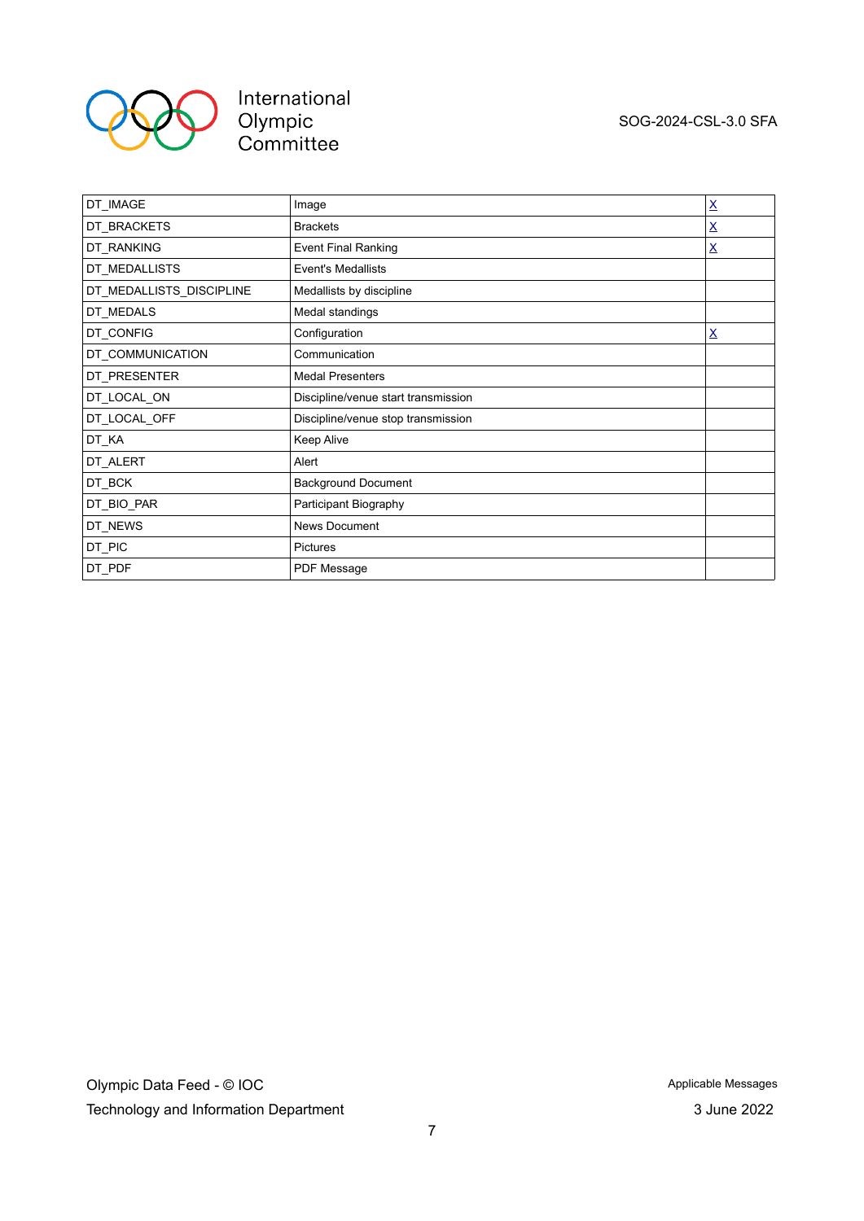| | | |
|---|---|---|
| DT_IMAGE | Image | X |
| DT_BRACKETS | Brackets | X |
| DT_RANKING | Event Final Ranking | X |
| DT_MEDALLISTS | Event's Medallists | |
| DT_MEDALLISTS_DISCIPLINE | Medallists by discipline | |
| DT_MEDALS | Medal standings | |
| DT_CONFIG | Configuration | X |
| DT_COMMUNICATION | Communication | |
| DT_PRESENTER | Medal Presenters | |
| DT_LOCAL_ON | Discipline/venue start transmission | |
| DT_LOCAL_OFF | Discipline/venue stop transmission | |
| DT_KA | Keep Alive | |
| DT_ALERT | Alert | |
| DT_BCK | Background Document | |
| DT_BIO_PAR | Participant Biography | |
| DT_NEWS | News Document | |
| DT_PIC | Pictures | |
| DT_PDF | PDF Message | |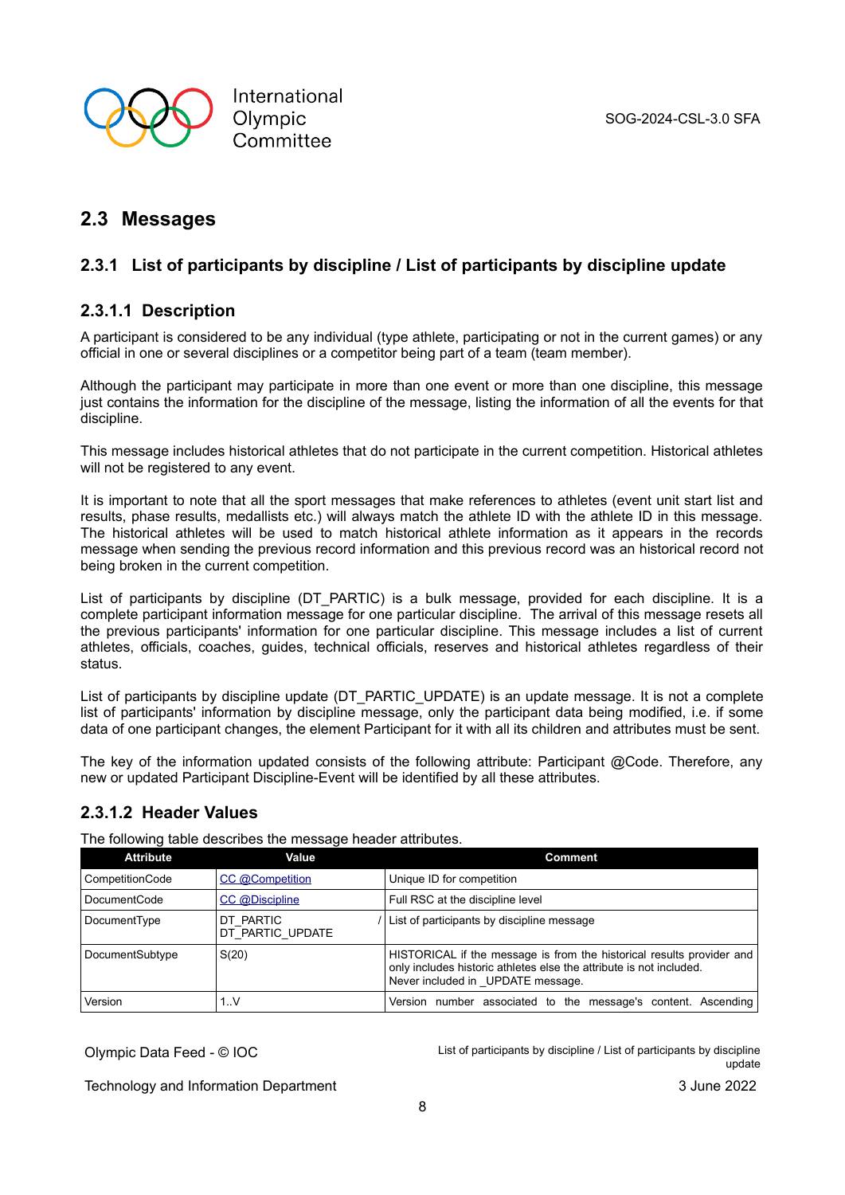## 2.3 Messages

### 2.3.1 List of participants by discipline / List of participants by discipline update

#### 2.3.1.1 Description

A participant is considered to be any individual (type athlete, participating or not in the current games) or any official in one or several disciplines or a competitor being part of a team (team member).

Although the participant may participate in more than one event or more than one discipline, this message just contains the information for the discipline of the message, listing the information of all the events for that discipline.

This message includes historical athletes that do not participate in the current competition. Historical athletes will not be registered to any event.

It is important to note that all the sport messages that make references to athletes (event unit start list and results, phase results, medallists etc.) will always match the athlete ID with the athlete ID in this message. The historical athletes will be used to match historical athlete information as it appears in the records message when sending the previous record information and this previous record was an historical record not being broken in the current competition.

List of participants by discipline (DT_PARTIC) is a bulk message, provided for each discipline. It is a complete participant information message for one particular discipline. The arrival of this message resets all the previous participants' information for one particular discipline. This message includes a list of current athletes, officials, coaches, guides, technical officials, reserves and historical athletes regardless of their status.

List of participants by discipline update (DT_PARTIC_UPDATE) is an update message. It is not a complete list of participants' information by discipline message, only the participant data being modified, i.e. if some data of one participant changes, the element Participant for it with all its children and attributes must be sent.

The key of the information updated consists of the following attribute: Participant @Code. Therefore, any new or updated Participant Discipline-Event will be identified by all these attributes.

#### 2.3.1.2 Header Values

The following table describes the message header attributes.

| Attribute | Value | Comment |
|---|---|---|
| CompetitionCode | CC @Competition | Unique ID for competition |
| DocumentCode | CC @Discipline | Full RSC at the discipline level |
| DocumentType | DT_PARTIC / DT_PARTIC_UPDATE | List of participants by discipline message |
| DocumentSubtype | S(20) | HISTORICAL if the message is from the historical results provider and only includes historic athletes else the attribute is not included. Never included in _UPDATE message. |
| Version | 1..V | Version number associated to the message's content. Ascending |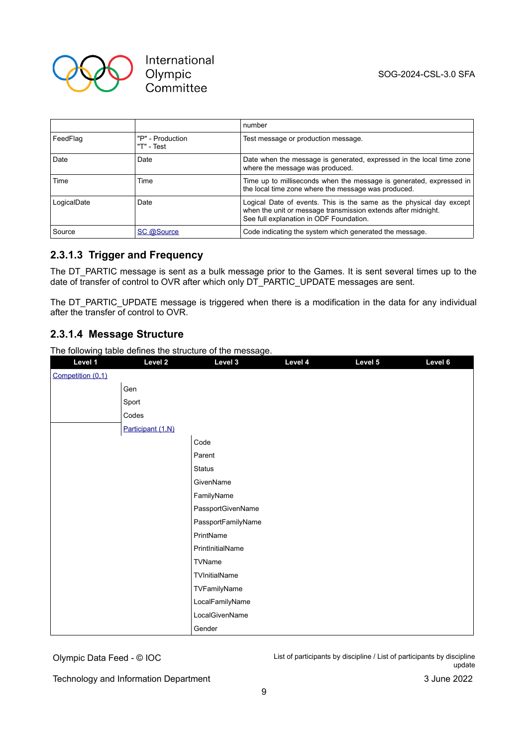| | | number |
|---|---|---|
| FeedFlag | "P" - Production<br>"T" - Test | Test message or production message. |
| Date | Date | Date when the message is generated, expressed in the local time zone where the message was produced. |
| Time | Time | Time up to milliseconds when the message is generated, expressed in the local time zone where the message was produced. |
| LogicalDate | Date | Logical Date of events. This is the same as the physical day except when the unit or message transmission extends after midnight.<br>See full explanation in ODF Foundation. |
| Source | SC @Source | Code indicating the system which generated the message. |

### 2.3.1.3 Trigger and Frequency

The DT_PARTIC message is sent as a bulk message prior to the Games. It is sent several times up to the date of transfer of control to OVR after which only DT_PARTIC_UPDATE messages are sent.

The DT_PARTIC_UPDATE message is triggered when there is a modification in the data for any individual after the transfer of control to OVR.

### 2.3.1.4 Message Structure

The following table defines the structure of the message.

| Level 1 | Level 2 | Level 3 | Level 4 | Level 5 | Level 6 |
|---|---|---|---|---|---|
| Competition (0,1) | | | | | |
| | Gen | | | | |
| | Sport | | | | |
| | Codes | | | | |
| | Participant (1,N) | | | | |
| | | Code | | | |
| | | Parent | | | |
| | | Status | | | |
| | | GivenName | | | |
| | | FamilyName | | | |
| | | PassportGivenName | | | |
| | | PassportFamilyName | | | |
| | | PrintName | | | |
| | | PrintInitialName | | | |
| | | TVName | | | |
| | | TVInitialName | | | |
| | | TVFamilyName | | | |
| | | LocalFamilyName | | | |
| | | LocalGivenName | | | |
| | | Gender | | | |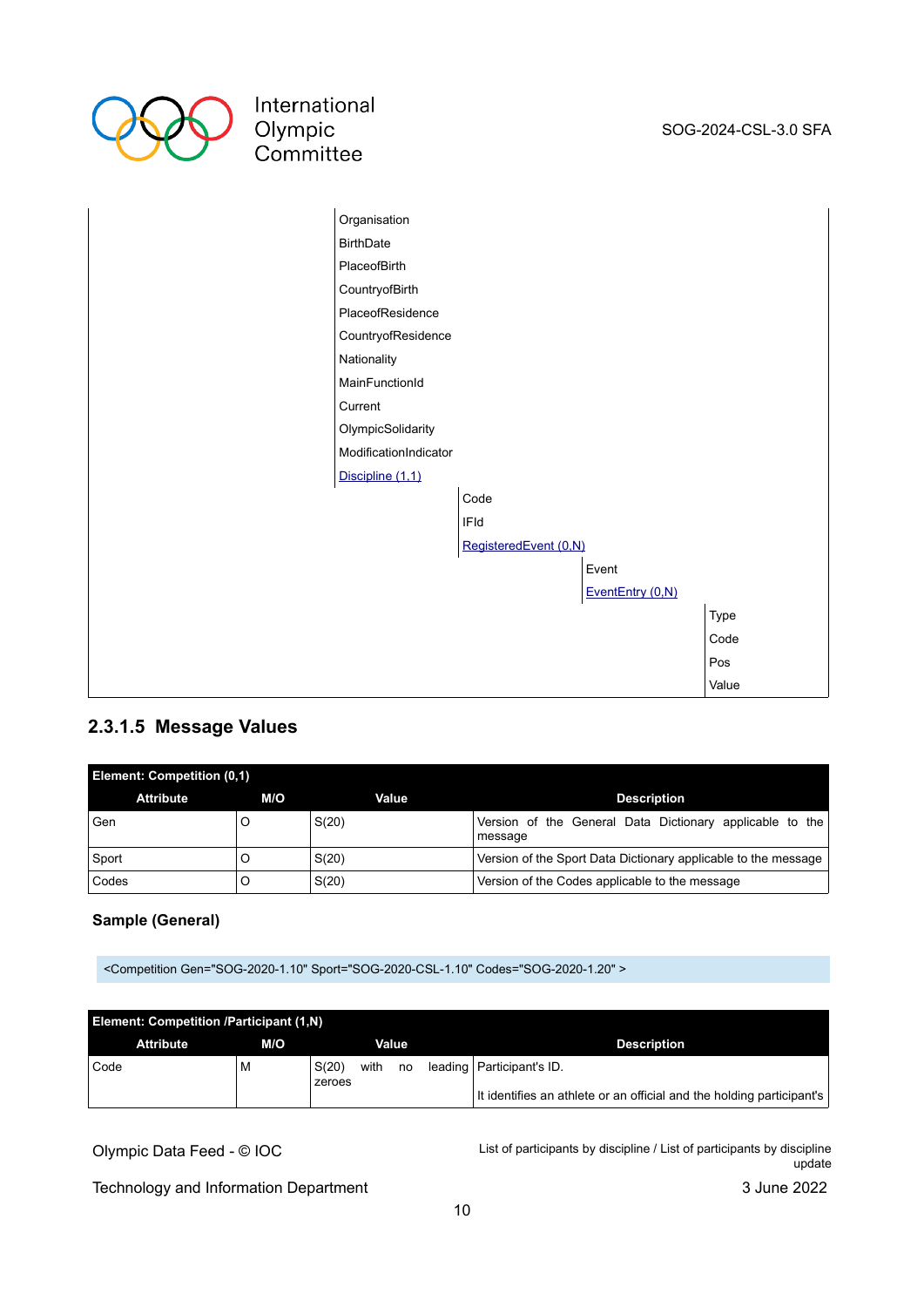| | | | | |
|---|---|---|---|---|
| | Organisation | | | |
| | BirthDate | | | |
| | PlaceofBirth | | | |
| | CountryofBirth | | | |
| | PlaceofResidence | | | |
| | CountryofResidence | | | |
| | Nationality | | | |
| | MainFunctionId | | | |
| | Current | | | |
| | OlympicSolidarity | | | |
| | ModificationIndicator | | | |
| | Discipline (1,1) | | | |
| | | Code | | |
| | | IFId | | |
| | | RegisteredEvent (0,N) | | |
| | | | Event | |
| | | | EventEntry (0,N) | |
| | | | | Type |
| | | | | Code |
| | | | | Pos |
| | | | | Value |

### 2.3.1.5 Message Values

| Element: Competition (0,1) | | | |
|---|---|---|---|
| **Attribute** | **M/O** | **Value** | **Description** |
| Gen | O | S(20) | Version of the General Data Dictionary applicable to the message |
| Sport | O | S(20) | Version of the Sport Data Dictionary applicable to the message |
| Codes | O | S(20) | Version of the Codes applicable to the message |

**Sample (General)**

```
<Competition Gen="SOG-2020-1.10" Sport="SOG-2020-CSL-1.10" Codes="SOG-2020-1.20" >
```

| Element: Competition /Participant (1,N) | | | |
|---|---|---|---|
| **Attribute** | **M/O** | **Value** | **Description** |
| Code | M | S(20) with no leading zeroes | Participant's ID.<br><br>It identifies an athlete or an official and the holding participant's |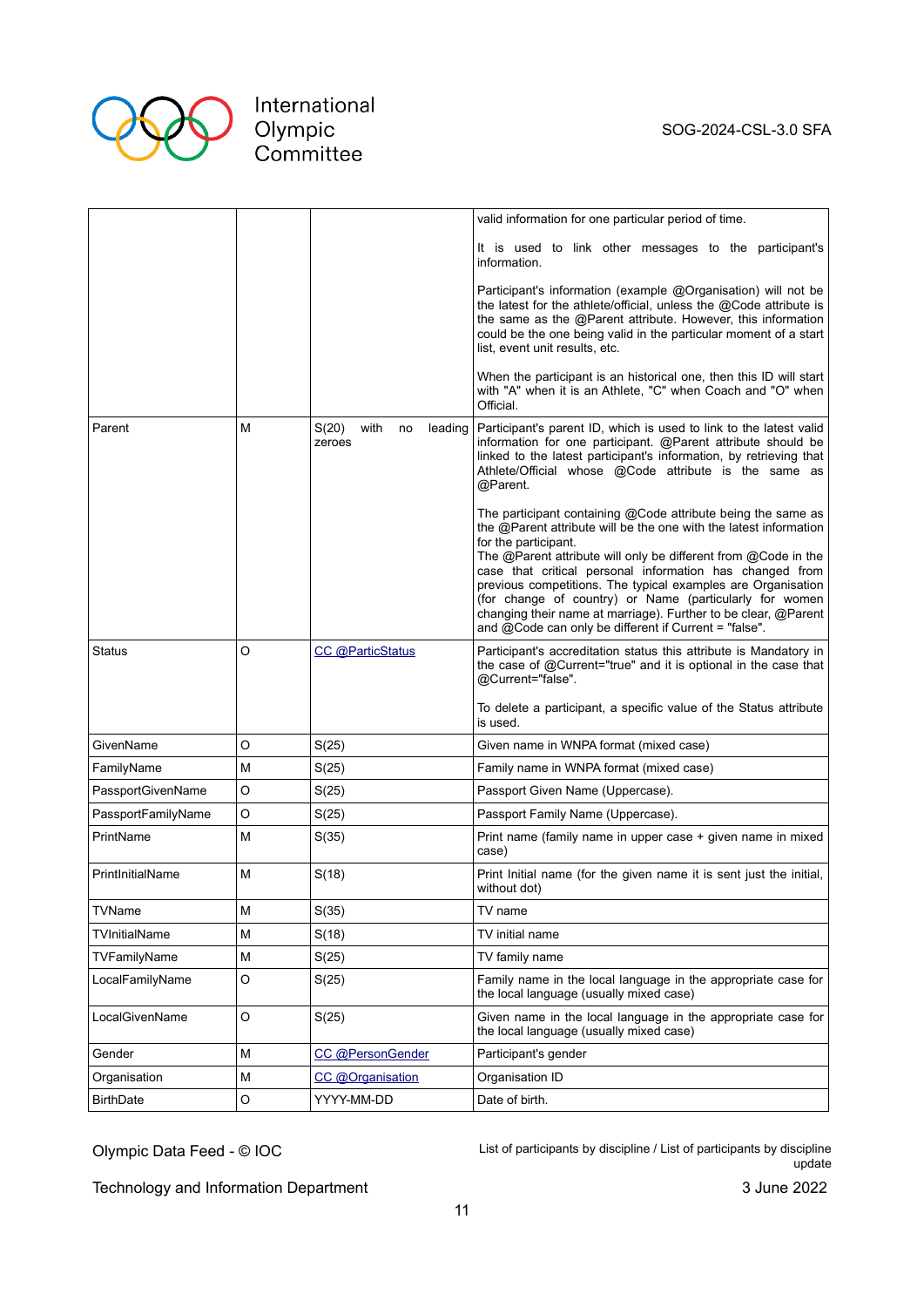| | | | |
|---|---|---|---|
| | | | valid information for one particular period of time.<br><br>It is used to link other messages to the participant's information.<br><br>Participant's information (example @Organisation) will not be the latest for the athlete/official, unless the @Code attribute is the same as the @Parent attribute. However, this information could be the one being valid in the particular moment of a start list, event unit results, etc.<br><br>When the participant is an historical one, then this ID will start with "A" when it is an Athlete, "C" when Coach and "O" when Official. |
| Parent | M | S(20) with no leading zeroes | Participant's parent ID, which is used to link to the latest valid information for one participant. @Parent attribute should be linked to the latest participant's information, by retrieving that Athlete/Official whose @Code attribute is the same as @Parent.<br><br>The participant containing @Code attribute being the same as the @Parent attribute will be the one with the latest information for the participant.<br>The @Parent attribute will only be different from @Code in the case that critical personal information has changed from previous competitions. The typical examples are Organisation (for change of country) or Name (particularly for women changing their name at marriage). Further to be clear, @Parent and @Code can only be different if Current = "false". |
| Status | O | CC @ParticStatus | Participant's accreditation status this attribute is Mandatory in the case of @Current="true" and it is optional in the case that @Current="false".<br><br>To delete a participant, a specific value of the Status attribute is used. |
| GivenName | O | S(25) | Given name in WNPA format (mixed case) |
| FamilyName | M | S(25) | Family name in WNPA format (mixed case) |
| PassportGivenName | O | S(25) | Passport Given Name (Uppercase). |
| PassportFamilyName | O | S(25) | Passport Family Name (Uppercase). |
| PrintName | M | S(35) | Print name (family name in upper case + given name in mixed case) |
| PrintInitialName | M | S(18) | Print Initial name (for the given name it is sent just the initial, without dot) |
| TVName | M | S(35) | TV name |
| TVInitialName | M | S(18) | TV initial name |
| TVFamilyName | M | S(25) | TV family name |
| LocalFamilyName | O | S(25) | Family name in the local language in the appropriate case for the local language (usually mixed case) |
| LocalGivenName | O | S(25) | Given name in the local language in the appropriate case for the local language (usually mixed case) |
| Gender | M | CC @PersonGender | Participant's gender |
| Organisation | M | CC @Organisation | Organisation ID |
| BirthDate | O | YYYY-MM-DD | Date of birth. |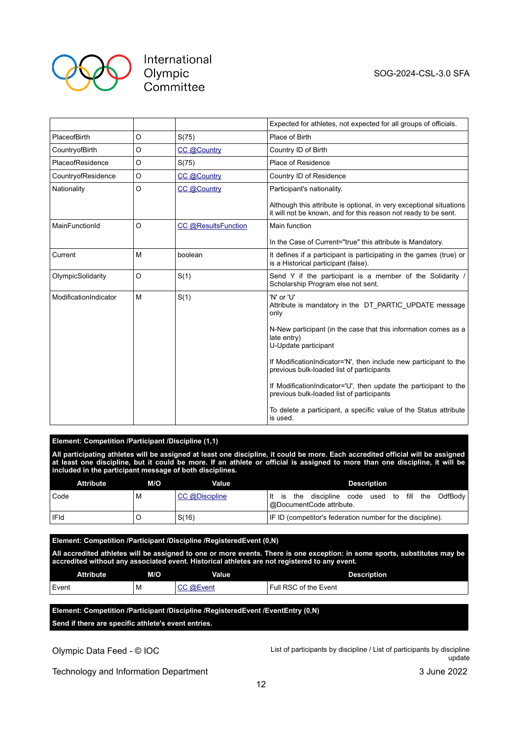| | | | |
|---|---|---|---|
| | | | Expected for athletes, not expected for all groups of officials. |
| PlaceofBirth | O | S(75) | Place of Birth |
| CountryofBirth | O | CC @Country | Country ID of Birth |
| PlaceofResidence | O | S(75) | Place of Residence |
| CountryofResidence | O | CC @Country | Country ID of Residence |
| Nationality | O | CC @Country | Participant's nationality.<br><br>Although this attribute is optional, in very exceptional situations it will not be known, and for this reason not ready to be sent. |
| MainFunctionId | O | CC @ResultsFunction | Main function<br><br>In the Case of Current="true" this attribute is Mandatory. |
| Current | M | boolean | It defines if a participant is participating in the games (true) or is a Historical participant (false). |
| OlympicSolidarity | O | S(1) | Send Y if the participant is a member of the Solidarity / Scholarship Program else not sent. |
| ModificationIndicator | M | S(1) | 'N' or 'U'<br>Attribute is mandatory in the DT_PARTIC_UPDATE message only<br><br>N-New participant (in the case that this information comes as a late entry)<br>U-Update participant<br><br>If ModificationIndicator='N', then include new participant to the previous bulk-loaded list of participants<br><br>If ModificationIndicator='U', then update the participant to the previous bulk-loaded list of participants<br><br>To delete a participant, a specific value of the Status attribute is used. |

**Element: Competition /Participant /Discipline (1,1)**

**All participating athletes will be assigned at least one discipline, it could be more. Each accredited official will be assigned at least one discipline, but it could be more. If an athlete or official is assigned to more than one discipline, it will be included in the participant message of both disciplines.**

| Attribute | M/O | Value | Description |
|---|---|---|---|
| Code | M | CC @Discipline | It is the discipline code used to fill the OdfBody @DocumentCode attribute. |
| IFId | O | S(16) | IF ID (competitor's federation number for the discipline). |

**Element: Competition /Participant /Discipline /RegisteredEvent (0,N)**

**All accredited athletes will be assigned to one or more events. There is one exception: in some sports, substitutes may be accredited without any associated event. Historical athletes are not registered to any event.**

| Attribute | M/O | Value | Description |
|---|---|---|---|
| Event | M | CC @Event | Full RSC of the Event |

**Element: Competition /Participant /Discipline /RegisteredEvent /EventEntry (0,N)**

**Send if there are specific athlete's event entries.**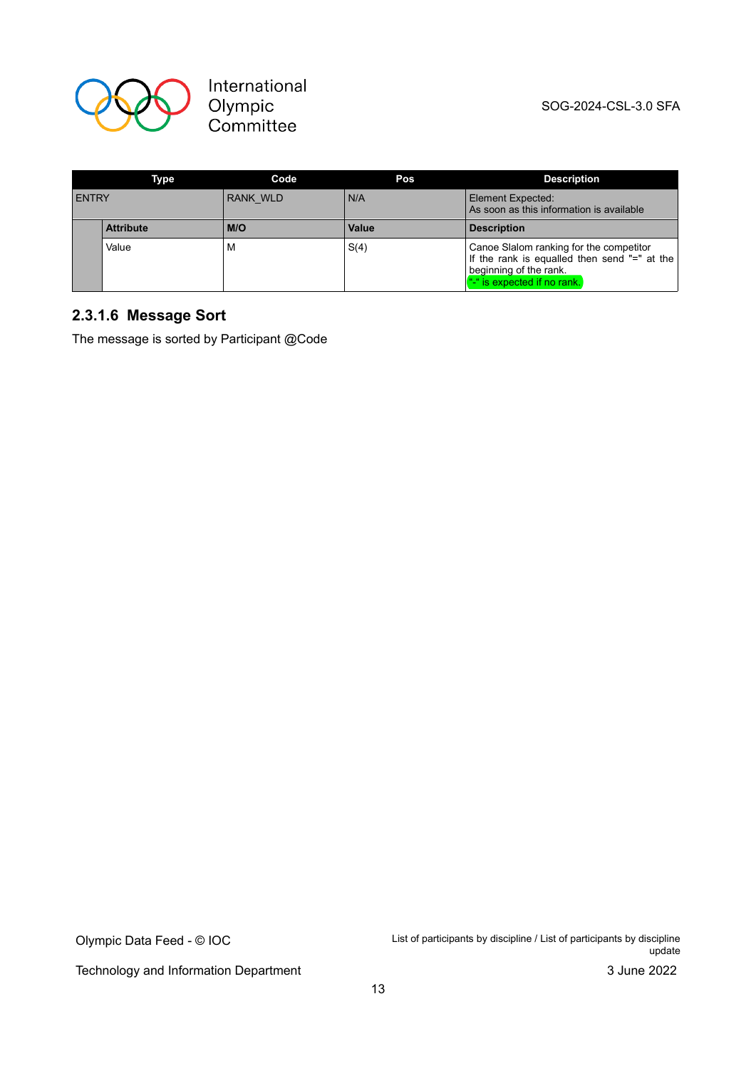| Type | | Code | Pos | Description |
|---|---|---|---|---|
| ENTRY | | RANK_WLD | N/A | Element Expected:<br>As soon as this information is available |
| | **Attribute** | **M/O** | **Value** | **Description** |
| | Value | M | S(4) | Canoe Slalom ranking for the competitor<br>If the rank is equalled then send "=" at the beginning of the rank.<br>"-" is expected if no rank. |

### 2.3.1.6 Message Sort

The message is sorted by Participant @Code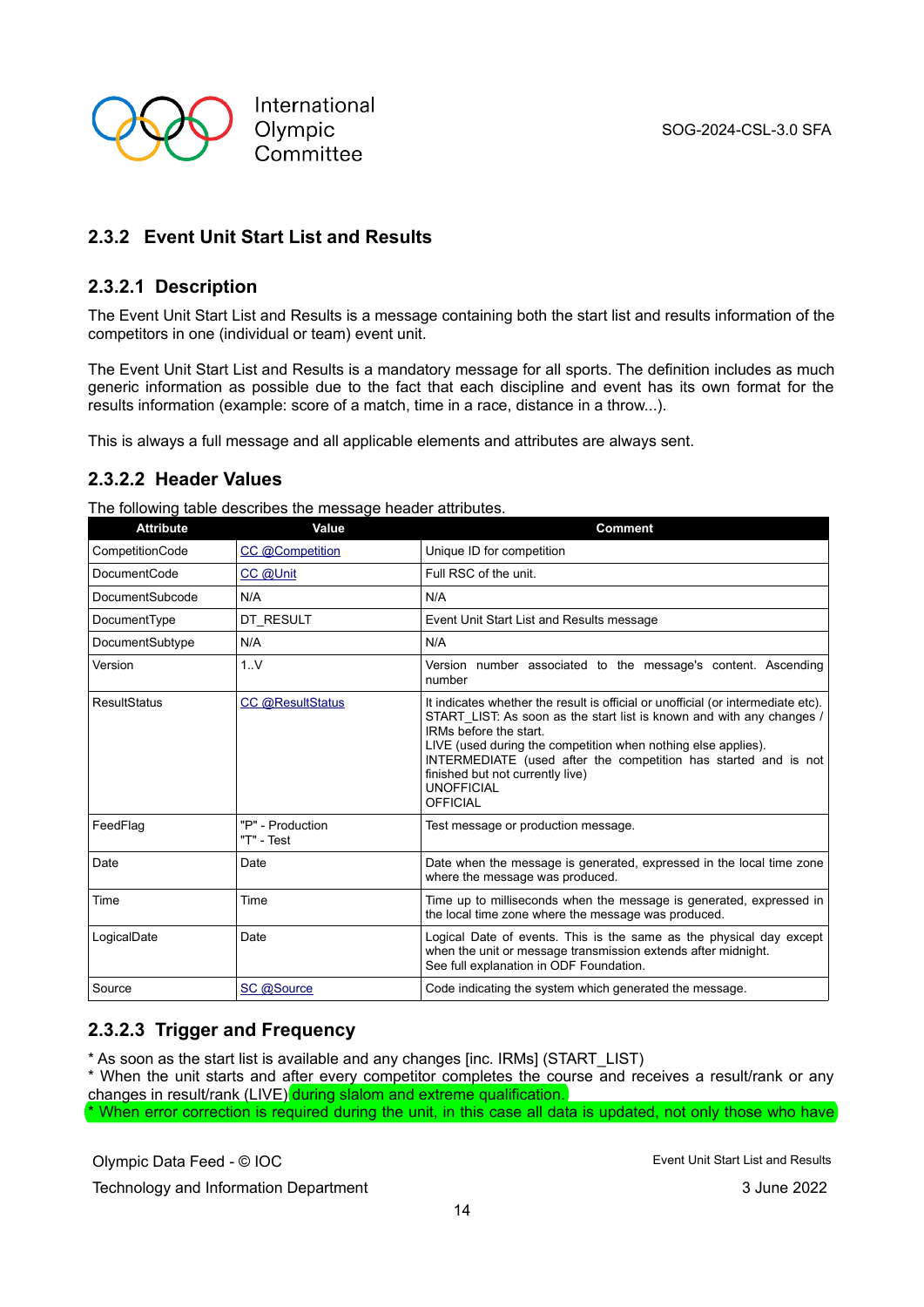## 2.3.2 Event Unit Start List and Results

### 2.3.2.1 Description

The Event Unit Start List and Results is a message containing both the start list and results information of the competitors in one (individual or team) event unit.

The Event Unit Start List and Results is a mandatory message for all sports. The definition includes as much generic information as possible due to the fact that each discipline and event has its own format for the results information (example: score of a match, time in a race, distance in a throw...).

This is always a full message and all applicable elements and attributes are always sent.

### 2.3.2.2 Header Values

The following table describes the message header attributes.

| Attribute | Value | Comment |
|---|---|---|
| CompetitionCode | CC @Competition | Unique ID for competition |
| DocumentCode | CC @Unit | Full RSC of the unit. |
| DocumentSubcode | N/A | N/A |
| DocumentType | DT_RESULT | Event Unit Start List and Results message |
| DocumentSubtype | N/A | N/A |
| Version | 1..V | Version number associated to the message's content. Ascending number |
| ResultStatus | CC @ResultStatus | It indicates whether the result is official or unofficial (or intermediate etc).<br>START_LIST: As soon as the start list is known and with any changes / IRMs before the start.<br>LIVE (used during the competition when nothing else applies).<br>INTERMEDIATE (used after the competition has started and is not finished but not currently live)<br>UNOFFICIAL<br>OFFICIAL |
| FeedFlag | "P" - Production<br>"T" - Test | Test message or production message. |
| Date | Date | Date when the message is generated, expressed in the local time zone where the message was produced. |
| Time | Time | Time up to milliseconds when the message is generated, expressed in the local time zone where the message was produced. |
| LogicalDate | Date | Logical Date of events. This is the same as the physical day except when the unit or message transmission extends after midnight.<br>See full explanation in ODF Foundation. |
| Source | SC @Source | Code indicating the system which generated the message. |

### 2.3.2.3 Trigger and Frequency

* As soon as the start list is available and any changes [inc. IRMs] (START_LIST)
* When the unit starts and after every competitor completes the course and receives a result/rank or any changes in result/rank (LIVE) during slalom and extreme qualification.
* When error correction is required during the unit, in this case all data is updated, not only those who have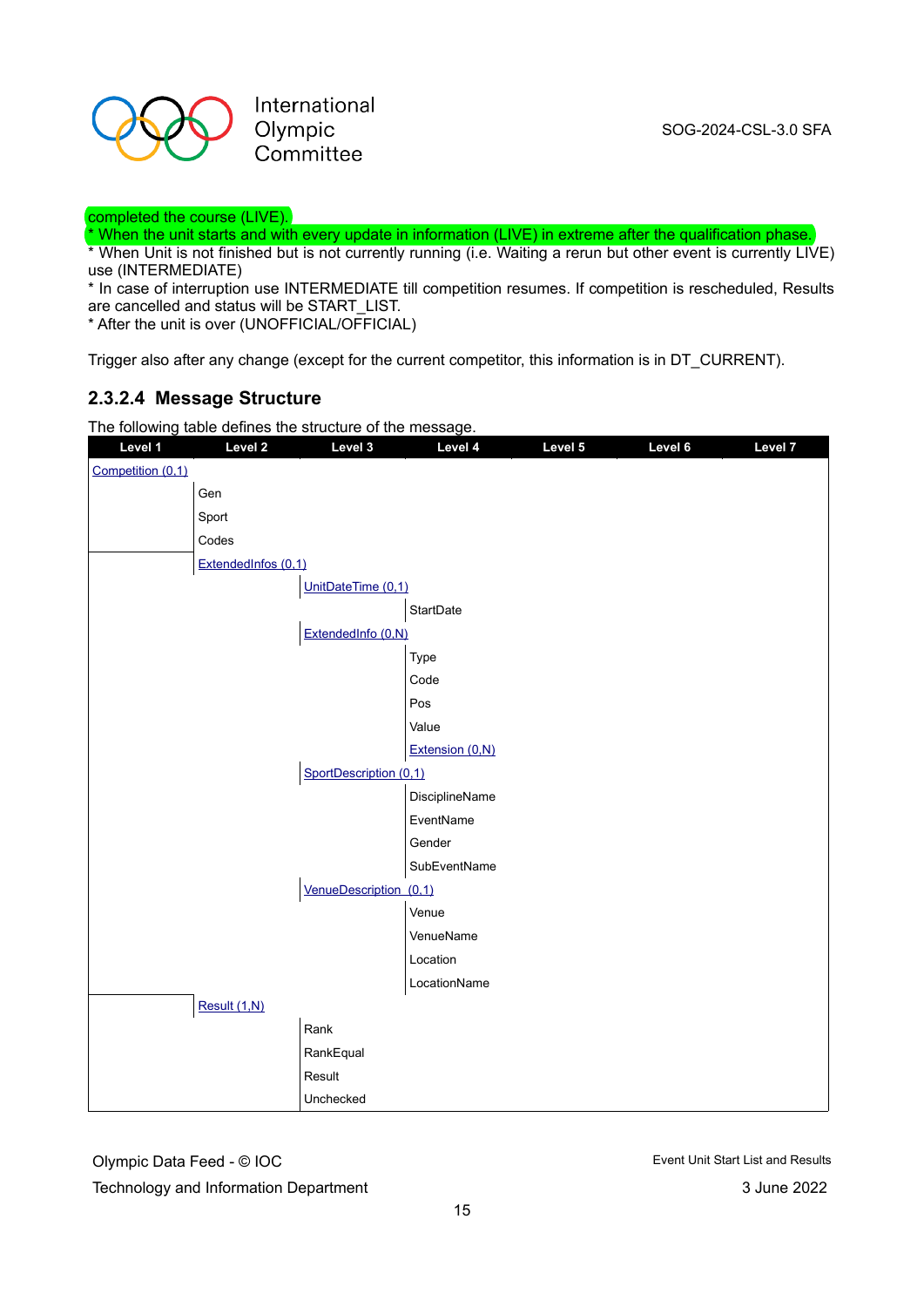completed the course (LIVE).
* When the unit starts and with every update in information (LIVE) in extreme after the qualification phase.
* When Unit is not finished but is not currently running (i.e. Waiting a rerun but other event is currently LIVE) use (INTERMEDIATE)
* In case of interruption use INTERMEDIATE till competition resumes. If competition is rescheduled, Results are cancelled and status will be START_LIST.
* After the unit is over (UNOFFICIAL/OFFICIAL)

Trigger also after any change (except for the current competitor, this information is in DT_CURRENT).

### 2.3.2.4 Message Structure

The following table defines the structure of the message.

| Level 1 | Level 2 | Level 3 | Level 4 | Level 5 | Level 6 | Level 7 |
|---|---|---|---|---|---|---|
| Competition (0,1) | | | | | | |
| | Gen | | | | | |
| | Sport | | | | | |
| | Codes | | | | | |
| | ExtendedInfos (0,1) | | | | | |
| | | UnitDateTime (0,1) | | | | |
| | | | StartDate | | | |
| | | ExtendedInfo (0,N) | | | | |
| | | | Type | | | |
| | | | Code | | | |
| | | | Pos | | | |
| | | | Value | | | |
| | | | Extension (0,N) | | | |
| | | SportDescription (0,1) | | | | |
| | | | DisciplineName | | | |
| | | | EventName | | | |
| | | | Gender | | | |
| | | | SubEventName | | | |
| | | VenueDescription (0,1) | | | | |
| | | | Venue | | | |
| | | | VenueName | | | |
| | | | Location | | | |
| | | | LocationName | | | |
| | Result (1,N) | | | | | |
| | | Rank | | | | |
| | | RankEqual | | | | |
| | | Result | | | | |
| | | Unchecked | | | | |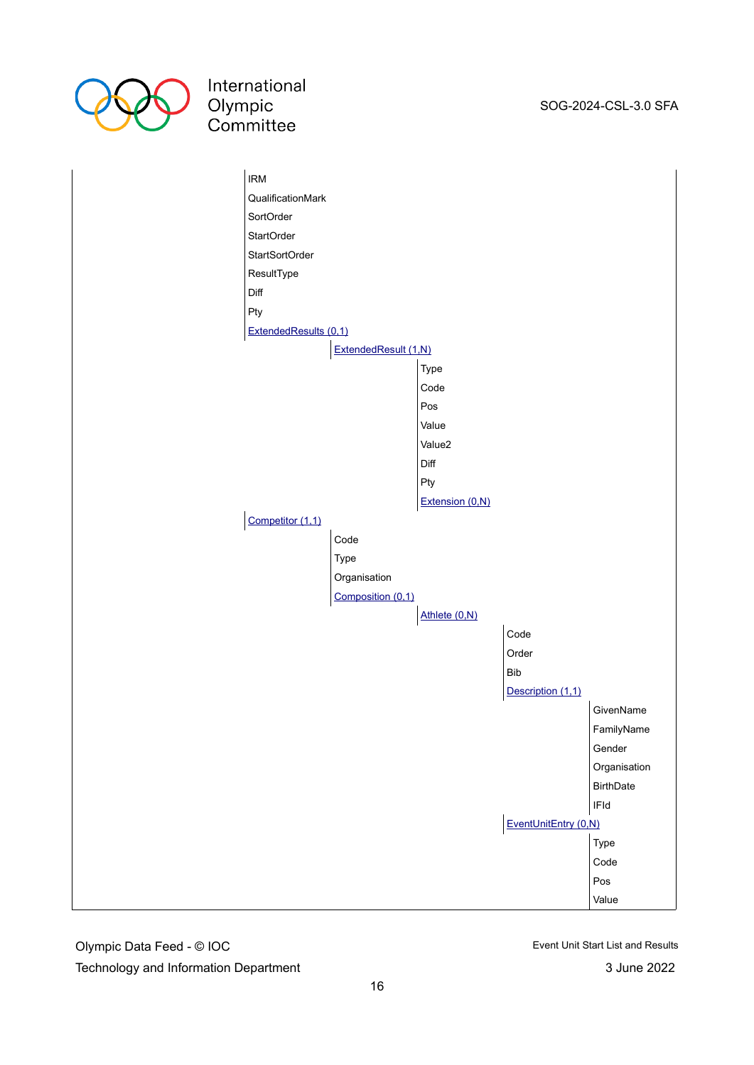- IRM
- QualificationMark
- SortOrder
- StartOrder
- StartSortOrder
- ResultType
- Diff
- Pty
- ExtendedResults (0,1)
  - ExtendedResult (1,N)
    - Type
    - Code
    - Pos
    - Value
    - Value2
    - Diff
    - Pty
    - Extension (0,N)
- Competitor (1,1)
  - Code
  - Type
  - Organisation
  - Composition (0,1)
    - Athlete (0,N)
      - Code
      - Order
      - Bib
      - Description (1,1)
        - GivenName
        - FamilyName
        - Gender
        - Organisation
        - BirthDate
        - IFId
      - EventUnitEntry (0,N)
        - Type
        - Code
        - Pos
        - Value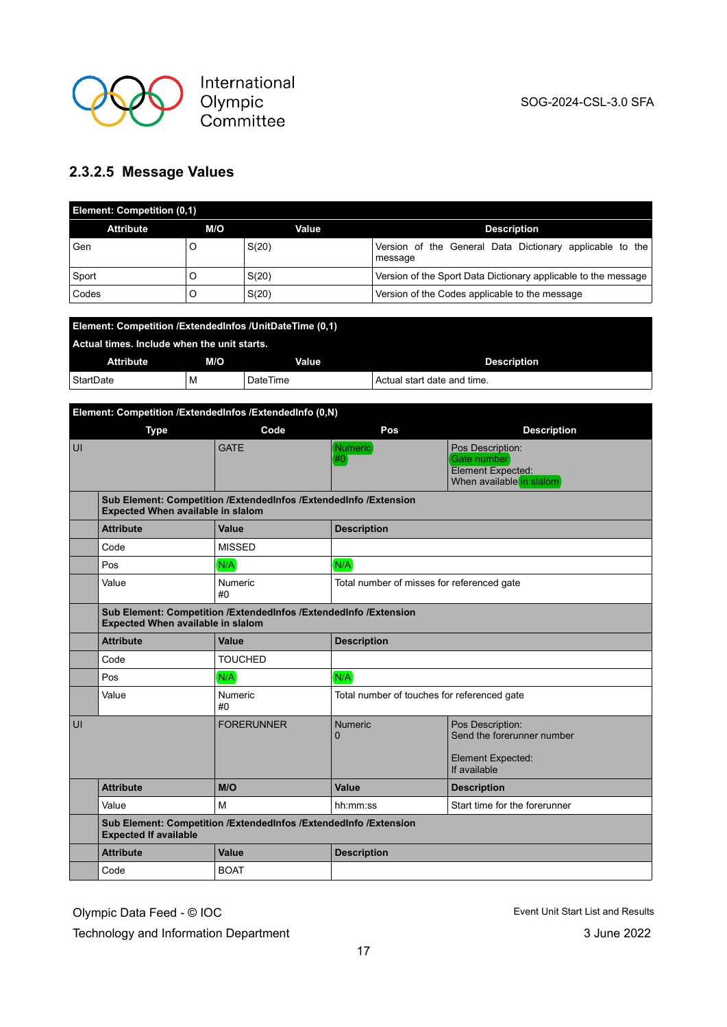### 2.3.2.5 Message Values

| Element: Competition (0,1) | | | |
|---|---|---|---|
| **Attribute** | **M/O** | **Value** | **Description** |
| Gen | O | S(20) | Version of the General Data Dictionary applicable to the message |
| Sport | O | S(20) | Version of the Sport Data Dictionary applicable to the message |
| Codes | O | S(20) | Version of the Codes applicable to the message |

| Element: Competition /ExtendedInfos /UnitDateTime (0,1)<br>Actual times. Include when the unit starts. | | | |
|---|---|---|---|
| **Attribute** | **M/O** | **Value** | **Description** |
| StartDate | M | DateTime | Actual start date and time. |

| Element: Competition /ExtendedInfos /ExtendedInfo (0,N) | | | | |
|---|---|---|---|---|
| **Type** | | **Code** | **Pos** | **Description** |
| UI | | GATE | Numeric<br>#0 | Pos Description:<br>Gate number<br>Element Expected:<br>When available in slalom |
| | **Sub Element: Competition /ExtendedInfos /ExtendedInfo /Extension<br>Expected When available in slalom** | | | |
| | **Attribute** | **Value** | **Description** | |
| | Code | MISSED | | |
| | Pos | N/A | N/A | |
| | Value | Numeric<br>#0 | Total number of misses for referenced gate | |
| | **Sub Element: Competition /ExtendedInfos /ExtendedInfo /Extension<br>Expected When available in slalom** | | | |
| | **Attribute** | **Value** | **Description** | |
| | Code | TOUCHED | | |
| | Pos | N/A | N/A | |
| | Value | Numeric<br>#0 | Total number of touches for referenced gate | |
| UI | | FORERUNNER | Numeric<br>0 | Pos Description:<br>Send the forerunner number<br><br>Element Expected:<br>If available |
| | **Attribute** | **M/O** | **Value** | **Description** |
| | Value | M | hh:mm:ss | Start time for the forerunner |
| | **Sub Element: Competition /ExtendedInfos /ExtendedInfo /Extension<br>Expected If available** | | | |
| | **Attribute** | **Value** | **Description** | |
| | Code | BOAT | | |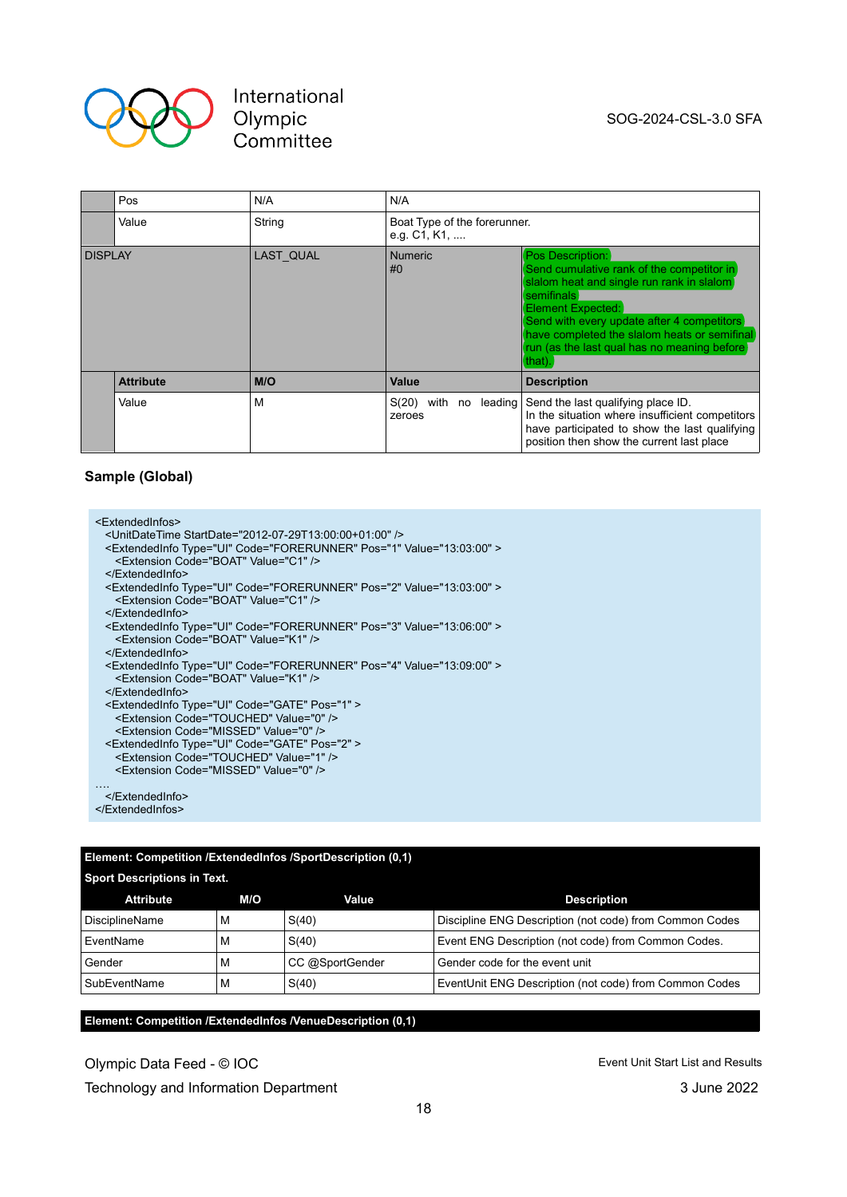| | | | |
|---|---|---|---|
| | Pos | N/A | N/A |
| | Value | String | Boat Type of the forerunner.<br>e.g. C1, K1, .... |
| DISPLAY | LAST_QUAL | Numeric<br>#0 | Pos Description:<br>Send cumulative rank of the competitor in slalom heat and single run rank in slalom semifinals<br>Element Expected:<br>Send with every update after 4 competitors have completed the slalom heats or semifinal run (as the last qual has no meaning before that). |
| | **Attribute** | **M/O** | **Value** | **Description** |
| | Value | M | S(20) with no leading zeroes | Send the last qualifying place ID.<br>In the situation where insufficient competitors have participated to show the last qualifying position then show the current last place |

**Sample (Global)**

```
<ExtendedInfos>
  <UnitDateTime StartDate="2012-07-29T13:00:00+01:00" />
  <ExtendedInfo Type="UI" Code="FORERUNNER" Pos="1" Value="13:03:00" >
    <Extension Code="BOAT" Value="C1" />
  </ExtendedInfo>
  <ExtendedInfo Type="UI" Code="FORERUNNER" Pos="2" Value="13:03:00" >
    <Extension Code="BOAT" Value="C1" />
  </ExtendedInfo>
  <ExtendedInfo Type="UI" Code="FORERUNNER" Pos="3" Value="13:06:00" >
    <Extension Code="BOAT" Value="K1" />
  </ExtendedInfo>
  <ExtendedInfo Type="UI" Code="FORERUNNER" Pos="4" Value="13:09:00" >
    <Extension Code="BOAT" Value="K1" />
  </ExtendedInfo>
  <ExtendedInfo Type="UI" Code="GATE" Pos="1" >
    <Extension Code="TOUCHED" Value="0" />
    <Extension Code="MISSED" Value="0" />
  <ExtendedInfo Type="UI" Code="GATE" Pos="2" >
    <Extension Code="TOUCHED" Value="1" />
    <Extension Code="MISSED" Value="0" />
….
  </ExtendedInfo>
</ExtendedInfos>
```

**Element: Competition /ExtendedInfos /SportDescription (0,1)**

**Sport Descriptions in Text.**

| Attribute | M/O | Value | Description |
|---|---|---|---|
| DisciplineName | M | S(40) | Discipline ENG Description (not code) from Common Codes |
| EventName | M | S(40) | Event ENG Description (not code) from Common Codes. |
| Gender | M | CC @SportGender | Gender code for the event unit |
| SubEventName | M | S(40) | EventUnit ENG Description (not code) from Common Codes |

**Element: Competition /ExtendedInfos /VenueDescription (0,1)**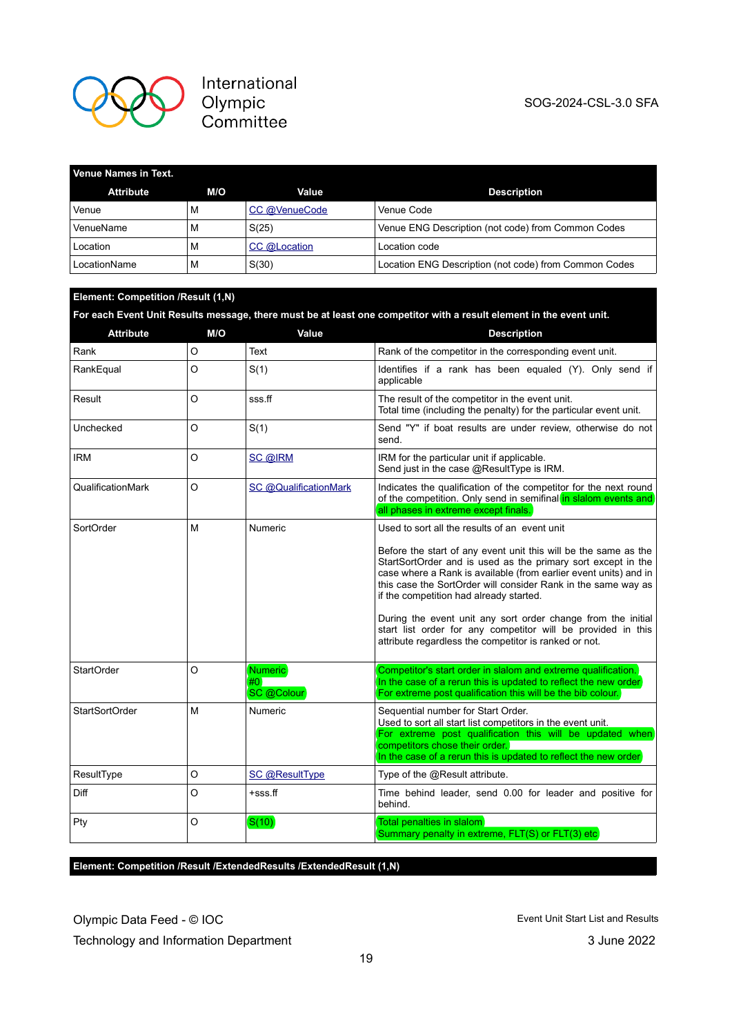| Venue Names in Text. | | | |
|---|---|---|---|
| **Attribute** | **M/O** | **Value** | **Description** |
| Venue | M | CC @VenueCode | Venue Code |
| VenueName | M | S(25) | Venue ENG Description (not code) from Common Codes |
| Location | M | CC @Location | Location code |
| LocationName | M | S(30) | Location ENG Description (not code) from Common Codes |

**Element: Competition /Result (1,N)**

**For each Event Unit Results message, there must be at least one competitor with a result element in the event unit.**

| Attribute | M/O | Value | Description |
|---|---|---|---|
| Rank | O | Text | Rank of the competitor in the corresponding event unit. |
| RankEqual | O | S(1) | Identifies if a rank has been equaled (Y). Only send if applicable |
| Result | O | sss.ff | The result of the competitor in the event unit.<br>Total time (including the penalty) for the particular event unit. |
| Unchecked | O | S(1) | Send "Y" if boat results are under review, otherwise do not send. |
| IRM | O | SC @IRM | IRM for the particular unit if applicable.<br>Send just in the case @ResultType is IRM. |
| QualificationMark | O | SC @QualificationMark | Indicates the qualification of the competitor for the next round of the competition. Only send in semifinal in slalom events and all phases in extreme except finals. |
| SortOrder | M | Numeric | Used to sort all the results of an event unit<br><br>Before the start of any event unit this will be the same as the StartSortOrder and is used as the primary sort except in the case where a Rank is available (from earlier event units) and in this case the SortOrder will consider Rank in the same way as if the competition had already started.<br><br>During the event unit any sort order change from the initial start list order for any competitor will be provided in this attribute regardless the competitor is ranked or not. |
| StartOrder | O | Numeric<br>#0<br>SC @Colour | Competitor's start order in slalom and extreme qualification.<br>In the case of a rerun this is updated to reflect the new order<br>For extreme post qualification this will be the bib colour. |
| StartSortOrder | M | Numeric | Sequential number for Start Order.<br>Used to sort all start list competitors in the event unit.<br>For extreme post qualification this will be updated when competitors chose their order.<br>In the case of a rerun this is updated to reflect the new order |
| ResultType | O | SC @ResultType | Type of the @Result attribute. |
| Diff | O | +sss.ff | Time behind leader, send 0.00 for leader and positive for behind. |
| Pty | O | S(10) | Total penalties in slalom<br>Summary penalty in extreme, FLT(S) or FLT(3) etc |

**Element: Competition /Result /ExtendedResults /ExtendedResult (1,N)**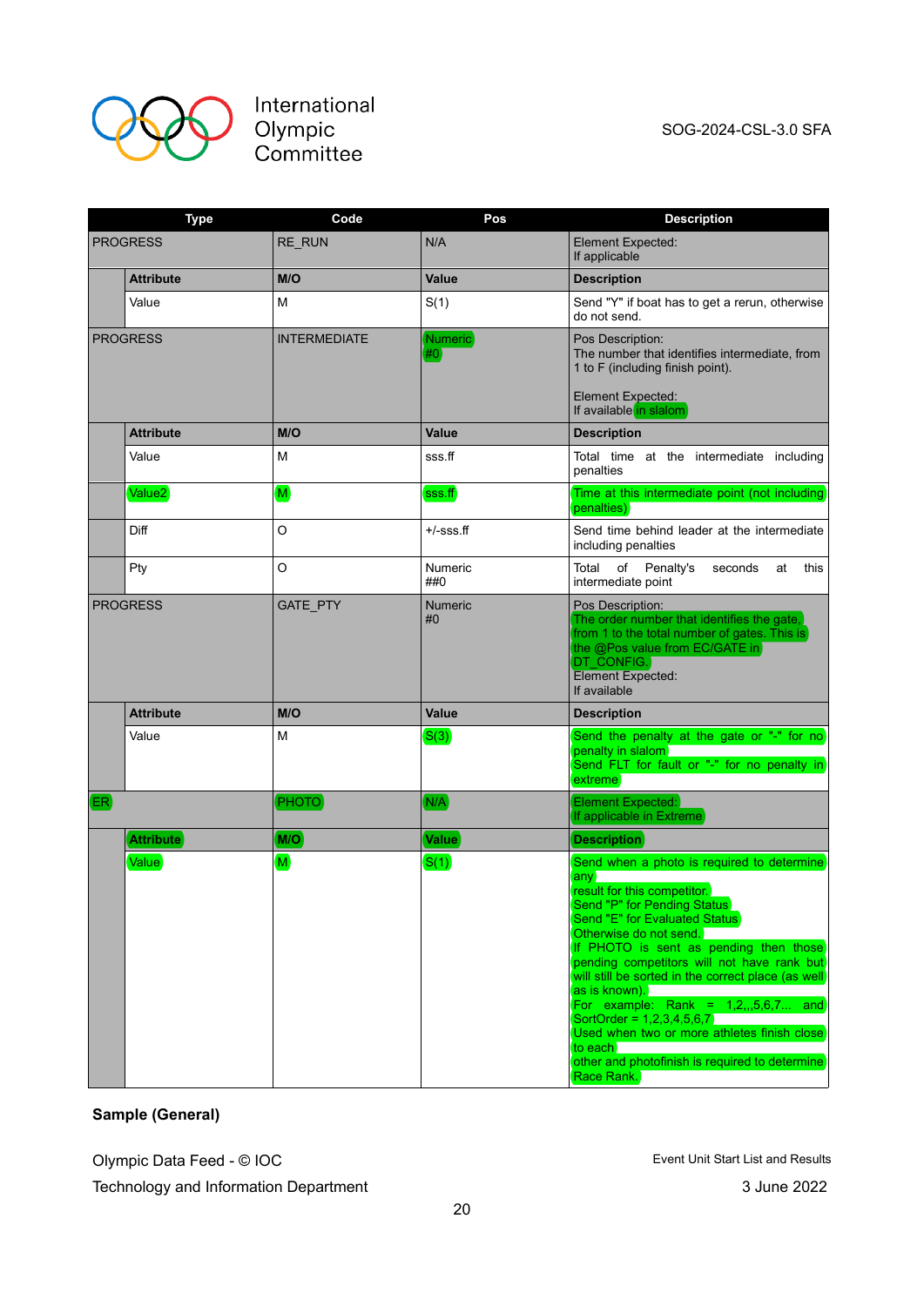| Type | | Code | Pos | Description |
|---|---|---|---|---|
| PROGRESS | | RE_RUN | N/A | Element Expected:<br>If applicable |
| | Attribute | M/O | Value | Description |
| | Value | M | S(1) | Send "Y" if boat has to get a rerun, otherwise do not send. |
| PROGRESS | | INTERMEDIATE | Numeric<br>#0 | Pos Description:<br>The number that identifies intermediate, from 1 to F (including finish point).<br><br>Element Expected:<br>If available in slalom |
| | Attribute | M/O | Value | Description |
| | Value | M | sss.ff | Total time at the intermediate including penalties |
| | Value2 | M | sss.ff | Time at this intermediate point (not including penalties) |
| | Diff | O | +/-sss.ff | Send time behind leader at the intermediate including penalties |
| | Pty | O | Numeric<br>##0 | Total of Penalty's seconds at this intermediate point |
| PROGRESS | | GATE_PTY | Numeric<br>#0 | Pos Description:<br>The order number that identifies the gate, from 1 to the total number of gates. This is the @Pos value from EC/GATE in DT_CONFIG.<br>Element Expected:<br>If available |
| | Attribute | M/O | Value | Description |
| | Value | M | S(3) | Send the penalty at the gate or "-" for no penalty in slalom<br>Send FLT for fault or "-" for no penalty in extreme |
| ER | | PHOTO | N/A | Element Expected:<br>If applicable in Extreme |
| | Attribute | M/O | Value | Description |
| | Value | M | S(1) | Send when a photo is required to determine any<br>result for this competitor.<br>Send "P" for Pending Status<br>Send "E" for Evaluated Status<br>Otherwise do not send.<br>If PHOTO is sent as pending then those pending competitors will not have rank but will still be sorted in the correct place (as well as is known).<br>For example: Rank = 1,2,,,5,6,7... and SortOrder = 1,2,3,4,5,6,7<br>Used when two or more athletes finish close to each<br>other and photofinish is required to determine Race Rank. |

**Sample (General)**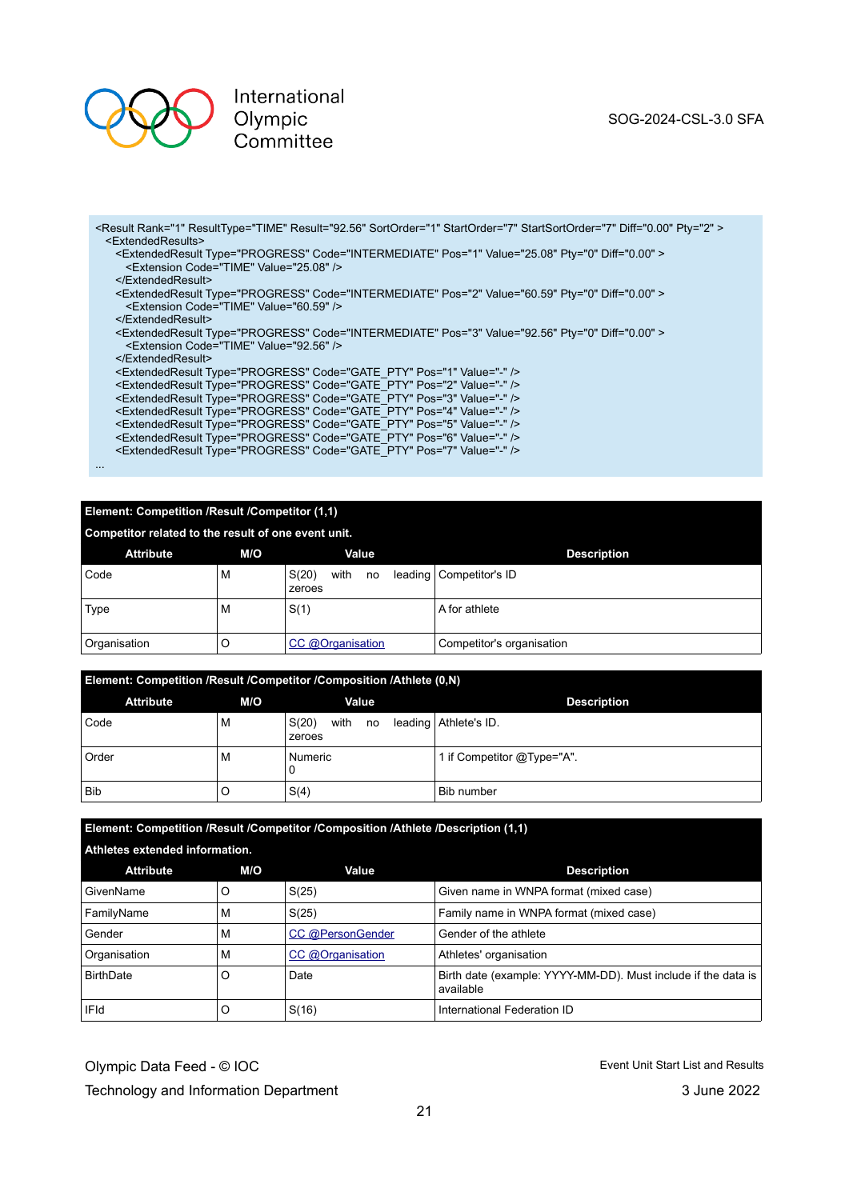```
<Result Rank="1" ResultType="TIME" Result="92.56" SortOrder="1" StartOrder="7" StartSortOrder="7" Diff="0.00" Pty="2" >
  <ExtendedResults>
    <ExtendedResult Type="PROGRESS" Code="INTERMEDIATE" Pos="1" Value="25.08" Pty="0" Diff="0.00" >
      <Extension Code="TIME" Value="25.08" />
    </ExtendedResult>
    <ExtendedResult Type="PROGRESS" Code="INTERMEDIATE" Pos="2" Value="60.59" Pty="0" Diff="0.00" >
      <Extension Code="TIME" Value="60.59" />
    </ExtendedResult>
    <ExtendedResult Type="PROGRESS" Code="INTERMEDIATE" Pos="3" Value="92.56" Pty="0" Diff="0.00" >
      <Extension Code="TIME" Value="92.56" />
    </ExtendedResult>
    <ExtendedResult Type="PROGRESS" Code="GATE_PTY" Pos="1" Value="-" />
    <ExtendedResult Type="PROGRESS" Code="GATE_PTY" Pos="2" Value="-" />
    <ExtendedResult Type="PROGRESS" Code="GATE_PTY" Pos="3" Value="-" />
    <ExtendedResult Type="PROGRESS" Code="GATE_PTY" Pos="4" Value="-" />
    <ExtendedResult Type="PROGRESS" Code="GATE_PTY" Pos="5" Value="-" />
    <ExtendedResult Type="PROGRESS" Code="GATE_PTY" Pos="6" Value="-" />
    <ExtendedResult Type="PROGRESS" Code="GATE_PTY" Pos="7" Value="-" />
...
```

**Element: Competition /Result /Competitor (1,1)**

**Competitor related to the result of one event unit.**

| Attribute | M/O | Value | Description |
|---|---|---|---|
| Code | M | S(20) with no leading zeroes | Competitor's ID |
| Type | M | S(1) | A for athlete |
| Organisation | O | CC @Organisation | Competitor's organisation |

**Element: Competition /Result /Competitor /Composition /Athlete (0,N)**

| Attribute | M/O | Value | Description |
|---|---|---|---|
| Code | M | S(20) with no leading zeroes | Athlete's ID. |
| Order | M | Numeric 0 | 1 if Competitor @Type="A". |
| Bib | O | S(4) | Bib number |

**Element: Competition /Result /Competitor /Composition /Athlete /Description (1,1)**

**Athletes extended information.**

| Attribute | M/O | Value | Description |
|---|---|---|---|
| GivenName | O | S(25) | Given name in WNPA format (mixed case) |
| FamilyName | M | S(25) | Family name in WNPA format (mixed case) |
| Gender | M | CC @PersonGender | Gender of the athlete |
| Organisation | M | CC @Organisation | Athletes' organisation |
| BirthDate | O | Date | Birth date (example: YYYY-MM-DD). Must include if the data is available |
| IFId | O | S(16) | International Federation ID |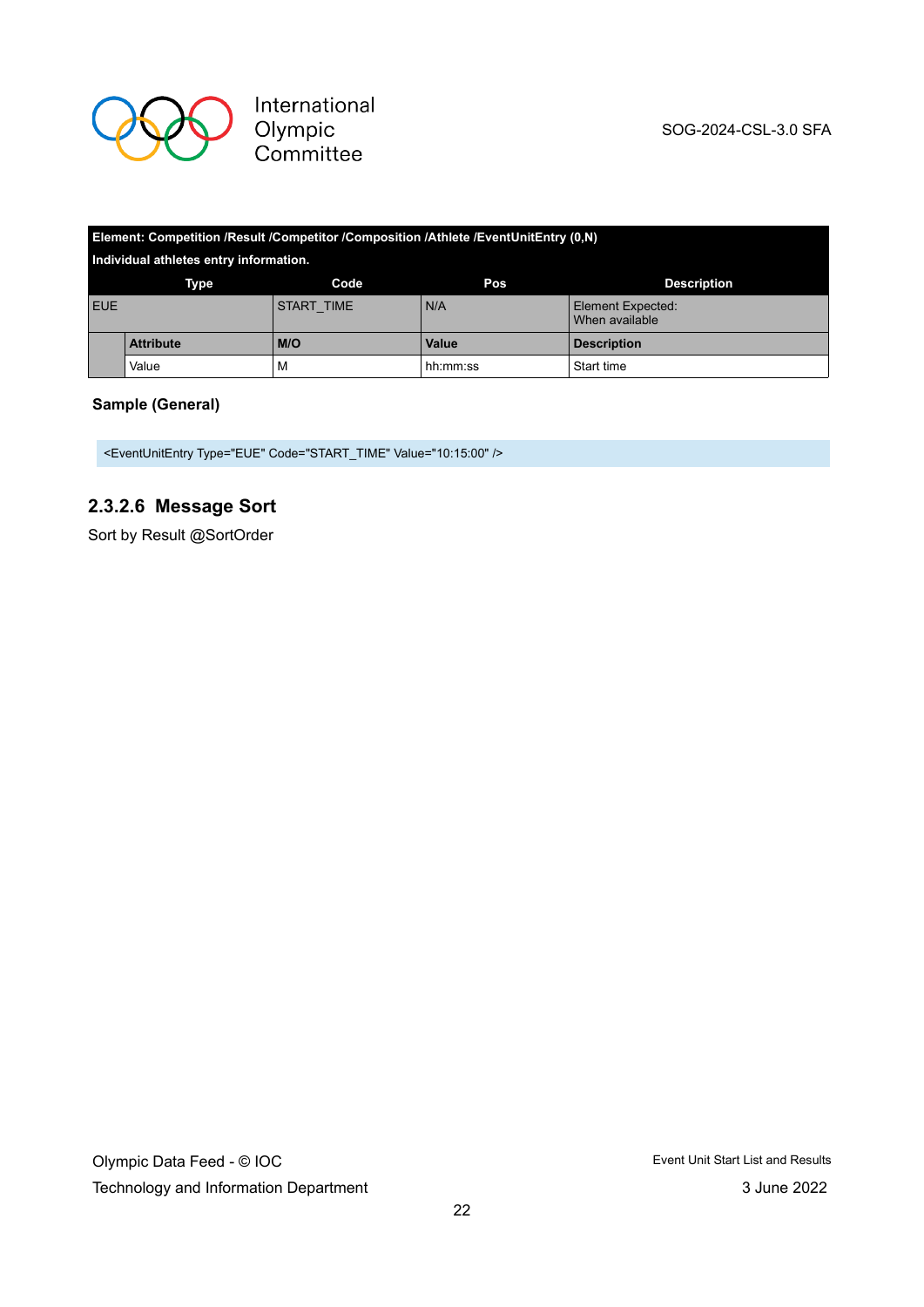| Element: Competition /Result /Competitor /Composition /Athlete /EventUnitEntry (0,N) Individual athletes entry information. | | | | |
|---|---|---|---|---|
| Type | | Code | Pos | Description |
| EUE | | START_TIME | N/A | Element Expected: When available |
| | Attribute | M/O | Value | Description |
| | Value | M | hh:mm:ss | Start time |

**Sample (General)**

```
<EventUnitEntry Type="EUE" Code="START_TIME" Value="10:15:00" />
```

### 2.3.2.6 Message Sort

Sort by Result @SortOrder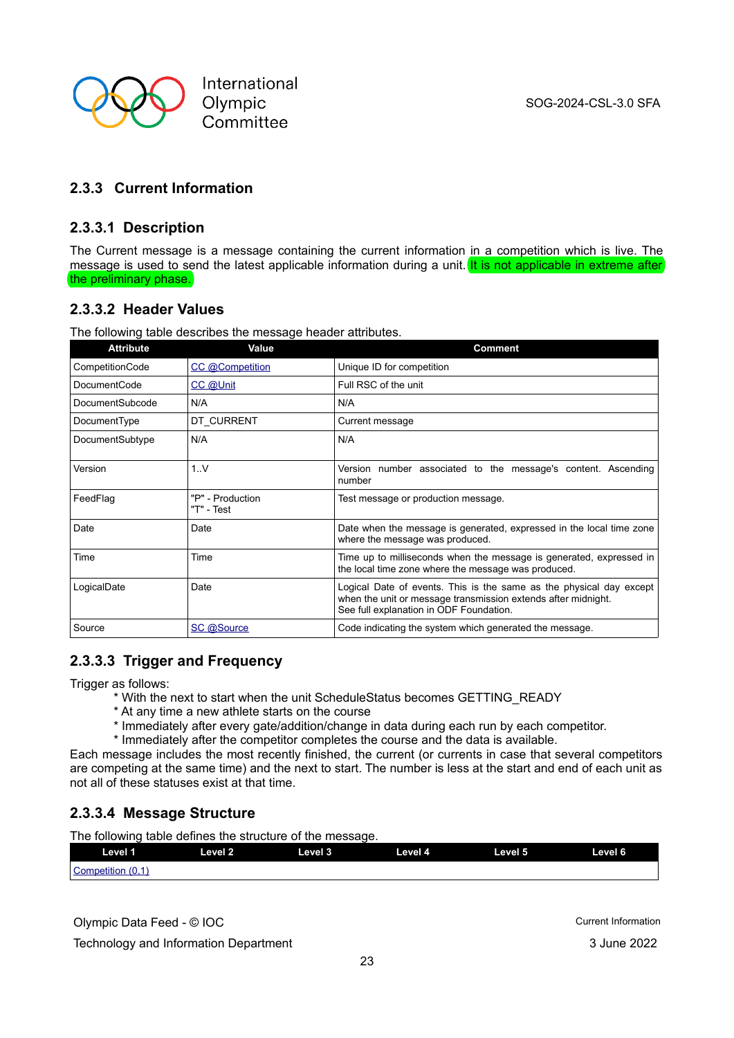### 2.3.3 Current Information

#### 2.3.3.1 Description

The Current message is a message containing the current information in a competition which is live. The message is used to send the latest applicable information during a unit. It is not applicable in extreme after the preliminary phase.

#### 2.3.3.2 Header Values

The following table describes the message header attributes.

| Attribute | Value | Comment |
|---|---|---|
| CompetitionCode | CC @Competition | Unique ID for competition |
| DocumentCode | CC @Unit | Full RSC of the unit |
| DocumentSubcode | N/A | N/A |
| DocumentType | DT_CURRENT | Current message |
| DocumentSubtype | N/A | N/A |
| Version | 1..V | Version number associated to the message's content. Ascending number |
| FeedFlag | "P" - Production<br>"T" - Test | Test message or production message. |
| Date | Date | Date when the message is generated, expressed in the local time zone where the message was produced. |
| Time | Time | Time up to milliseconds when the message is generated, expressed in the local time zone where the message was produced. |
| LogicalDate | Date | Logical Date of events. This is the same as the physical day except when the unit or message transmission extends after midnight.<br>See full explanation in ODF Foundation. |
| Source | SC @Source | Code indicating the system which generated the message. |

#### 2.3.3.3 Trigger and Frequency

Trigger as follows:

* With the next to start when the unit ScheduleStatus becomes GETTING_READY
* At any time a new athlete starts on the course
* Immediately after every gate/addition/change in data during each run by each competitor.
* Immediately after the competitor completes the course and the data is available.

Each message includes the most recently finished, the current (or currents in case that several competitors are competing at the same time) and the next to start. The number is less at the start and end of each unit as not all of these statuses exist at that time.

#### 2.3.3.4 Message Structure

The following table defines the structure of the message.

| Level 1 | Level 2 | Level 3 | Level 4 | Level 5 | Level 6 |
|---|---|---|---|---|---|
| Competition (0,1) | | | | | |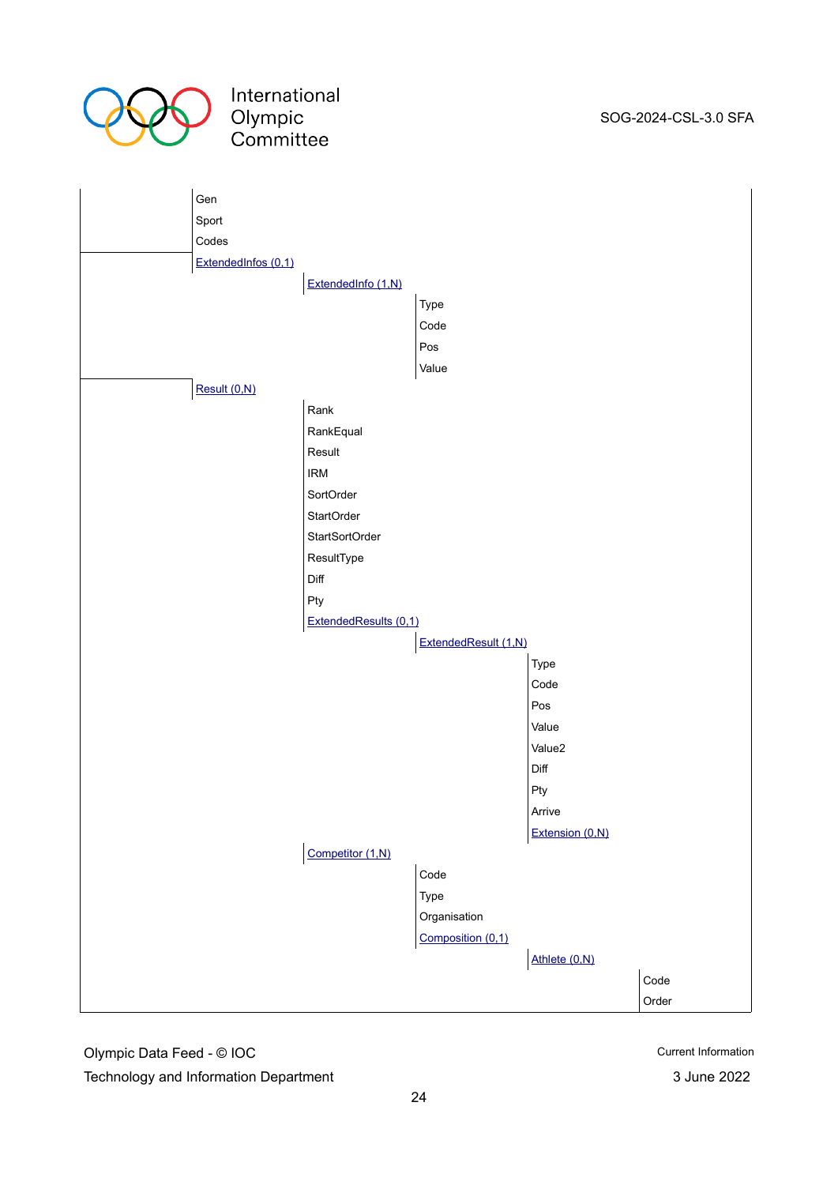| | | | | | |
|---|---|---|---|---|---|
| | Gen | | | | |
| | Sport | | | | |
| | Codes | | | | |
| | ExtendedInfos (0,1) | | | | |
| | | ExtendedInfo (1,N) | | | |
| | | | Type | | |
| | | | Code | | |
| | | | Pos | | |
| | | | Value | | |
| | Result (0,N) | | | | |
| | | Rank | | | |
| | | RankEqual | | | |
| | | Result | | | |
| | | IRM | | | |
| | | SortOrder | | | |
| | | StartOrder | | | |
| | | StartSortOrder | | | |
| | | ResultType | | | |
| | | Diff | | | |
| | | Pty | | | |
| | | ExtendedResults (0,1) | | | |
| | | | ExtendedResult (1,N) | | |
| | | | | Type | |
| | | | | Code | |
| | | | | Pos | |
| | | | | Value | |
| | | | | Value2 | |
| | | | | Diff | |
| | | | | Pty | |
| | | | | Arrive | |
| | | | | Extension (0,N) | |
| | | Competitor (1,N) | | | |
| | | | Code | | |
| | | | Type | | |
| | | | Organisation | | |
| | | | Composition (0,1) | | |
| | | | | Athlete (0,N) | |
| | | | | | Code |
| | | | | | Order |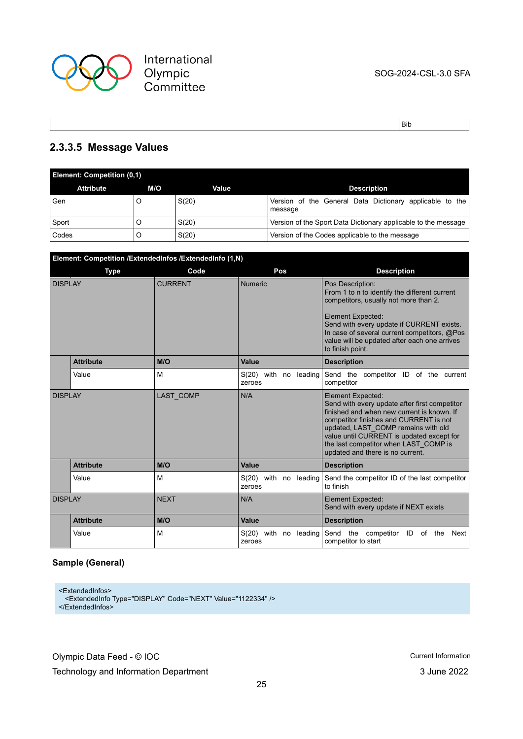| | Bib |
|---|---|

### 2.3.3.5 Message Values

| Element: Competition (0,1) | | | |
|---|---|---|---|
| **Attribute** | **M/O** | **Value** | **Description** |
| Gen | O | S(20) | Version of the General Data Dictionary applicable to the message |
| Sport | O | S(20) | Version of the Sport Data Dictionary applicable to the message |
| Codes | O | S(20) | Version of the Codes applicable to the message |

| Element: Competition /ExtendedInfos /ExtendedInfo (1,N) | | | | |
|---|---|---|---|---|
| **Type** | | **Code** | **Pos** | **Description** |
| DISPLAY | | CURRENT | Numeric | Pos Description:<br>From 1 to n to identify the different current competitors, usually not more than 2.<br><br>Element Expected:<br>Send with every update if CURRENT exists. In case of several current competitors, @Pos value will be updated after each one arrives to finish point. |
| | **Attribute** | **M/O** | **Value** | **Description** |
| | Value | M | S(20) with no leading zeroes | Send the competitor ID of the current competitor |
| DISPLAY | | LAST_COMP | N/A | Element Expected:<br>Send with every update after first competitor finished and when new current is known. If competitor finishes and CURRENT is not updated, LAST_COMP remains with old value until CURRENT is updated except for the last competitor when LAST_COMP is updated and there is no current. |
| | **Attribute** | **M/O** | **Value** | **Description** |
| | Value | M | S(20) with no leading zeroes | Send the competitor ID of the last competitor to finish |
| DISPLAY | | NEXT | N/A | Element Expected:<br>Send with every update if NEXT exists |
| | **Attribute** | **M/O** | **Value** | **Description** |
| | Value | M | S(20) with no leading zeroes | Send the competitor ID of the Next competitor to start |

**Sample (General)**

```
<ExtendedInfos>
  <ExtendedInfo Type="DISPLAY" Code="NEXT" Value="1122334" />
</ExtendedInfos>
```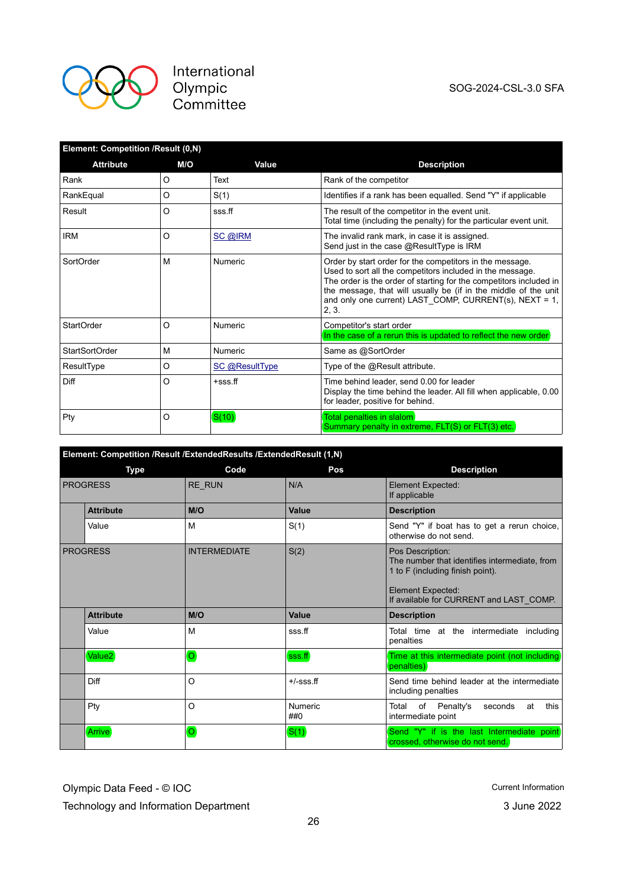| Element: Competition /Result (0,N) | | | |
|---|---|---|---|
| **Attribute** | **M/O** | **Value** | **Description** |
| Rank | O | Text | Rank of the competitor |
| RankEqual | O | S(1) | Identifies if a rank has been equalled. Send "Y" if applicable |
| Result | O | sss.ff | The result of the competitor in the event unit.<br>Total time (including the penalty) for the particular event unit. |
| IRM | O | SC @IRM | The invalid rank mark, in case it is assigned.<br>Send just in the case @ResultType is IRM |
| SortOrder | M | Numeric | Order by start order for the competitors in the message.<br>Used to sort all the competitors included in the message.<br>The order is the order of starting for the competitors included in the message, that will usually be (if in the middle of the unit and only one current) LAST_COMP, CURRENT(s), NEXT = 1, 2, 3. |
| StartOrder | O | Numeric | Competitor's start order<br>In the case of a rerun this is updated to reflect the new order |
| StartSortOrder | M | Numeric | Same as @SortOrder |
| ResultType | O | SC @ResultType | Type of the @Result attribute. |
| Diff | O | +sss.ff | Time behind leader, send 0.00 for leader<br>Display the time behind the leader. All fill when applicable, 0.00 for leader, positive for behind. |
| Pty | O | S(10) | Total penalties in slalom<br>Summary penalty in extreme, FLT(S) or FLT(3) etc. |

| Element: Competition /Result /ExtendedResults /ExtendedResult (1,N) | | | | |
|---|---|---|---|---|
| **Type** | | **Code** | **Pos** | **Description** |
| PROGRESS | | RE_RUN | N/A | Element Expected:<br>If applicable |
| | **Attribute** | **M/O** | **Value** | **Description** |
| | Value | M | S(1) | Send "Y" if boat has to get a rerun choice, otherwise do not send. |
| PROGRESS | | INTERMEDIATE | S(2) | Pos Description:<br>The number that identifies intermediate, from 1 to F (including finish point).<br><br>Element Expected:<br>If available for CURRENT and LAST_COMP. |
| | **Attribute** | **M/O** | **Value** | **Description** |
| | Value | M | sss.ff | Total time at the intermediate including penalties |
| | Value2 | O | sss.ff | Time at this intermediate point (not including penalties) |
| | Diff | O | +/-sss.ff | Send time behind leader at the intermediate including penalties |
| | Pty | O | Numeric ##0 | Total of Penalty's seconds at this intermediate point |
| | Arrive | O | S(1) | Send "Y" if is the last Intermediate point crossed, otherwise do not send. |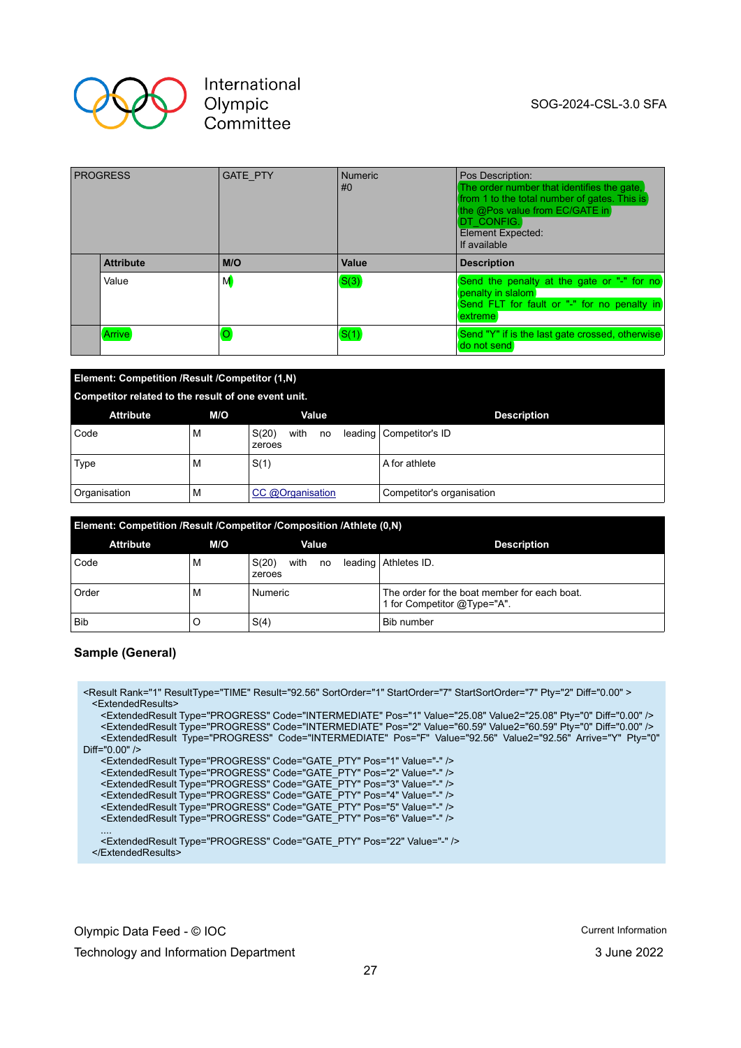| PROGRESS | | GATE_PTY | Numeric #0 | Pos Description: The order number that identifies the gate, from 1 to the total number of gates. This is the @Pos value from EC/GATE in DT_CONFIG. Element Expected: If available |
|---|---|---|---|---|
| | **Attribute** | **M/O** | **Value** | **Description** |
| | Value | M | S(3) | Send the penalty at the gate or "-" for no penalty in slalom<br>Send FLT for fault or "-" for no penalty in extreme |
| | Arrive | O | S(1) | Send "Y" if is the last gate crossed, otherwise do not send |

| **Element: Competition /Result /Competitor (1,N)**<br>**Competitor related to the result of one event unit.** | | | |
|---|---|---|---|
| **Attribute** | **M/O** | **Value** | **Description** |
| Code | M | S(20) with no leading zeroes | Competitor's ID |
| Type | M | S(1) | A for athlete |
| Organisation | M | CC @Organisation | Competitor's organisation |

| **Element: Competition /Result /Competitor /Composition /Athlete (0,N)** | | | |
|---|---|---|---|
| **Attribute** | **M/O** | **Value** | **Description** |
| Code | M | S(20) with no leading zeroes | Athletes ID. |
| Order | M | Numeric | The order for the boat member for each boat.<br>1 for Competitor @Type="A". |
| Bib | O | S(4) | Bib number |

### Sample (General)

```
<Result Rank="1" ResultType="TIME" Result="92.56" SortOrder="1" StartOrder="7" StartSortOrder="7" Pty="2" Diff="0.00" >
  <ExtendedResults>
    <ExtendedResult Type="PROGRESS" Code="INTERMEDIATE" Pos="1" Value="25.08" Value2="25.08" Pty="0" Diff="0.00" />
    <ExtendedResult Type="PROGRESS" Code="INTERMEDIATE" Pos="2" Value="60.59" Value2="60.59" Pty="0" Diff="0.00" />
    <ExtendedResult Type="PROGRESS" Code="INTERMEDIATE" Pos="F" Value="92.56" Value2="92.56" Arrive="Y" Pty="0" Diff="0.00" />
    <ExtendedResult Type="PROGRESS" Code="GATE_PTY" Pos="1" Value="-" />
    <ExtendedResult Type="PROGRESS" Code="GATE_PTY" Pos="2" Value="-" />
    <ExtendedResult Type="PROGRESS" Code="GATE_PTY" Pos="3" Value="-" />
    <ExtendedResult Type="PROGRESS" Code="GATE_PTY" Pos="4" Value="-" />
    <ExtendedResult Type="PROGRESS" Code="GATE_PTY" Pos="5" Value="-" />
    <ExtendedResult Type="PROGRESS" Code="GATE_PTY" Pos="6" Value="-" />
    ....
    <ExtendedResult Type="PROGRESS" Code="GATE_PTY" Pos="22" Value="-" />
  </ExtendedResults>
```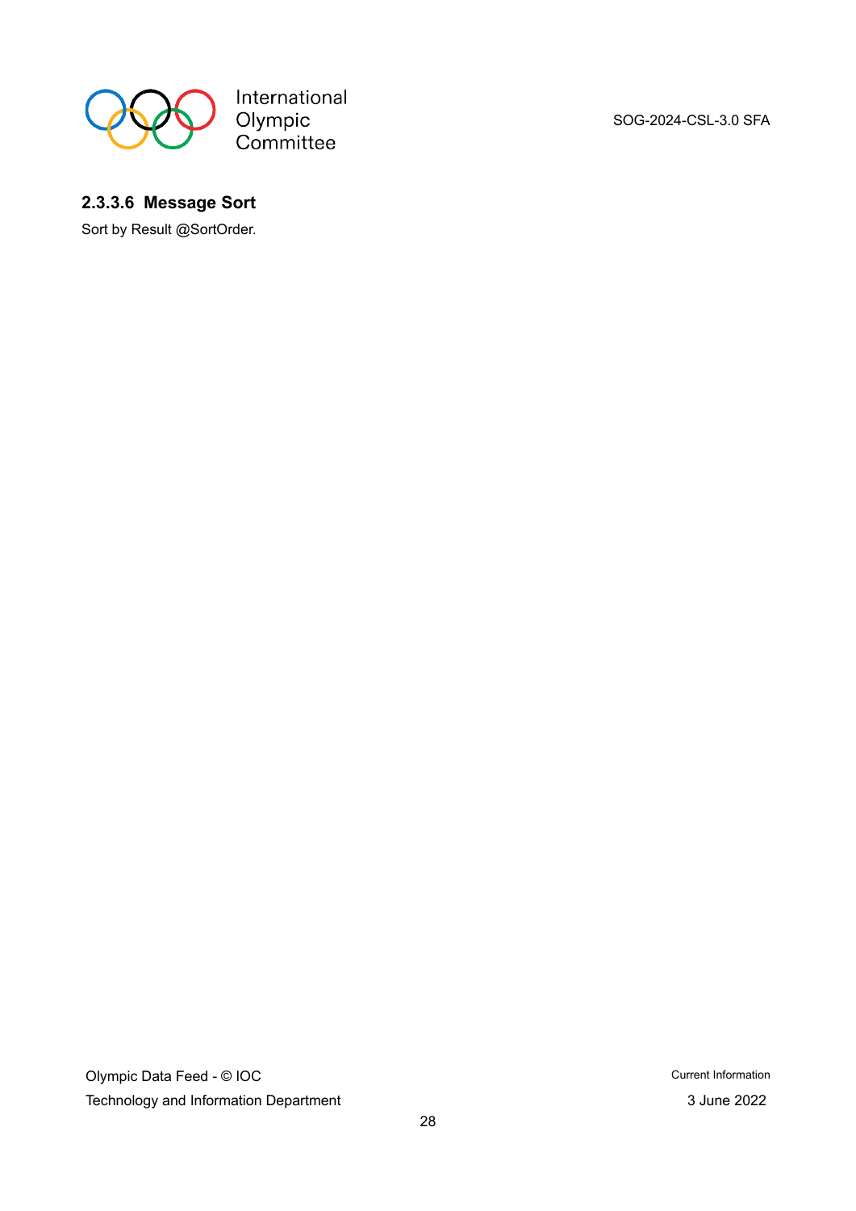#### 2.3.3.6 Message Sort

Sort by Result @SortOrder.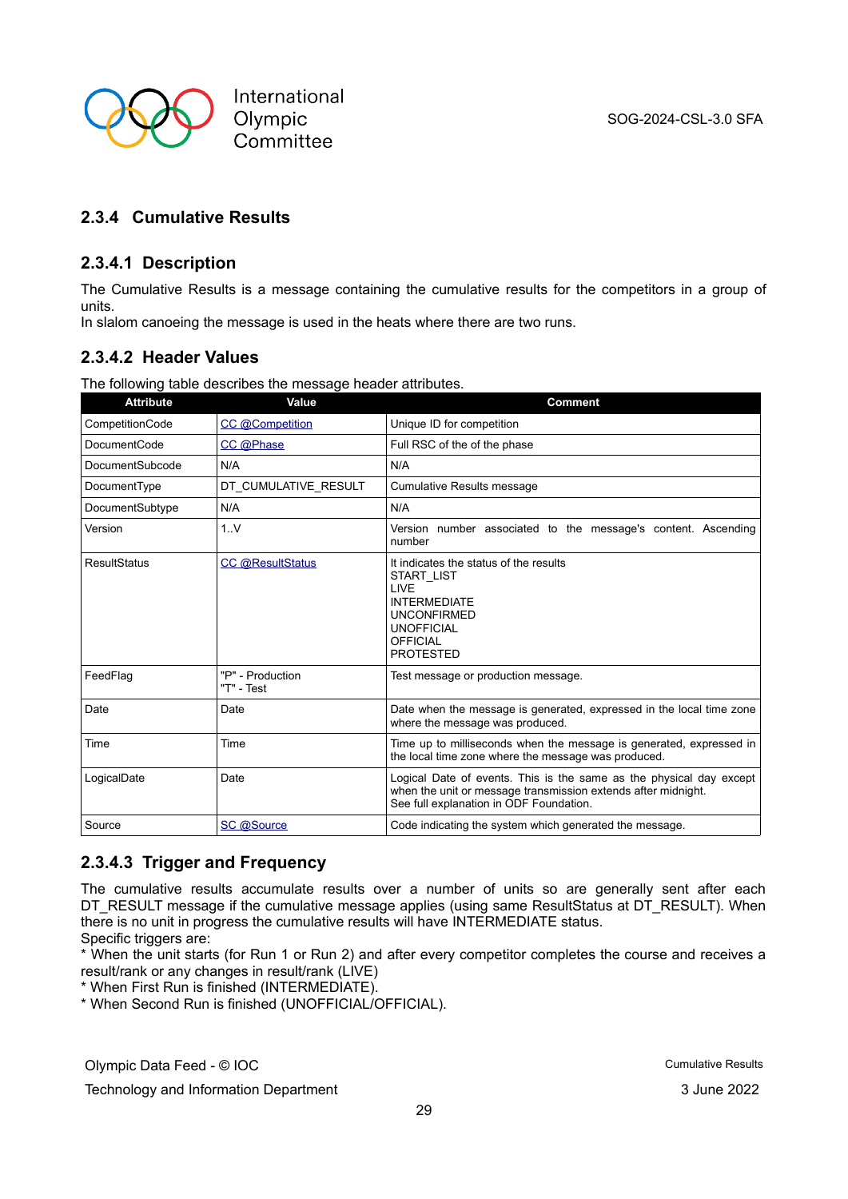### 2.3.4 Cumulative Results

#### 2.3.4.1 Description

The Cumulative Results is a message containing the cumulative results for the competitors in a group of units.
In slalom canoeing the message is used in the heats where there are two runs.

#### 2.3.4.2 Header Values

The following table describes the message header attributes.

| Attribute | Value | Comment |
|---|---|---|
| CompetitionCode | CC @Competition | Unique ID for competition |
| DocumentCode | CC @Phase | Full RSC of the of the phase |
| DocumentSubcode | N/A | N/A |
| DocumentType | DT_CUMULATIVE_RESULT | Cumulative Results message |
| DocumentSubtype | N/A | N/A |
| Version | 1..V | Version number associated to the message's content. Ascending number |
| ResultStatus | CC @ResultStatus | It indicates the status of the results<br>START_LIST<br>LIVE<br>INTERMEDIATE<br>UNCONFIRMED<br>UNOFFICIAL<br>OFFICIAL<br>PROTESTED |
| FeedFlag | "P" - Production<br>"T" - Test | Test message or production message. |
| Date | Date | Date when the message is generated, expressed in the local time zone where the message was produced. |
| Time | Time | Time up to milliseconds when the message is generated, expressed in the local time zone where the message was produced. |
| LogicalDate | Date | Logical Date of events. This is the same as the physical day except when the unit or message transmission extends after midnight.<br>See full explanation in ODF Foundation. |
| Source | SC @Source | Code indicating the system which generated the message. |

#### 2.3.4.3 Trigger and Frequency

The cumulative results accumulate results over a number of units so are generally sent after each DT_RESULT message if the cumulative message applies (using same ResultStatus at DT_RESULT). When there is no unit in progress the cumulative results will have INTERMEDIATE status.
Specific triggers are:
* When the unit starts (for Run 1 or Run 2) and after every competitor completes the course and receives a result/rank or any changes in result/rank (LIVE)
* When First Run is finished (INTERMEDIATE).
* When Second Run is finished (UNOFFICIAL/OFFICIAL).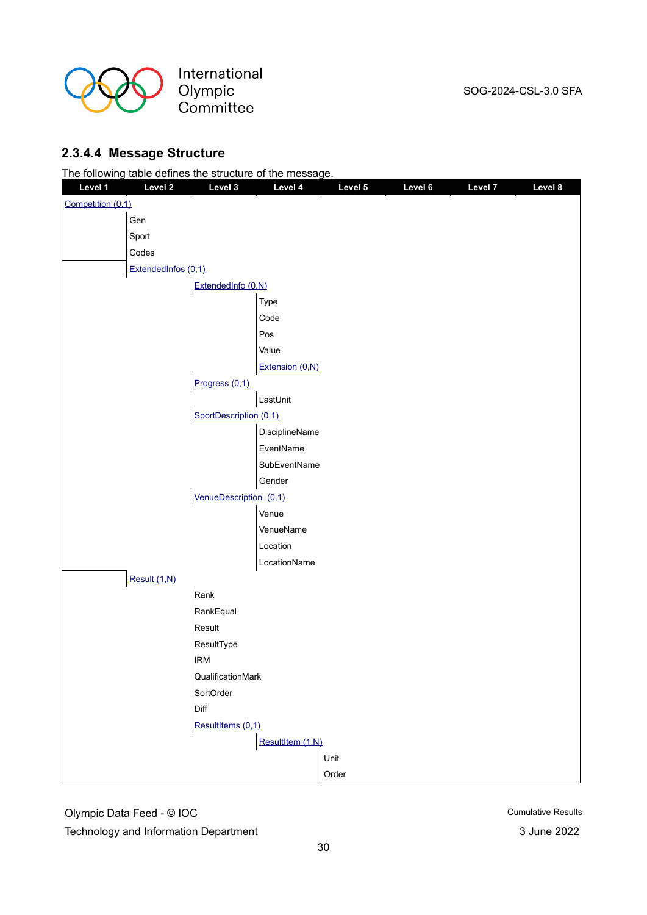### 2.3.4.4 Message Structure

The following table defines the structure of the message.

| Level 1 | Level 2 | Level 3 | Level 4 | Level 5 | Level 6 | Level 7 | Level 8 |
|---|---|---|---|---|---|---|---|
| Competition (0,1) | | | | | | | |
| | Gen | | | | | | |
| | Sport | | | | | | |
| | Codes | | | | | | |
| | ExtendedInfos (0,1) | | | | | | |
| | | ExtendedInfo (0,N) | | | | | |
| | | | Type | | | | |
| | | | Code | | | | |
| | | | Pos | | | | |
| | | | Value | | | | |
| | | | Extension (0,N) | | | | |
| | | Progress (0,1) | | | | | |
| | | | LastUnit | | | | |
| | | SportDescription (0,1) | | | | | |
| | | | DisciplineName | | | | |
| | | | EventName | | | | |
| | | | SubEventName | | | | |
| | | | Gender | | | | |
| | | VenueDescription (0,1) | | | | | |
| | | | Venue | | | | |
| | | | VenueName | | | | |
| | | | Location | | | | |
| | | | LocationName | | | | |
| | Result (1,N) | | | | | | |
| | | Rank | | | | | |
| | | RankEqual | | | | | |
| | | Result | | | | | |
| | | ResultType | | | | | |
| | | IRM | | | | | |
| | | QualificationMark | | | | | |
| | | SortOrder | | | | | |
| | | Diff | | | | | |
| | | ResultItems (0,1) | | | | | |
| | | | ResultItem (1,N) | | | | |
| | | | | Unit | | | |
| | | | | Order | | | |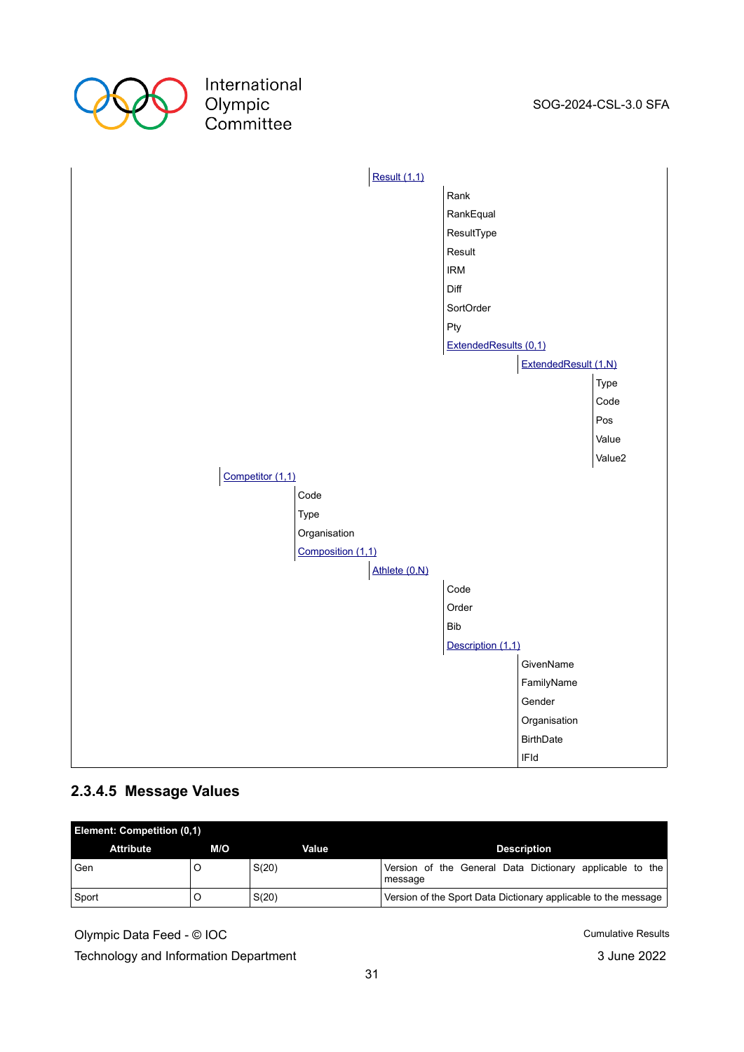Result (1,1)
- Rank
- RankEqual
- ResultType
- Result
- IRM
- Diff
- SortOrder
- Pty
- ExtendedResults (0,1)
  - ExtendedResult (1,N)
    - Type
    - Code
    - Pos
    - Value
    - Value2

Competitor (1,1)
- Code
- Type
- Organisation
- Composition (1,1)
  - Athlete (0,N)
    - Code
    - Order
    - Bib
    - Description (1,1)
      - GivenName
      - FamilyName
      - Gender
      - Organisation
      - BirthDate
      - IFId

### 2.3.4.5 Message Values

| **Element: Competition (0,1)** | | | |
|---|---|---|---|
| **Attribute** | **M/O** | **Value** | **Description** |
| Gen | O | S(20) | Version of the General Data Dictionary applicable to the message |
| Sport | O | S(20) | Version of the Sport Data Dictionary applicable to the message |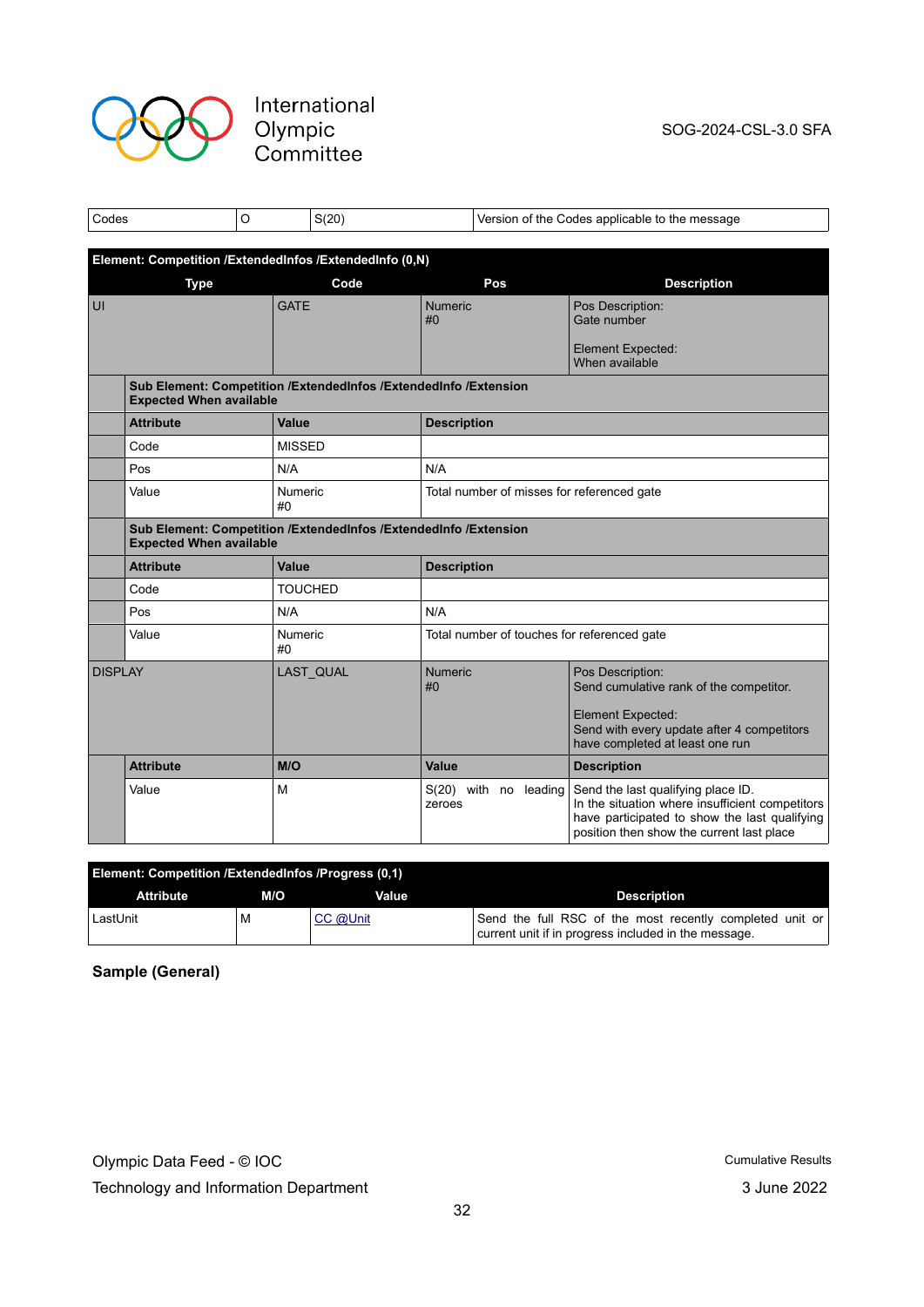| Codes | O | S(20) | Version of the Codes applicable to the message |
|---|---|---|---|

| Element: Competition /ExtendedInfos /ExtendedInfo (0,N) | | | | |
|---|---|---|---|---|
| **Type** | | **Code** | **Pos** | **Description** |
| UI | | GATE | Numeric #0 | Pos Description: Gate number<br><br>Element Expected: When available |
| | **Sub Element: Competition /ExtendedInfos /ExtendedInfo /Extension Expected When available** | | | |
| | **Attribute** | **Value** | **Description** | |
| | Code | MISSED | | |
| | Pos | N/A | N/A | |
| | Value | Numeric #0 | Total number of misses for referenced gate | |
| | **Sub Element: Competition /ExtendedInfos /ExtendedInfo /Extension Expected When available** | | | |
| | **Attribute** | **Value** | **Description** | |
| | Code | TOUCHED | | |
| | Pos | N/A | N/A | |
| | Value | Numeric #0 | Total number of touches for referenced gate | |
| DISPLAY | | LAST_QUAL | Numeric #0 | Pos Description: Send cumulative rank of the competitor.<br><br>Element Expected: Send with every update after 4 competitors have completed at least one run |
| | **Attribute** | **M/O** | **Value** | **Description** |
| | Value | M | S(20) with no leading zeroes | Send the last qualifying place ID. In the situation where insufficient competitors have participated to show the last qualifying position then show the current last place |

| Element: Competition /ExtendedInfos /Progress (0,1) | | | |
|---|---|---|---|
| **Attribute** | **M/O** | **Value** | **Description** |
| LastUnit | M | CC @Unit | Send the full RSC of the most recently completed unit or current unit if in progress included in the message. |

**Sample (General)**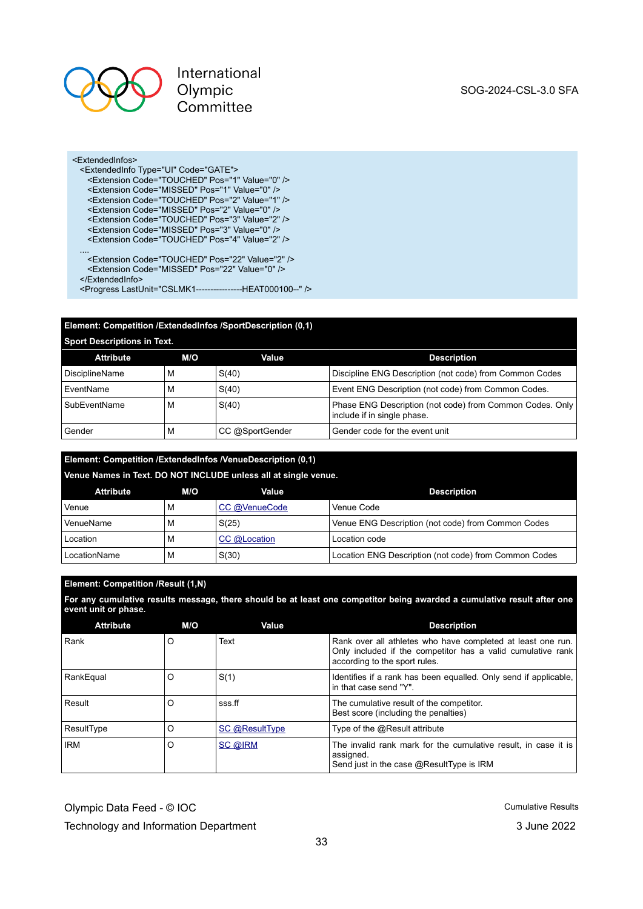```
<ExtendedInfos>
  <ExtendedInfo Type="UI" Code="GATE">
    <Extension Code="TOUCHED" Pos="1" Value="0" />
    <Extension Code="MISSED" Pos="1" Value="0" />
    <Extension Code="TOUCHED" Pos="2" Value="1" />
    <Extension Code="MISSED" Pos="2" Value="0" />
    <Extension Code="TOUCHED" Pos="3" Value="2" />
    <Extension Code="MISSED" Pos="3" Value="0" />
    <Extension Code="TOUCHED" Pos="4" Value="2" />
....
    <Extension Code="TOUCHED" Pos="22" Value="2" />
    <Extension Code="MISSED" Pos="22" Value="0" />
  </ExtendedInfo>
  <Progress LastUnit="CSLMK1----------------HEAT000100--" />
```

**Element: Competition /ExtendedInfos /SportDescription (0,1)**

**Sport Descriptions in Text.**

| Attribute | M/O | Value | Description |
|---|---|---|---|
| DisciplineName | M | S(40) | Discipline ENG Description (not code) from Common Codes |
| EventName | M | S(40) | Event ENG Description (not code) from Common Codes. |
| SubEventName | M | S(40) | Phase ENG Description (not code) from Common Codes. Only include if in single phase. |
| Gender | M | CC @SportGender | Gender code for the event unit |

**Element: Competition /ExtendedInfos /VenueDescription (0,1)**

**Venue Names in Text. DO NOT INCLUDE unless all at single venue.**

| Attribute | M/O | Value | Description |
|---|---|---|---|
| Venue | M | CC @VenueCode | Venue Code |
| VenueName | M | S(25) | Venue ENG Description (not code) from Common Codes |
| Location | M | CC @Location | Location code |
| LocationName | M | S(30) | Location ENG Description (not code) from Common Codes |

**Element: Competition /Result (1,N)**

**For any cumulative results message, there should be at least one competitor being awarded a cumulative result after one event unit or phase.**

| Attribute | M/O | Value | Description |
|---|---|---|---|
| Rank | O | Text | Rank over all athletes who have completed at least one run. Only included if the competitor has a valid cumulative rank according to the sport rules. |
| RankEqual | O | S(1) | Identifies if a rank has been equalled. Only send if applicable, in that case send "Y". |
| Result | O | sss.ff | The cumulative result of the competitor.<br>Best score (including the penalties) |
| ResultType | O | SC @ResultType | Type of the @Result attribute |
| IRM | O | SC @IRM | The invalid rank mark for the cumulative result, in case it is assigned.<br>Send just in the case @ResultType is IRM |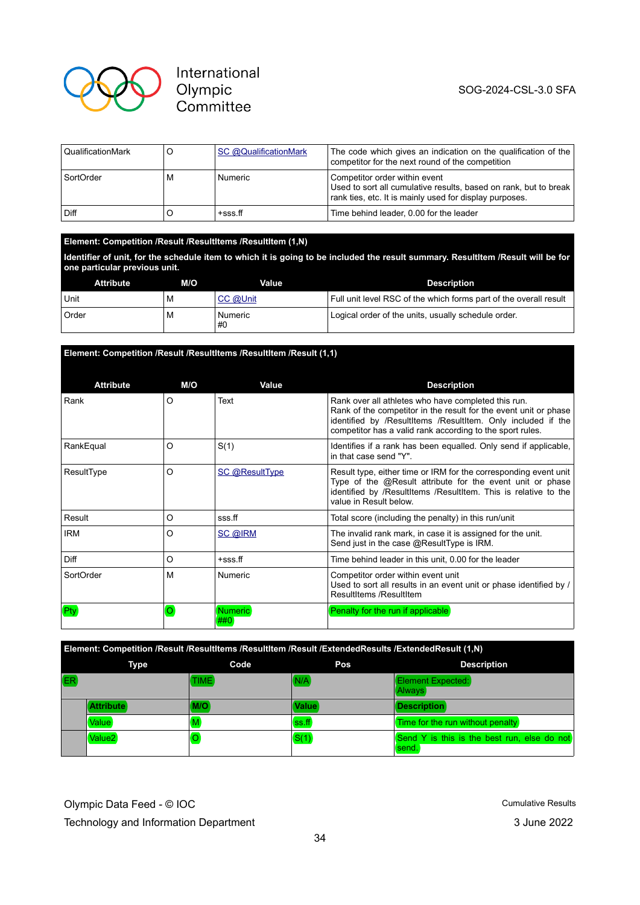| | | | |
|---|---|---|---|
| QualificationMark | O | SC @QualificationMark | The code which gives an indication on the qualification of the competitor for the next round of the competition |
| SortOrder | M | Numeric | Competitor order within event<br>Used to sort all cumulative results, based on rank, but to break rank ties, etc. It is mainly used for display purposes. |
| Diff | O | +sss.ff | Time behind leader, 0.00 for the leader |

**Element: Competition /Result /ResultItems /ResultItem (1,N)**

**Identifier of unit, for the schedule item to which it is going to be included the result summary. ResultItem /Result will be for one particular previous unit.**

| Attribute | M/O | Value | Description |
|---|---|---|---|
| Unit | M | CC @Unit | Full unit level RSC of the which forms part of the overall result |
| Order | M | Numeric<br>#0 | Logical order of the units, usually schedule order. |

**Element: Competition /Result /ResultItems /ResultItem /Result (1,1)**

| Attribute | M/O | Value | Description |
|---|---|---|---|
| Rank | O | Text | Rank over all athletes who have completed this run.<br>Rank of the competitor in the result for the event unit or phase identified by /ResultItems /ResultItem. Only included if the competitor has a valid rank according to the sport rules. |
| RankEqual | O | S(1) | Identifies if a rank has been equalled. Only send if applicable, in that case send "Y". |
| ResultType | O | SC @ResultType | Result type, either time or IRM for the corresponding event unit Type of the @Result attribute for the event unit or phase identified by /ResultItems /ResultItem. This is relative to the value in Result below. |
| Result | O | sss.ff | Total score (including the penalty) in this run/unit |
| IRM | O | SC @IRM | The invalid rank mark, in case it is assigned for the unit.<br>Send just in the case @ResultType is IRM. |
| Diff | O | +sss.ff | Time behind leader in this unit, 0.00 for the leader |
| SortOrder | M | Numeric | Competitor order within event unit<br>Used to sort all results in an event unit or phase identified by / ResultItems /ResultItem |
| Pty | O | Numeric<br>##0 | Penalty for the run if applicable |

**Element: Competition /Result /ResultItems /ResultItem /Result /ExtendedResults /ExtendedResult (1,N)**

| Type | | Code | Pos | Description |
|---|---|---|---|---|
| ER | | TIME | N/A | Element Expected: Always |
| | Attribute | M/O | Value | Description |
| | Value | M | ss.ff | Time for the run without penalty |
| | Value2 | O | S(1) | Send Y is this is the best run, else do not send. |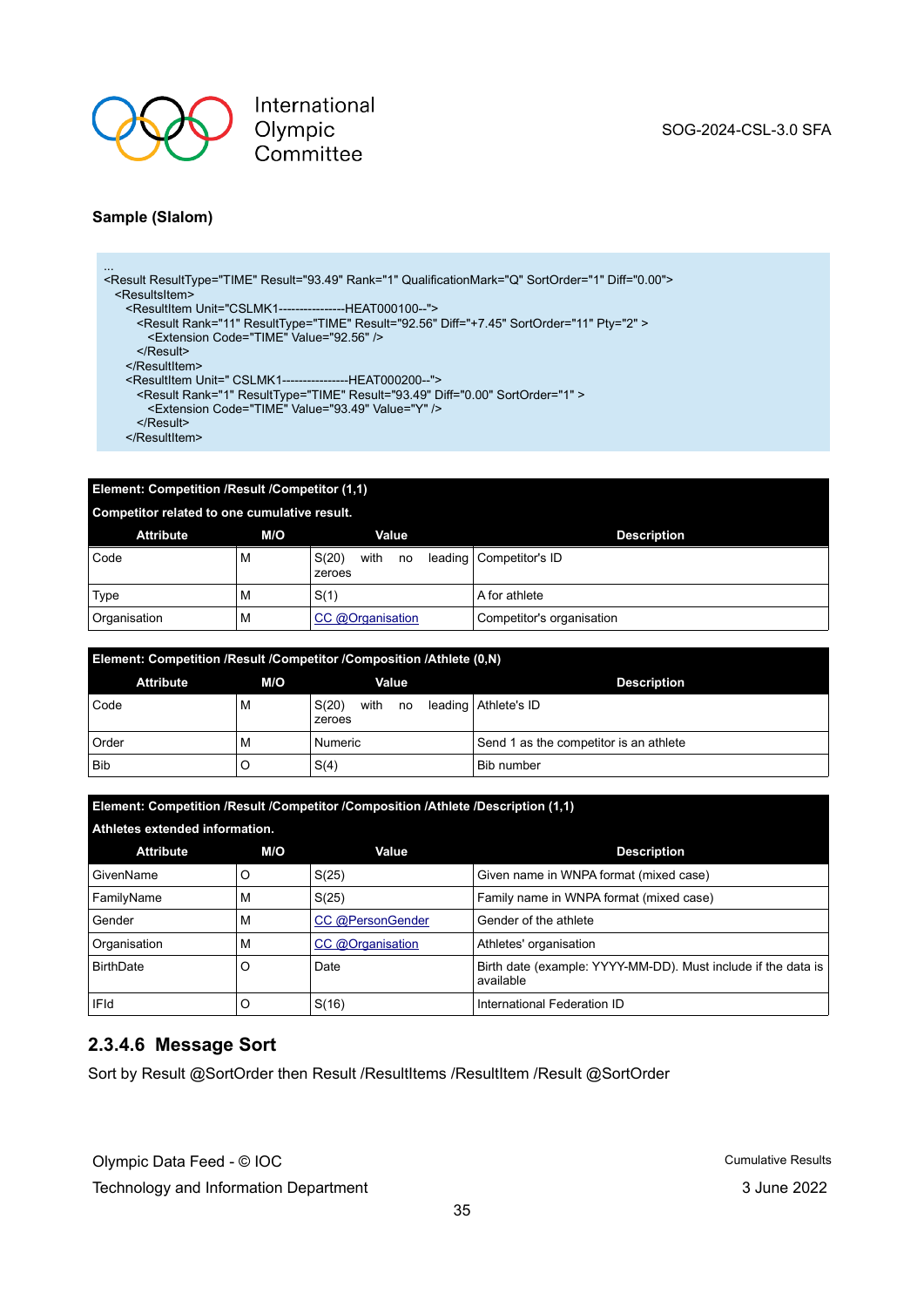**Sample (Slalom)**

```
...
<Result ResultType="TIME" Result="93.49" Rank="1" QualificationMark="Q" SortOrder="1" Diff="0.00">
  <ResultsItem>
    <ResultItem Unit="CSLMK1----------------HEAT000100--">
      <Result Rank="11" ResultType="TIME" Result="92.56" Diff="+7.45" SortOrder="11" Pty="2" >
        <Extension Code="TIME" Value="92.56" />
      </Result>
    </ResultItem>
    <ResultItem Unit=" CSLMK1----------------HEAT000200--">
      <Result Rank="1" ResultType="TIME" Result="93.49" Diff="0.00" SortOrder="1" >
        <Extension Code="TIME" Value="93.49" Value="Y" />
      </Result>
    </ResultItem>
```

**Element: Competition /Result /Competitor (1,1)**

Competitor related to one cumulative result.

| Attribute | M/O | Value | Description |
|---|---|---|---|
| Code | M | S(20) with no leading zeroes | Competitor's ID |
| Type | M | S(1) | A for athlete |
| Organisation | M | CC @Organisation | Competitor's organisation |

**Element: Competition /Result /Competitor /Composition /Athlete (0,N)**

| Attribute | M/O | Value | Description |
|---|---|---|---|
| Code | M | S(20) with no leading zeroes | Athlete's ID |
| Order | M | Numeric | Send 1 as the competitor is an athlete |
| Bib | O | S(4) | Bib number |

**Element: Competition /Result /Competitor /Composition /Athlete /Description (1,1)**

Athletes extended information.

| Attribute | M/O | Value | Description |
|---|---|---|---|
| GivenName | O | S(25) | Given name in WNPA format (mixed case) |
| FamilyName | M | S(25) | Family name in WNPA format (mixed case) |
| Gender | M | CC @PersonGender | Gender of the athlete |
| Organisation | M | CC @Organisation | Athletes' organisation |
| BirthDate | O | Date | Birth date (example: YYYY-MM-DD). Must include if the data is available |
| IFId | O | S(16) | International Federation ID |

### 2.3.4.6 Message Sort

Sort by Result @SortOrder then Result /ResultItems /ResultItem /Result @SortOrder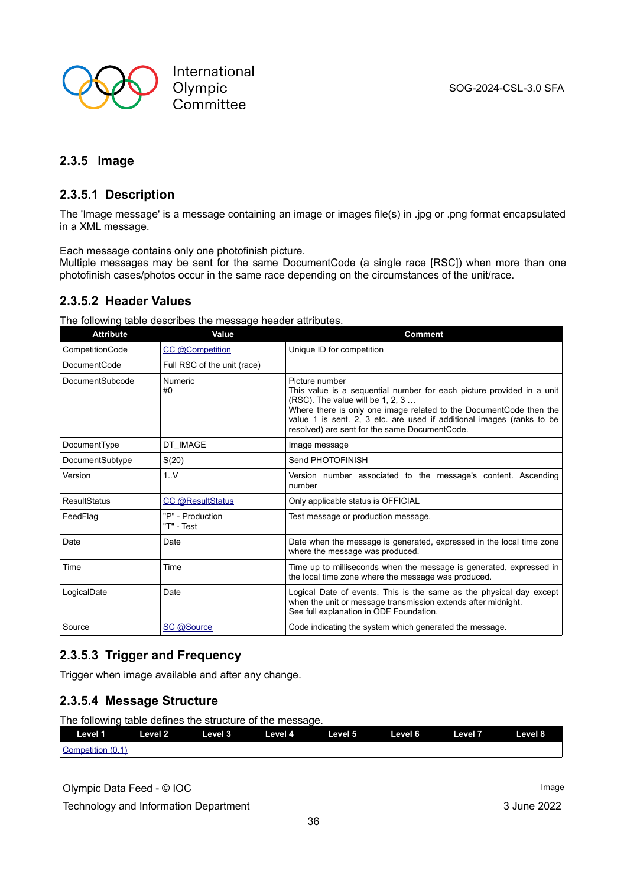### 2.3.5 Image

#### 2.3.5.1 Description

The 'Image message' is a message containing an image or images file(s) in .jpg or .png format encapsulated in a XML message.

Each message contains only one photofinish picture.
Multiple messages may be sent for the same DocumentCode (a single race [RSC]) when more than one photofinish cases/photos occur in the same race depending on the circumstances of the unit/race.

#### 2.3.5.2 Header Values

The following table describes the message header attributes.

| Attribute | Value | Comment |
|---|---|---|
| CompetitionCode | CC @Competition | Unique ID for competition |
| DocumentCode | Full RSC of the unit (race) | |
| DocumentSubcode | Numeric<br>#0 | Picture number<br>This value is a sequential number for each picture provided in a unit (RSC). The value will be 1, 2, 3 …<br>Where there is only one image related to the DocumentCode then the value 1 is sent. 2, 3 etc. are used if additional images (ranks to be resolved) are sent for the same DocumentCode. |
| DocumentType | DT_IMAGE | Image message |
| DocumentSubtype | S(20) | Send PHOTOFINISH |
| Version | 1..V | Version number associated to the message's content. Ascending number |
| ResultStatus | CC @ResultStatus | Only applicable status is OFFICIAL |
| FeedFlag | "P" - Production<br>"T" - Test | Test message or production message. |
| Date | Date | Date when the message is generated, expressed in the local time zone where the message was produced. |
| Time | Time | Time up to milliseconds when the message is generated, expressed in the local time zone where the message was produced. |
| LogicalDate | Date | Logical Date of events. This is the same as the physical day except when the unit or message transmission extends after midnight.<br>See full explanation in ODF Foundation. |
| Source | SC @Source | Code indicating the system which generated the message. |

#### 2.3.5.3 Trigger and Frequency

Trigger when image available and after any change.

#### 2.3.5.4 Message Structure

The following table defines the structure of the message.

| Level 1 | Level 2 | Level 3 | Level 4 | Level 5 | Level 6 | Level 7 | Level 8 |
|---|---|---|---|---|---|---|---|
| Competition (0,1) | | | | | | | |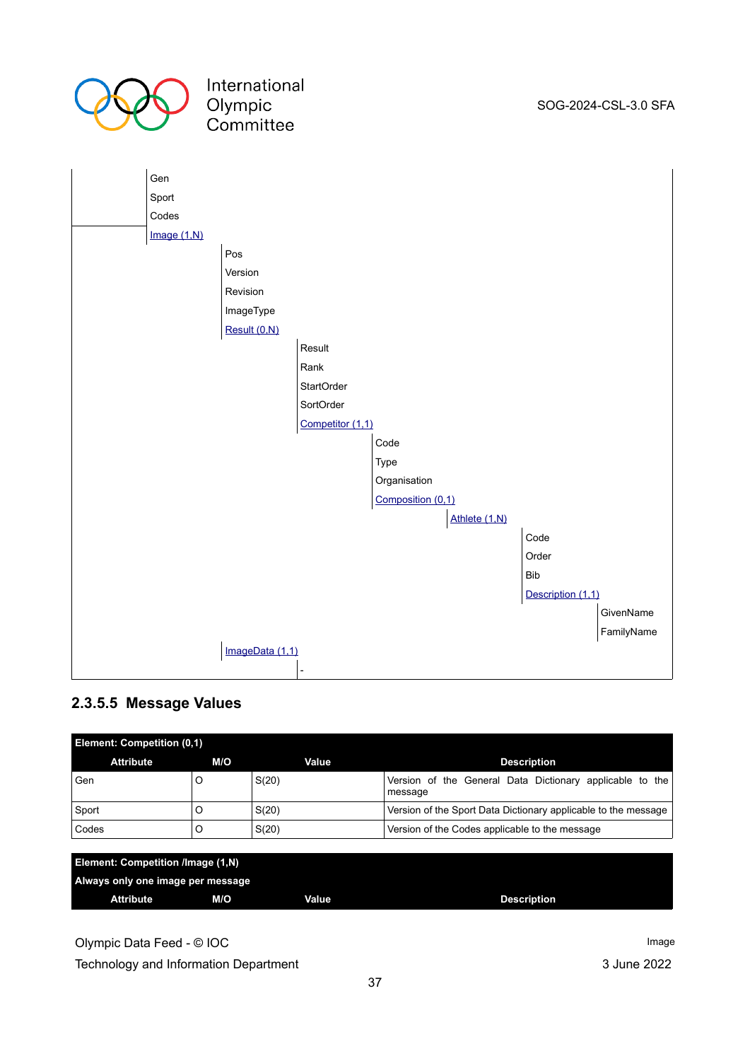- Gen
- Sport
- Codes
- Image (1,N)
  - Pos
  - Version
  - Revision
  - ImageType
  - Result (0,N)
    - Result
    - Rank
    - StartOrder
    - SortOrder
    - Competitor (1,1)
      - Code
      - Type
      - Organisation
      - Composition (0,1)
        - Athlete (1,N)
          - Code
          - Order
          - Bib
          - Description (1,1)
            - GivenName
            - FamilyName
  - ImageData (1,1)
    - -

### 2.3.5.5 Message Values

**Element: Competition (0,1)**

| Attribute | M/O | Value | Description |
|---|---|---|---|
| Gen | O | S(20) | Version of the General Data Dictionary applicable to the message |
| Sport | O | S(20) | Version of the Sport Data Dictionary applicable to the message |
| Codes | O | S(20) | Version of the Codes applicable to the message |

**Element: Competition /Image (1,N)**

**Always only one image per message**

| Attribute | M/O | Value | Description |
|---|---|---|---|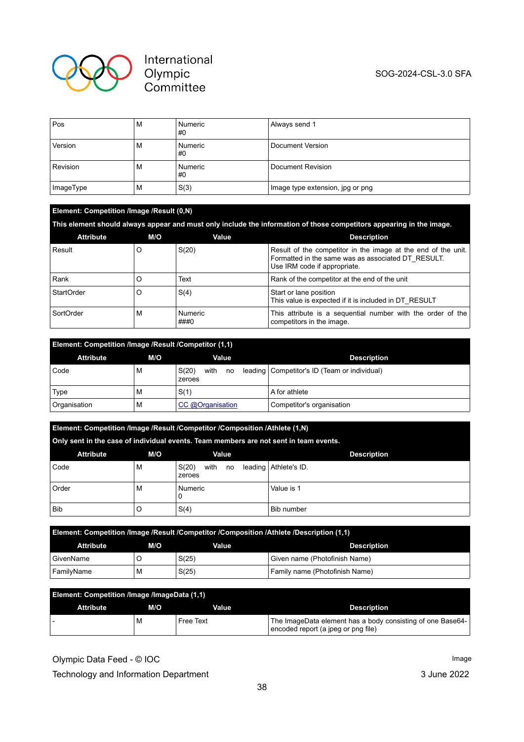| | | | |
|---|---|---|---|
| Pos | M | Numeric<br>#0 | Always send 1 |
| Version | M | Numeric<br>#0 | Document Version |
| Revision | M | Numeric<br>#0 | Document Revision |
| ImageType | M | S(3) | Image type extension, jpg or png |

**Element: Competition /Image /Result (0,N)**

**This element should always appear and must only include the information of those competitors appearing in the image.**

| Attribute | M/O | Value | Description |
|---|---|---|---|
| Result | O | S(20) | Result of the competitor in the image at the end of the unit. Formatted in the same was as associated DT_RESULT.<br>Use IRM code if appropriate. |
| Rank | O | Text | Rank of the competitor at the end of the unit |
| StartOrder | O | S(4) | Start or lane position<br>This value is expected if it is included in DT_RESULT |
| SortOrder | M | Numeric<br>###0 | This attribute is a sequential number with the order of the competitors in the image. |

**Element: Competition /Image /Result /Competitor (1,1)**

| Attribute | M/O | Value | Description |
|---|---|---|---|
| Code | M | S(20) with no leading zeroes | Competitor's ID (Team or individual) |
| Type | M | S(1) | A for athlete |
| Organisation | M | CC @Organisation | Competitor's organisation |

**Element: Competition /Image /Result /Competitor /Composition /Athlete (1,N)**

**Only sent in the case of individual events. Team members are not sent in team events.**

| Attribute | M/O | Value | Description |
|---|---|---|---|
| Code | M | S(20) with no leading zeroes | Athlete's ID. |
| Order | M | Numeric<br>0 | Value is 1 |
| Bib | O | S(4) | Bib number |

**Element: Competition /Image /Result /Competitor /Composition /Athlete /Description (1,1)**

| Attribute | M/O | Value | Description |
|---|---|---|---|
| GivenName | O | S(25) | Given name (Photofinish Name) |
| FamilyName | M | S(25) | Family name (Photofinish Name) |

**Element: Competition /Image /ImageData (1,1)**

| Attribute | M/O | Value | Description |
|---|---|---|---|
| - | M | Free Text | The ImageData element has a body consisting of one Base64-encoded report (a jpeg or png file) |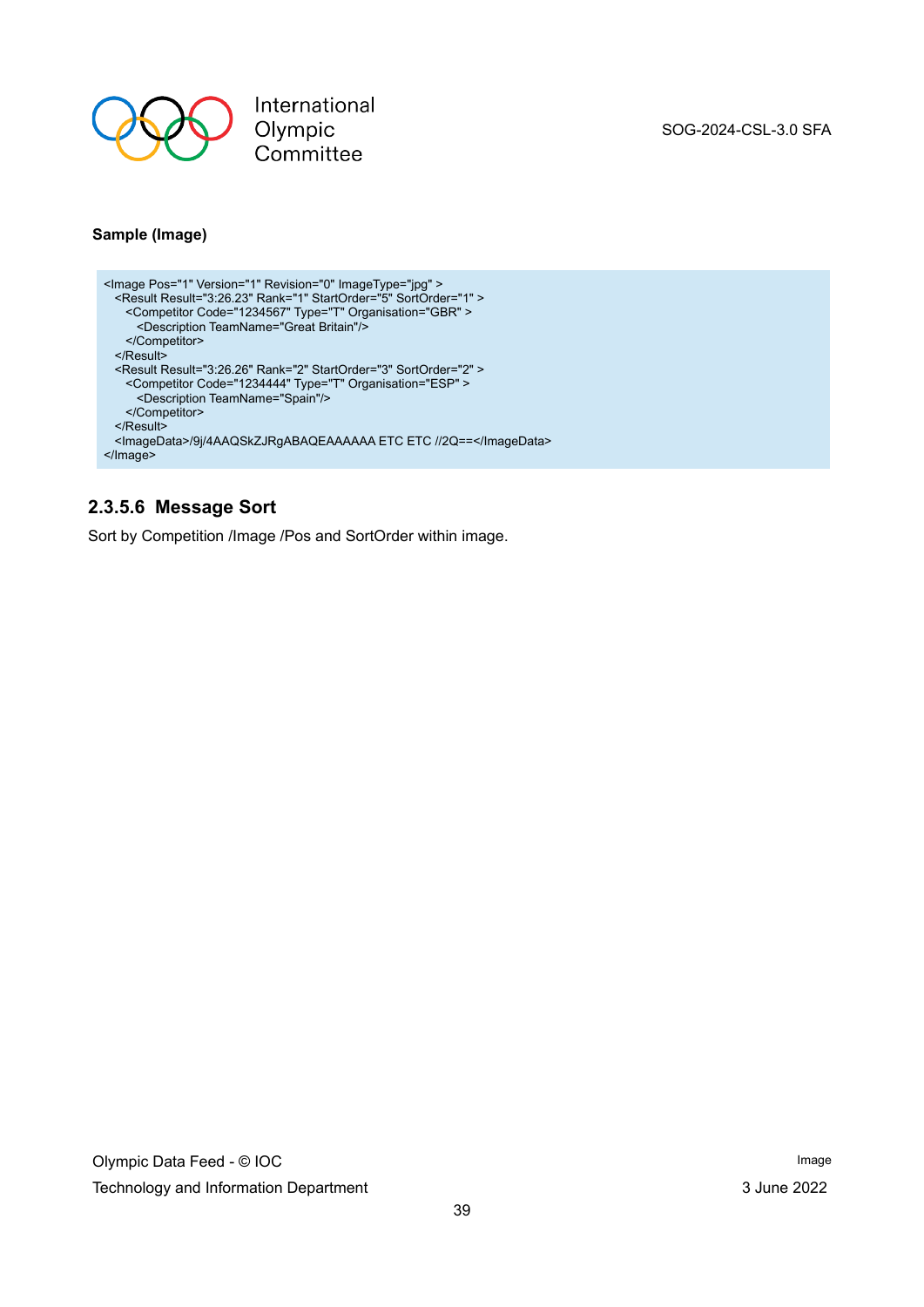**Sample (Image)**

```
<Image Pos="1" Version="1" Revision="0" ImageType="jpg" >
  <Result Result="3:26.23" Rank="1" StartOrder="5" SortOrder="1" >
    <Competitor Code="1234567" Type="T" Organisation="GBR" >
      <Description TeamName="Great Britain"/>
    </Competitor>
  </Result>
  <Result Result="3:26.26" Rank="2" StartOrder="3" SortOrder="2" >
    <Competitor Code="1234444" Type="T" Organisation="ESP" >
      <Description TeamName="Spain"/>
    </Competitor>
  </Result>
  <ImageData>/9j/4AAQSkZJRgABAQEAAAAAA ETC ETC //2Q==</ImageData>
</Image>
```

#### 2.3.5.6 Message Sort

Sort by Competition /Image /Pos and SortOrder within image.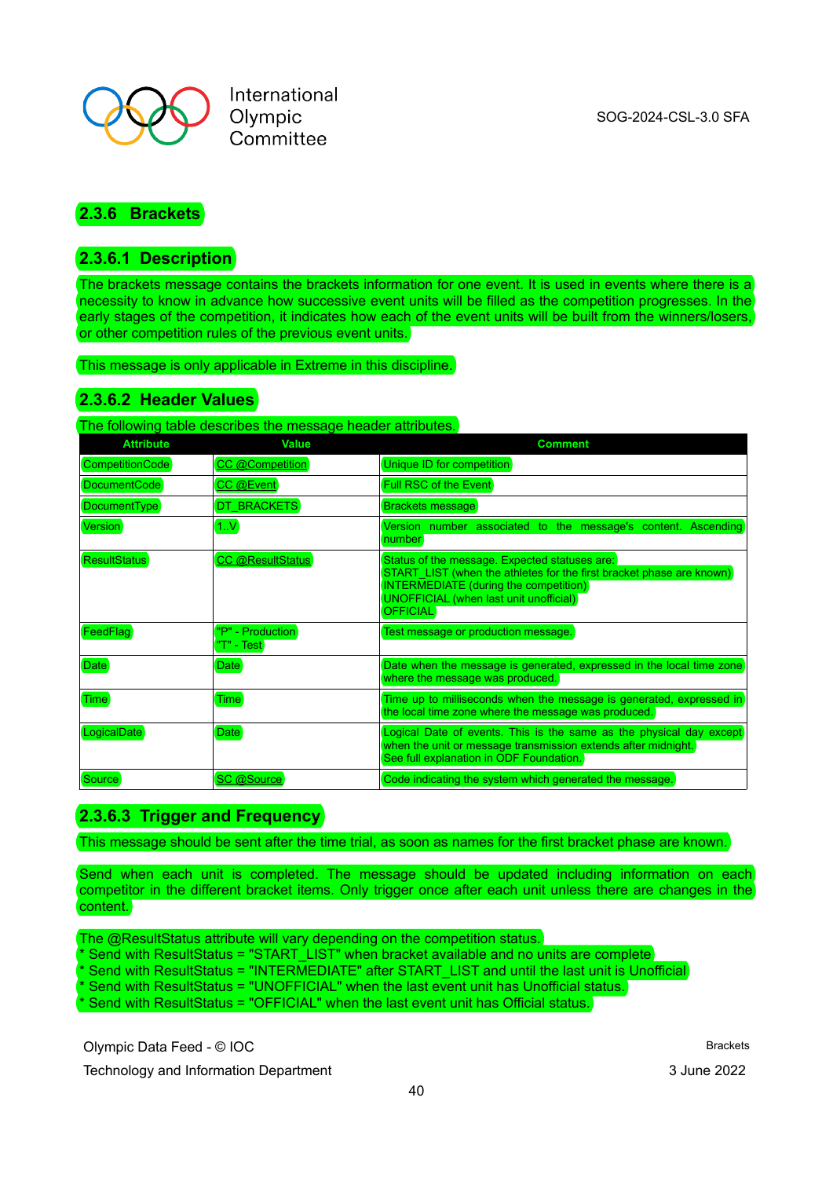## 2.3.6 Brackets

### 2.3.6.1 Description

The brackets message contains the brackets information for one event. It is used in events where there is a necessity to know in advance how successive event units will be filled as the competition progresses. In the early stages of the competition, it indicates how each of the event units will be built from the winners/losers, or other competition rules of the previous event units.

This message is only applicable in Extreme in this discipline.

### 2.3.6.2 Header Values

The following table describes the message header attributes.

| Attribute | Value | Comment |
|---|---|---|
| CompetitionCode | CC @Competition | Unique ID for competition |
| DocumentCode | CC @Event | Full RSC of the Event |
| DocumentType | DT_BRACKETS | Brackets message |
| Version | 1..V | Version number associated to the message's content. Ascending number |
| ResultStatus | CC @ResultStatus | Status of the message. Expected statuses are:<br>START_LIST (when the athletes for the first bracket phase are known)<br>INTERMEDIATE (during the competition)<br>UNOFFICIAL (when last unit unofficial)<br>OFFICIAL |
| FeedFlag | "P" - Production<br>"T" - Test | Test message or production message. |
| Date | Date | Date when the message is generated, expressed in the local time zone where the message was produced. |
| Time | Time | Time up to milliseconds when the message is generated, expressed in the local time zone where the message was produced. |
| LogicalDate | Date | Logical Date of events. This is the same as the physical day except when the unit or message transmission extends after midnight.<br>See full explanation in ODF Foundation. |
| Source | SC @Source | Code indicating the system which generated the message. |

### 2.3.6.3 Trigger and Frequency

This message should be sent after the time trial, as soon as names for the first bracket phase are known.

Send when each unit is completed. The message should be updated including information on each competitor in the different bracket items. Only trigger once after each unit unless there are changes in the content.

The @ResultStatus attribute will vary depending on the competition status.
* Send with ResultStatus = "START_LIST" when bracket available and no units are complete
* Send with ResultStatus = "INTERMEDIATE" after START_LIST and until the last unit is Unofficial
* Send with ResultStatus = "UNOFFICIAL" when the last event unit has Unofficial status.
* Send with ResultStatus = "OFFICIAL" when the last event unit has Official status.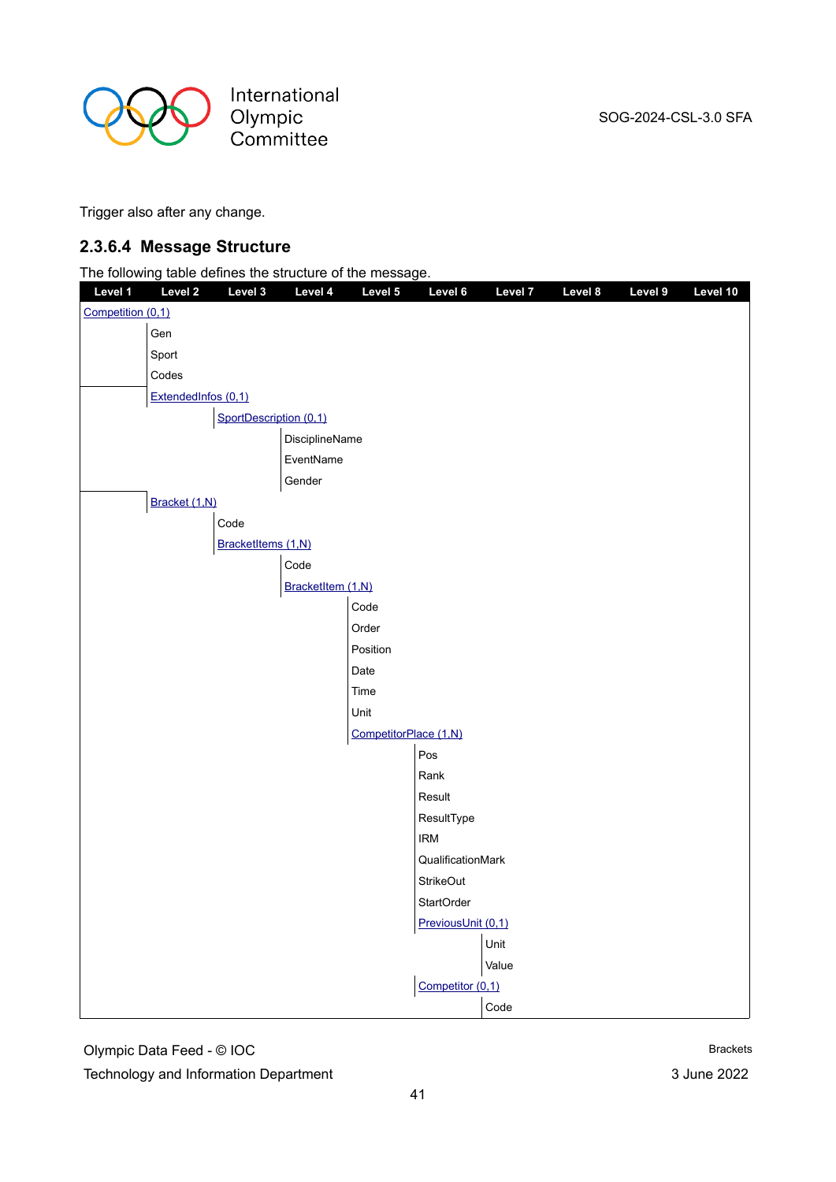Trigger also after any change.

### 2.3.6.4 Message Structure

The following table defines the structure of the message.

| Level 1 | Level 2 | Level 3 | Level 4 | Level 5 | Level 6 | Level 7 | Level 8 | Level 9 | Level 10 |
|---|---|---|---|---|---|---|---|---|---|
| Competition (0,1) | | | | | | | | | |
| | Gen | | | | | | | | |
| | Sport | | | | | | | | |
| | Codes | | | | | | | | |
| | ExtendedInfos (0,1) | | | | | | | | |
| | | SportDescription (0,1) | | | | | | | |
| | | | DisciplineName | | | | | | |
| | | | EventName | | | | | | |
| | | | Gender | | | | | | |
| | Bracket (1,N) | | | | | | | | |
| | | Code | | | | | | | |
| | | BracketItems (1,N) | | | | | | | |
| | | | Code | | | | | | |
| | | | BracketItem (1,N) | | | | | | |
| | | | | Code | | | | | |
| | | | | Order | | | | | |
| | | | | Position | | | | | |
| | | | | Date | | | | | |
| | | | | Time | | | | | |
| | | | | Unit | | | | | |
| | | | | CompetitorPlace (1,N) | | | | | |
| | | | | | Pos | | | | |
| | | | | | Rank | | | | |
| | | | | | Result | | | | |
| | | | | | ResultType | | | | |
| | | | | | IRM | | | | |
| | | | | | QualificationMark | | | | |
| | | | | | StrikeOut | | | | |
| | | | | | StartOrder | | | | |
| | | | | | PreviousUnit (0,1) | | | | |
| | | | | | | Unit | | | |
| | | | | | | Value | | | |
| | | | | | Competitor (0,1) | | | | |
| | | | | | | Code | | | |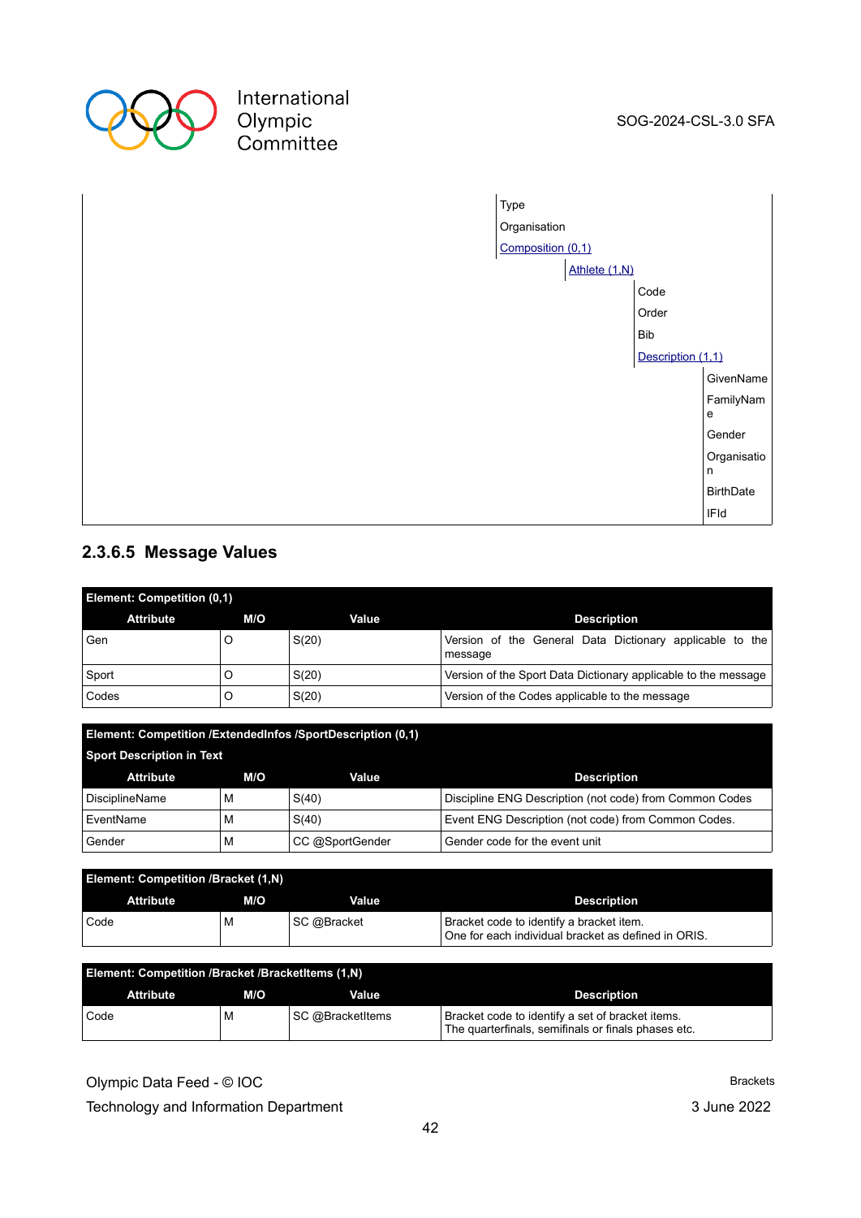Type

Organisation

Composition (0,1)

- Athlete (1,N)
  - Code
  - Order
  - Bib
  - Description (1,1)
    - GivenName
    - FamilyName
    - Gender
    - Organisation
    - BirthDate
    - IFId

### 2.3.6.5 Message Values

**Element: Competition (0,1)**

| Attribute | M/O | Value | Description |
|---|---|---|---|
| Gen | O | S(20) | Version of the General Data Dictionary applicable to the message |
| Sport | O | S(20) | Version of the Sport Data Dictionary applicable to the message |
| Codes | O | S(20) | Version of the Codes applicable to the message |

**Element: Competition /ExtendedInfos /SportDescription (0,1)**

**Sport Description in Text**

| Attribute | M/O | Value | Description |
|---|---|---|---|
| DisciplineName | M | S(40) | Discipline ENG Description (not code) from Common Codes |
| EventName | M | S(40) | Event ENG Description (not code) from Common Codes. |
| Gender | M | CC @SportGender | Gender code for the event unit |

**Element: Competition /Bracket (1,N)**

| Attribute | M/O | Value | Description |
|---|---|---|---|
| Code | M | SC @Bracket | Bracket code to identify a bracket item.<br>One for each individual bracket as defined in ORIS. |

**Element: Competition /Bracket /BracketItems (1,N)**

| Attribute | M/O | Value | Description |
|---|---|---|---|
| Code | M | SC @BracketItems | Bracket code to identify a set of bracket items.<br>The quarterfinals, semifinals or finals phases etc. |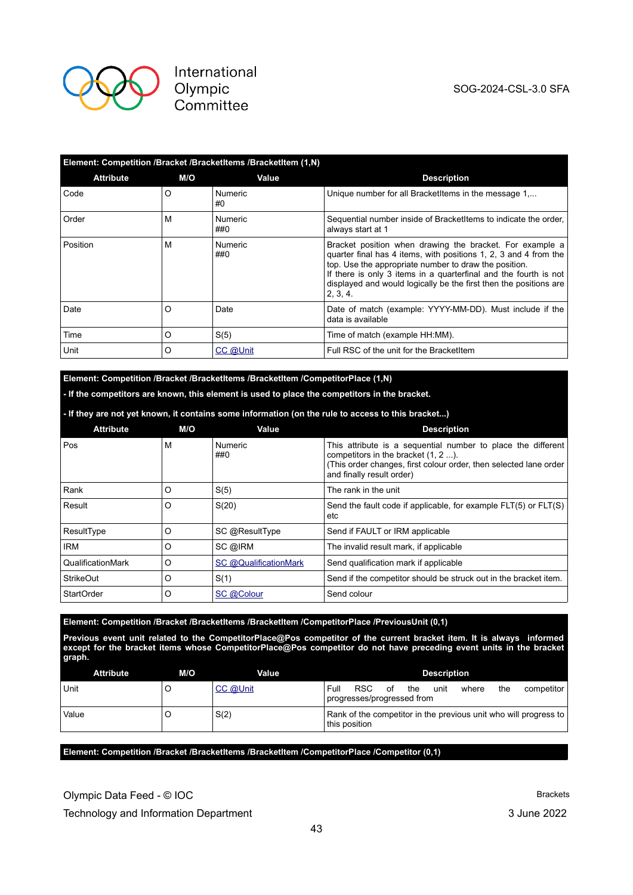**Element: Competition /Bracket /BracketItems /BracketItem (1,N)**

| Attribute | M/O | Value | Description |
|---|---|---|---|
| Code | O | Numeric<br>#0 | Unique number for all BracketItems in the message 1,... |
| Order | M | Numeric<br>##0 | Sequential number inside of BracketItems to indicate the order, always start at 1 |
| Position | M | Numeric<br>##0 | Bracket position when drawing the bracket. For example a quarter final has 4 items, with positions 1, 2, 3 and 4 from the top. Use the appropriate number to draw the position.<br>If there is only 3 items in a quarterfinal and the fourth is not displayed and would logically be the first then the positions are 2, 3, 4. |
| Date | O | Date | Date of match (example: YYYY-MM-DD). Must include if the data is available |
| Time | O | S(5) | Time of match (example HH:MM). |
| Unit | O | CC @Unit | Full RSC of the unit for the BracketItem |

**Element: Competition /Bracket /BracketItems /BracketItem /CompetitorPlace (1,N)**

**- If the competitors are known, this element is used to place the competitors in the bracket.**

**- If they are not yet known, it contains some information (on the rule to access to this bracket...)**

| Attribute | M/O | Value | Description |
|---|---|---|---|
| Pos | M | Numeric<br>##0 | This attribute is a sequential number to place the different competitors in the bracket (1, 2 ...).<br>(This order changes, first colour order, then selected lane order and finally result order) |
| Rank | O | S(5) | The rank in the unit |
| Result | O | S(20) | Send the fault code if applicable, for example FLT(5) or FLT(S) etc |
| ResultType | O | SC @ResultType | Send if FAULT or IRM applicable |
| IRM | O | SC @IRM | The invalid result mark, if applicable |
| QualificationMark | O | SC @QualificationMark | Send qualification mark if applicable |
| StrikeOut | O | S(1) | Send if the competitor should be struck out in the bracket item. |
| StartOrder | O | SC @Colour | Send colour |

**Element: Competition /Bracket /BracketItems /BracketItem /CompetitorPlace /PreviousUnit (0,1)**

**Previous event unit related to the CompetitorPlace@Pos competitor of the current bracket item. It is always informed except for the bracket items whose CompetitorPlace@Pos competitor do not have preceding event units in the bracket graph.**

| Attribute | M/O | Value | Description |
|---|---|---|---|
| Unit | O | CC @Unit | Full RSC of the unit where the competitor progresses/progressed from |
| Value | O | S(2) | Rank of the competitor in the previous unit who will progress to this position |

**Element: Competition /Bracket /BracketItems /BracketItem /CompetitorPlace /Competitor (0,1)**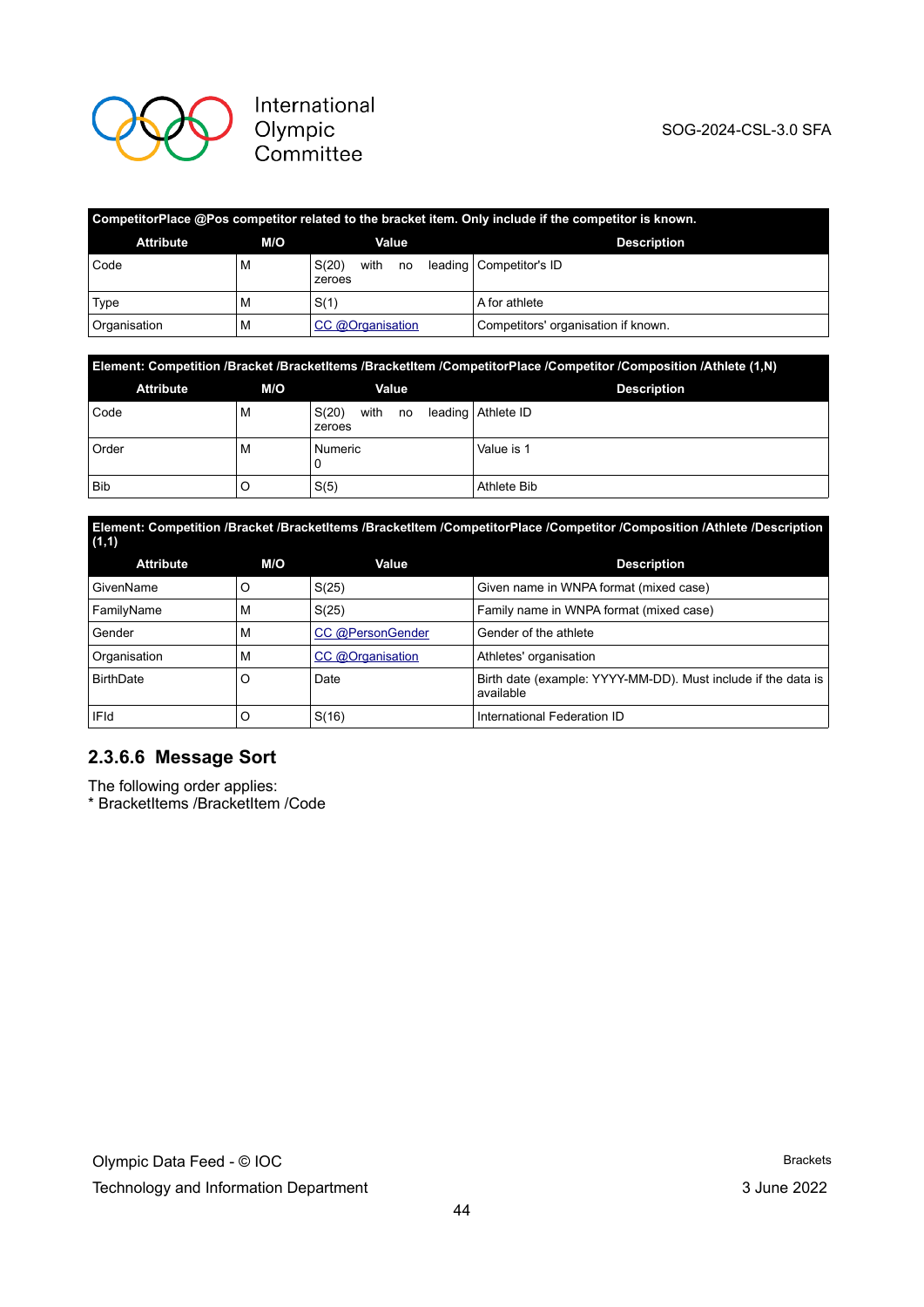| CompetitorPlace @Pos competitor related to the bracket item. Only include if the competitor is known. | | | |
|---|---|---|---|
| **Attribute** | **M/O** | **Value** | **Description** |
| Code | M | S(20) with no leading zeroes | Competitor's ID |
| Type | M | S(1) | A for athlete |
| Organisation | M | CC @Organisation | Competitors' organisation if known. |

| Element: Competition /Bracket /BracketItems /BracketItem /CompetitorPlace /Competitor /Composition /Athlete (1,N) | | | |
|---|---|---|---|
| **Attribute** | **M/O** | **Value** | **Description** |
| Code | M | S(20) with no leading zeroes | Athlete ID |
| Order | M | Numeric 0 | Value is 1 |
| Bib | O | S(5) | Athlete Bib |

| Element: Competition /Bracket /BracketItems /BracketItem /CompetitorPlace /Competitor /Composition /Athlete /Description (1,1) | | | |
|---|---|---|---|
| **Attribute** | **M/O** | **Value** | **Description** |
| GivenName | O | S(25) | Given name in WNPA format (mixed case) |
| FamilyName | M | S(25) | Family name in WNPA format (mixed case) |
| Gender | M | CC @PersonGender | Gender of the athlete |
| Organisation | M | CC @Organisation | Athletes' organisation |
| BirthDate | O | Date | Birth date (example: YYYY-MM-DD). Must include if the data is available |
| IFId | O | S(16) | International Federation ID |

### 2.3.6.6 Message Sort

The following order applies:
* BracketItems /BracketItem /Code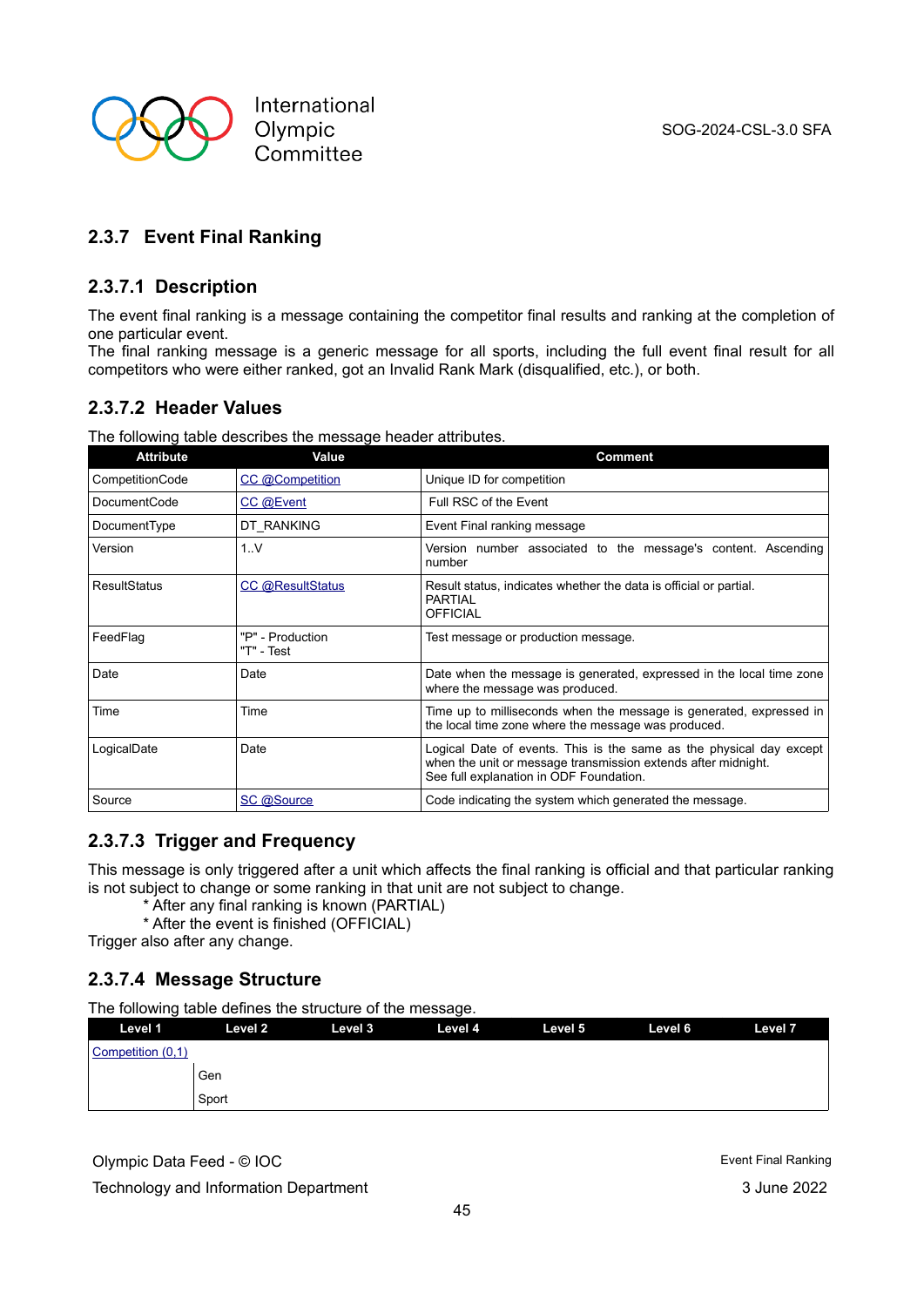### 2.3.7 Event Final Ranking

#### 2.3.7.1 Description

The event final ranking is a message containing the competitor final results and ranking at the completion of one particular event.
The final ranking message is a generic message for all sports, including the full event final result for all competitors who were either ranked, got an Invalid Rank Mark (disqualified, etc.), or both.

#### 2.3.7.2 Header Values

The following table describes the message header attributes.

| Attribute | Value | Comment |
|---|---|---|
| CompetitionCode | CC @Competition | Unique ID for competition |
| DocumentCode | CC @Event | Full RSC of the Event |
| DocumentType | DT_RANKING | Event Final ranking message |
| Version | 1..V | Version number associated to the message's content. Ascending number |
| ResultStatus | CC @ResultStatus | Result status, indicates whether the data is official or partial.<br>PARTIAL<br>OFFICIAL |
| FeedFlag | "P" - Production<br>"T" - Test | Test message or production message. |
| Date | Date | Date when the message is generated, expressed in the local time zone where the message was produced. |
| Time | Time | Time up to milliseconds when the message is generated, expressed in the local time zone where the message was produced. |
| LogicalDate | Date | Logical Date of events. This is the same as the physical day except when the unit or message transmission extends after midnight.<br>See full explanation in ODF Foundation. |
| Source | SC @Source | Code indicating the system which generated the message. |

#### 2.3.7.3 Trigger and Frequency

This message is only triggered after a unit which affects the final ranking is official and that particular ranking is not subject to change or some ranking in that unit are not subject to change.

* After any final ranking is known (PARTIAL)
* After the event is finished (OFFICIAL)

Trigger also after any change.

#### 2.3.7.4 Message Structure

The following table defines the structure of the message.

| Level 1 | Level 2 | Level 3 | Level 4 | Level 5 | Level 6 | Level 7 |
|---|---|---|---|---|---|---|
| Competition (0,1) | | | | | | |
| | Gen | | | | | |
| | Sport | | | | | |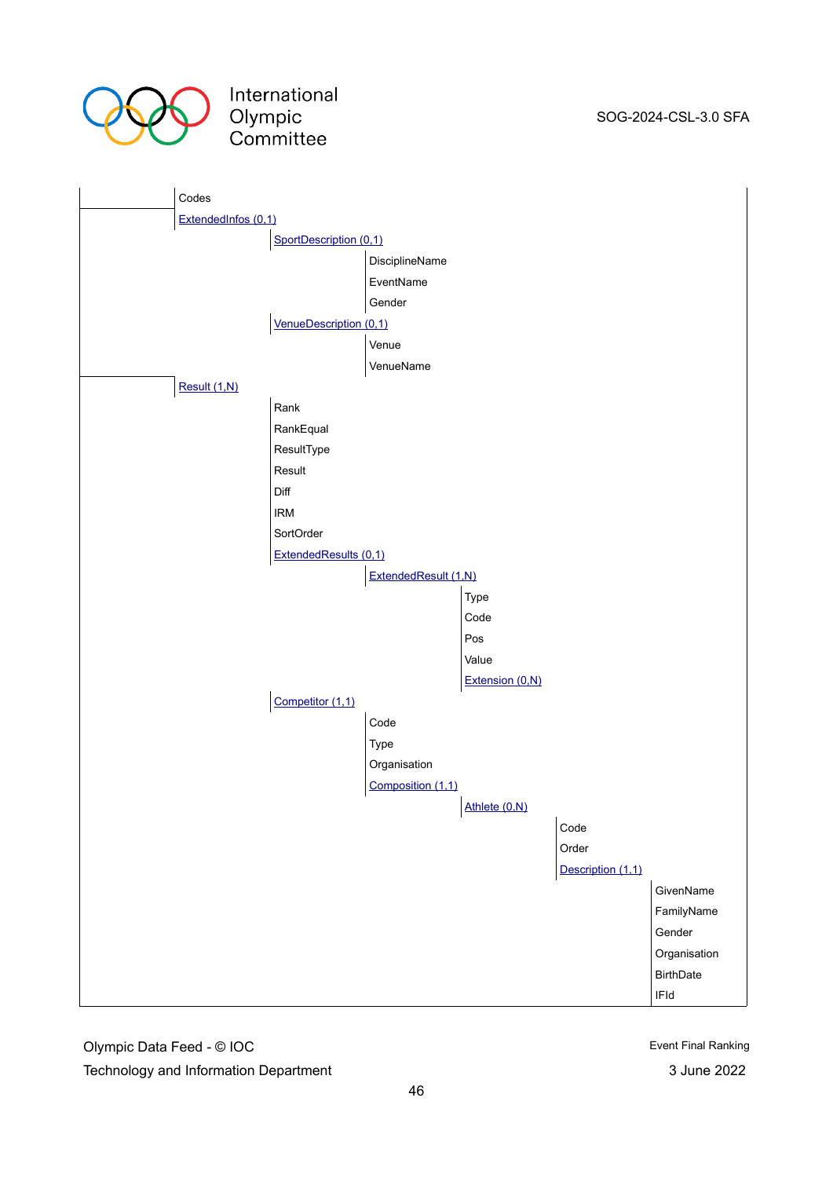- Codes
- ExtendedInfos (0,1)
  - SportDescription (0,1)
    - DisciplineName
    - EventName
    - Gender
  - VenueDescription (0,1)
    - Venue
    - VenueName
- Result (1,N)
  - Rank
  - RankEqual
  - ResultType
  - Result
  - Diff
  - IRM
  - SortOrder
  - ExtendedResults (0,1)
    - ExtendedResult (1,N)
      - Type
      - Code
      - Pos
      - Value
      - Extension (0,N)
  - Competitor (1,1)
    - Code
    - Type
    - Organisation
    - Composition (1,1)
      - Athlete (0,N)
        - Code
        - Order
        - Description (1,1)
          - GivenName
          - FamilyName
          - Gender
          - Organisation
          - BirthDate
          - IFId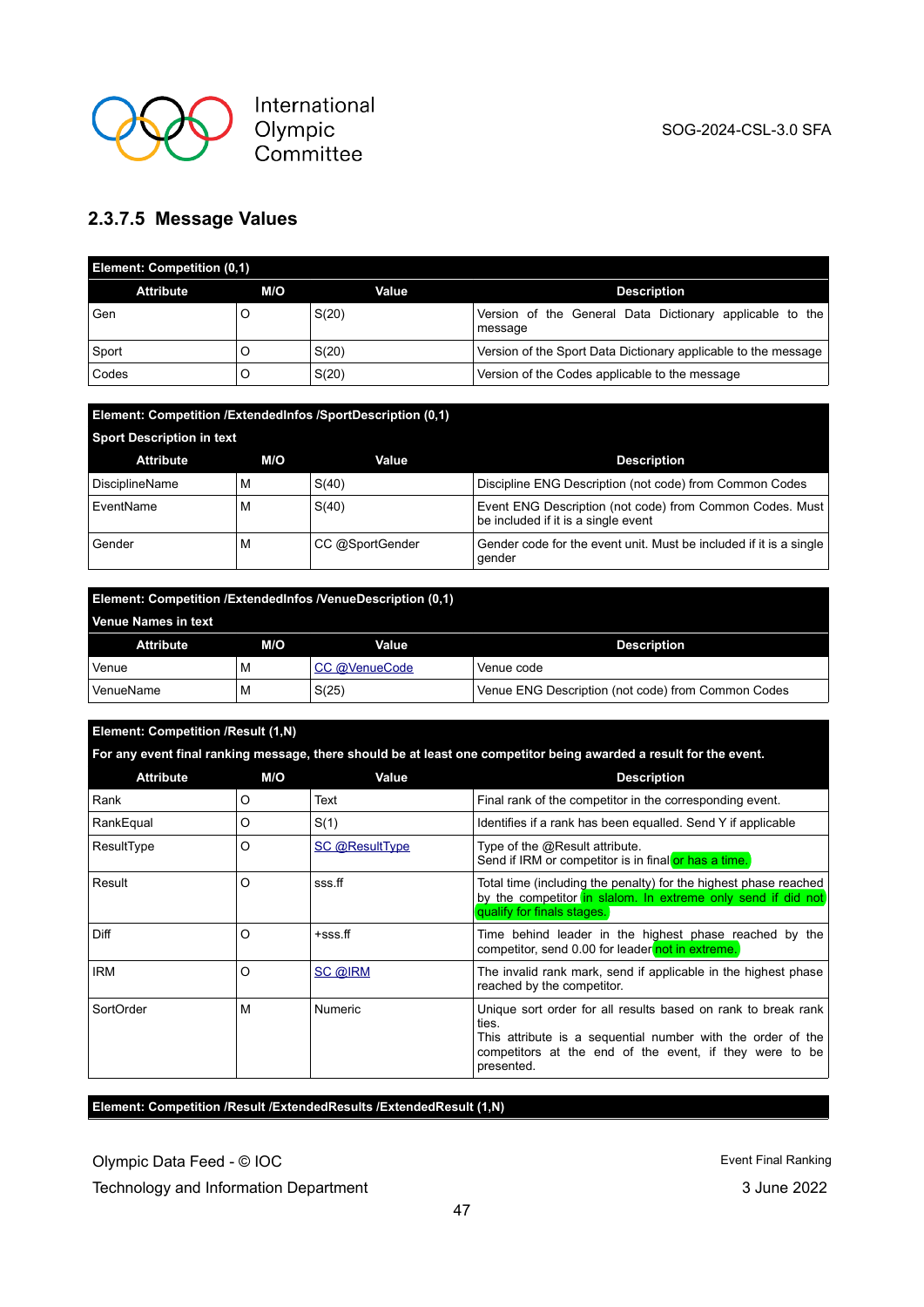### 2.3.7.5 Message Values

| Element: Competition (0,1) | | | |
|---|---|---|---|
| **Attribute** | **M/O** | **Value** | **Description** |
| Gen | O | S(20) | Version of the General Data Dictionary applicable to the message |
| Sport | O | S(20) | Version of the Sport Data Dictionary applicable to the message |
| Codes | O | S(20) | Version of the Codes applicable to the message |

| Element: Competition /ExtendedInfos /SportDescription (0,1) Sport Description in text | | | |
|---|---|---|---|
| **Attribute** | **M/O** | **Value** | **Description** |
| DisciplineName | M | S(40) | Discipline ENG Description (not code) from Common Codes |
| EventName | M | S(40) | Event ENG Description (not code) from Common Codes. Must be included if it is a single event |
| Gender | M | CC @SportGender | Gender code for the event unit. Must be included if it is a single gender |

| Element: Competition /ExtendedInfos /VenueDescription (0,1) Venue Names in text | | | |
|---|---|---|---|
| **Attribute** | **M/O** | **Value** | **Description** |
| Venue | M | CC @VenueCode | Venue code |
| VenueName | M | S(25) | Venue ENG Description (not code) from Common Codes |

| Element: Competition /Result (1,N) For any event final ranking message, there should be at least one competitor being awarded a result for the event. | | | |
|---|---|---|---|
| **Attribute** | **M/O** | **Value** | **Description** |
| Rank | O | Text | Final rank of the competitor in the corresponding event. |
| RankEqual | O | S(1) | Identifies if a rank has been equalled. Send Y if applicable |
| ResultType | O | SC @ResultType | Type of the @Result attribute.<br>Send if IRM or competitor is in final or has a time. |
| Result | O | sss.ff | Total time (including the penalty) for the highest phase reached by the competitor in slalom. In extreme only send if did not qualify for finals stages. |
| Diff | O | +sss.ff | Time behind leader in the highest phase reached by the competitor, send 0.00 for leader not in extreme. |
| IRM | O | SC @IRM | The invalid rank mark, send if applicable in the highest phase reached by the competitor. |
| SortOrder | M | Numeric | Unique sort order for all results based on rank to break rank ties.<br>This attribute is a sequential number with the order of the competitors at the end of the event, if they were to be presented. |

| Element: Competition /Result /ExtendedResults /ExtendedResult (1,N) |
|---|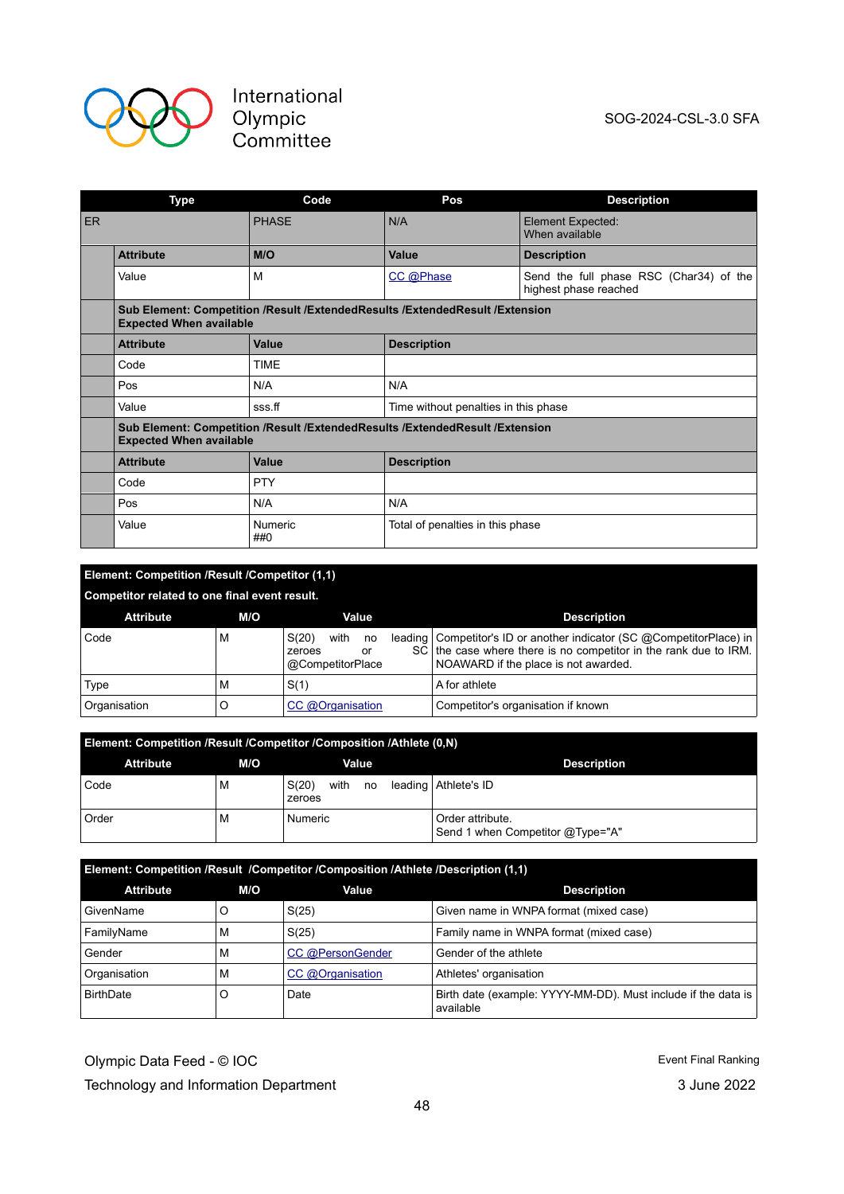| Type | | Code | Pos | Description |
|---|---|---|---|---|
| ER | | PHASE | N/A | Element Expected: When available |
| | **Attribute** | **M/O** | **Value** | **Description** |
| | Value | M | CC @Phase | Send the full phase RSC (Char34) of the highest phase reached |
| | **Sub Element: Competition /Result /ExtendedResults /ExtendedResult /Extension Expected When available** | | | |
| | **Attribute** | **Value** | **Description** | |
| | Code | TIME | | |
| | Pos | N/A | N/A | |
| | Value | sss.ff | Time without penalties in this phase | |
| | **Sub Element: Competition /Result /ExtendedResults /ExtendedResult /Extension Expected When available** | | | |
| | **Attribute** | **Value** | **Description** | |
| | Code | PTY | | |
| | Pos | N/A | N/A | |
| | Value | Numeric ##0 | Total of penalties in this phase | |

**Element: Competition /Result /Competitor (1,1)**

**Competitor related to one final event result.**

| Attribute | M/O | Value | Description |
|---|---|---|---|
| Code | M | S(20) with no leading zeroes or SC @CompetitorPlace | Competitor's ID or another indicator (SC @CompetitorPlace) in the case where there is no competitor in the rank due to IRM. NOAWARD if the place is not awarded. |
| Type | M | S(1) | A for athlete |
| Organisation | O | CC @Organisation | Competitor's organisation if known |

**Element: Competition /Result /Competitor /Composition /Athlete (0,N)**

| Attribute | M/O | Value | Description |
|---|---|---|---|
| Code | M | S(20) with no leading zeroes | Athlete's ID |
| Order | M | Numeric | Order attribute. Send 1 when Competitor @Type="A" |

**Element: Competition /Result /Competitor /Composition /Athlete /Description (1,1)**

| Attribute | M/O | Value | Description |
|---|---|---|---|
| GivenName | O | S(25) | Given name in WNPA format (mixed case) |
| FamilyName | M | S(25) | Family name in WNPA format (mixed case) |
| Gender | M | CC @PersonGender | Gender of the athlete |
| Organisation | M | CC @Organisation | Athletes' organisation |
| BirthDate | O | Date | Birth date (example: YYYY-MM-DD). Must include if the data is available |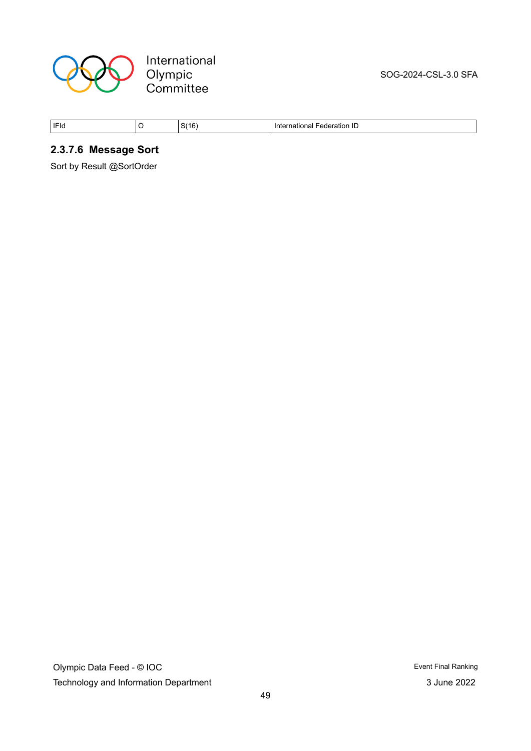| IFId | O | S(16) | International Federation ID |
|---|---|---|---|

#### 2.3.7.6 Message Sort

Sort by Result @SortOrder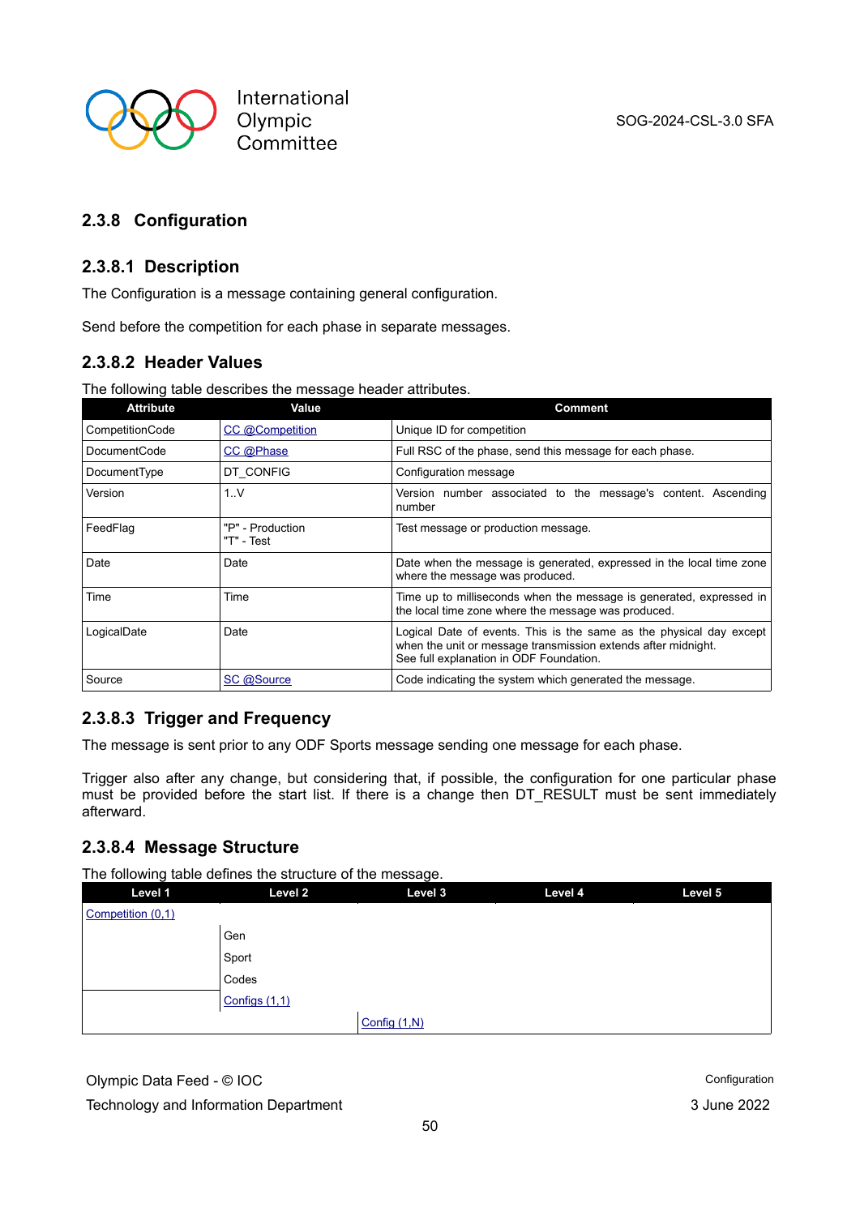### 2.3.8 Configuration

#### 2.3.8.1 Description

The Configuration is a message containing general configuration.

Send before the competition for each phase in separate messages.

#### 2.3.8.2 Header Values

The following table describes the message header attributes.

| Attribute | Value | Comment |
|---|---|---|
| CompetitionCode | CC @Competition | Unique ID for competition |
| DocumentCode | CC @Phase | Full RSC of the phase, send this message for each phase. |
| DocumentType | DT_CONFIG | Configuration message |
| Version | 1..V | Version number associated to the message's content. Ascending number |
| FeedFlag | "P" - Production<br>"T" - Test | Test message or production message. |
| Date | Date | Date when the message is generated, expressed in the local time zone where the message was produced. |
| Time | Time | Time up to milliseconds when the message is generated, expressed in the local time zone where the message was produced. |
| LogicalDate | Date | Logical Date of events. This is the same as the physical day except when the unit or message transmission extends after midnight.<br>See full explanation in ODF Foundation. |
| Source | SC @Source | Code indicating the system which generated the message. |

#### 2.3.8.3 Trigger and Frequency

The message is sent prior to any ODF Sports message sending one message for each phase.

Trigger also after any change, but considering that, if possible, the configuration for one particular phase must be provided before the start list. If there is a change then DT_RESULT must be sent immediately afterward.

#### 2.3.8.4 Message Structure

The following table defines the structure of the message.

| Level 1 | Level 2 | Level 3 | Level 4 | Level 5 |
|---|---|---|---|---|
| Competition (0,1) | | | | |
| | Gen | | | |
| | Sport | | | |
| | Codes | | | |
| | Configs (1,1) | | | |
| | | Config (1,N) | | |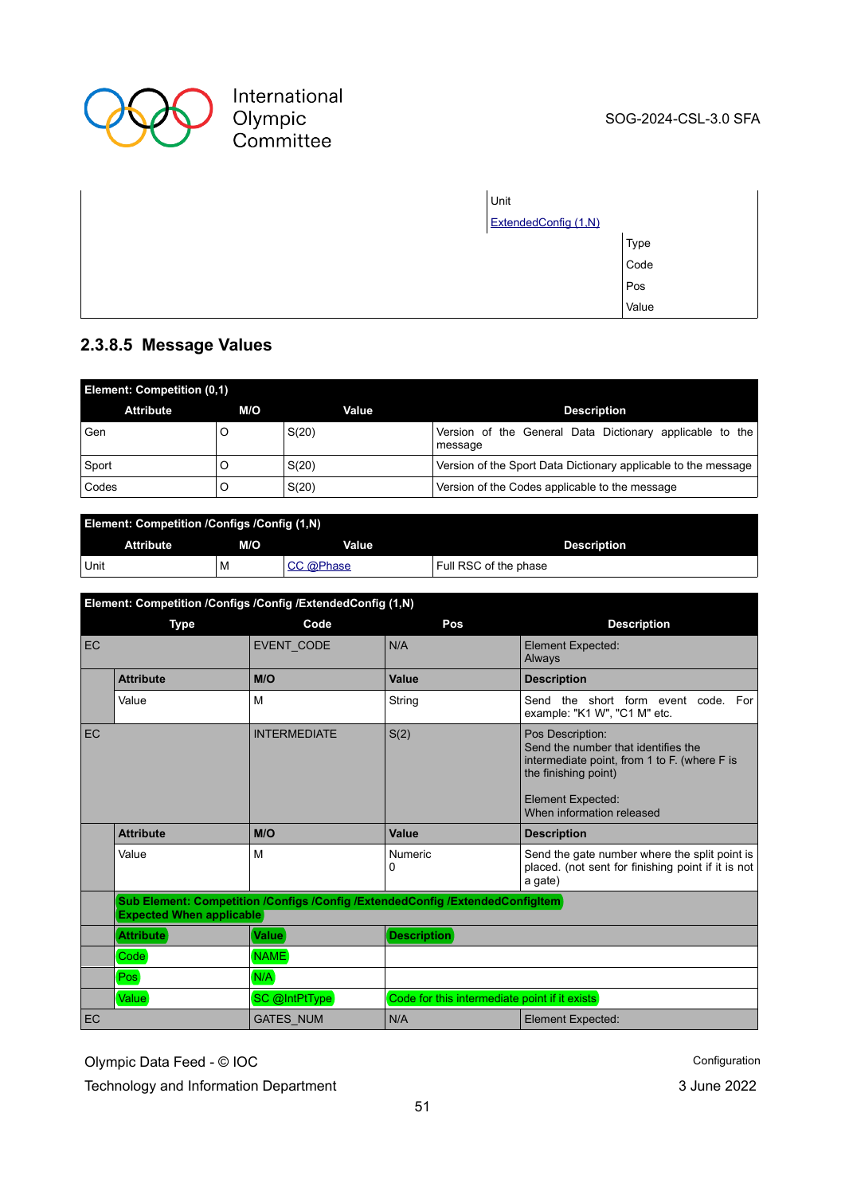| | Unit | |
|---|---|---|
| | ExtendedConfig (1,N) | |
| | | Type |
| | | Code |
| | | Pos |
| | | Value |

### 2.3.8.5 Message Values

| **Element: Competition (0,1)** | | | |
|---|---|---|---|
| **Attribute** | **M/O** | **Value** | **Description** |
| Gen | O | S(20) | Version of the General Data Dictionary applicable to the message |
| Sport | O | S(20) | Version of the Sport Data Dictionary applicable to the message |
| Codes | O | S(20) | Version of the Codes applicable to the message |

| **Element: Competition /Configs /Config (1,N)** | | | |
|---|---|---|---|
| **Attribute** | **M/O** | **Value** | **Description** |
| Unit | M | CC @Phase | Full RSC of the phase |

| **Element: Competition /Configs /Config /ExtendedConfig (1,N)** | | | | |
|---|---|---|---|---|
| **Type** | | **Code** | **Pos** | **Description** |
| EC | | EVENT_CODE | N/A | Element Expected: Always |
| | **Attribute** | **M/O** | **Value** | **Description** |
| | Value | M | String | Send the short form event code. For example: "K1 W", "C1 M" etc. |
| EC | | INTERMEDIATE | S(2) | Pos Description: Send the number that identifies the intermediate point, from 1 to F. (where F is the finishing point)<br><br>Element Expected: When information released |
| | **Attribute** | **M/O** | **Value** | **Description** |
| | Value | M | Numeric 0 | Send the gate number where the split point is placed. (not sent for finishing point if it is not a gate) |
| | **Sub Element: Competition /Configs /Config /ExtendedConfig /ExtendedConfigItem Expected When applicable** | | | |
| | **Attribute** | **Value** | **Description** | |
| | Code | NAME | | |
| | Pos | N/A | | |
| | Value | SC @IntPtType | Code for this intermediate point if it exists | |
| EC | | GATES_NUM | N/A | Element Expected: |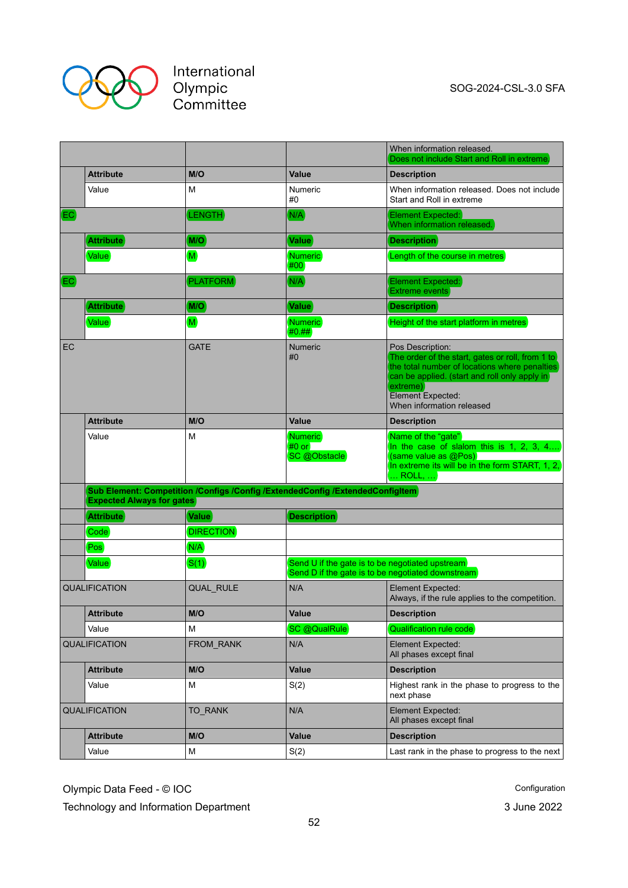| | | | |
|---|---|---|---|
| | | | When information released. Does not include Start and Roll in extreme. |
| Attribute | M/O | Value | Description |
| Value | M | Numeric #0 | When information released. Does not include Start and Roll in extreme |
| EC | LENGTH | N/A | Element Expected: When information released. |
| Attribute | M/O | Value | Description |
| Value | M | Numeric #00 | Length of the course in metres |
| EC | PLATFORM | N/A | Element Expected: Extreme events |
| Attribute | M/O | Value | Description |
| Value | M | Numeric #0.## | Height of the start platform in metres |
| EC | GATE | Numeric #0 | Pos Description: The order of the start, gates or roll, from 1 to the total number of locations where penalties can be applied. (start and roll only apply in extreme) Element Expected: When information released |
| Attribute | M/O | Value | Description |
| Value | M | Numeric #0 or SC @Obstacle | Name of the "gate" In the case of slalom this is 1, 2, 3, 4… (same value as @Pos) In extreme its will be in the form START, 1, 2, … ROLL, … |
| **Sub Element: Competition /Configs /Config /ExtendedConfig /ExtendedConfigItem Expected Always for gates** | | | |
| Attribute | Value | Description | |
| Code | DIRECTION | | |
| Pos | N/A | | |
| Value | S(1) | Send U if the gate is to be negotiated upstream Send D if the gate is to be negotiated downstream | |
| QUALIFICATION | QUAL_RULE | N/A | Element Expected: Always, if the rule applies to the competition. |
| Attribute | M/O | Value | Description |
| Value | M | SC @QualRule | Qualification rule code |
| QUALIFICATION | FROM_RANK | N/A | Element Expected: All phases except final |
| Attribute | M/O | Value | Description |
| Value | M | S(2) | Highest rank in the phase to progress to the next phase |
| QUALIFICATION | TO_RANK | N/A | Element Expected: All phases except final |
| Attribute | M/O | Value | Description |
| Value | M | S(2) | Last rank in the phase to progress to the next |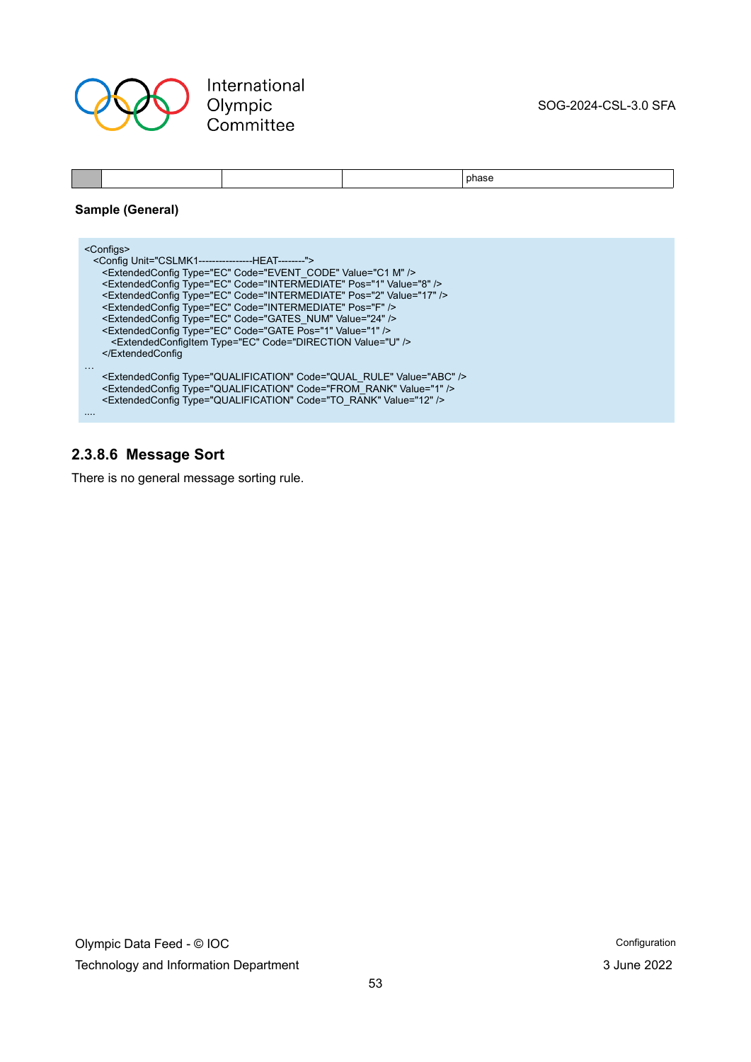| | | | | phase |
|---|---|---|---|---|

**Sample (General)**

```
<Configs>
  <Config Unit="CSLMK1----------------HEAT-------">
    <ExtendedConfig Type="EC" Code="EVENT_CODE" Value="C1 M" />
    <ExtendedConfig Type="EC" Code="INTERMEDIATE" Pos="1" Value="8" />
    <ExtendedConfig Type="EC" Code="INTERMEDIATE" Pos="2" Value="17" />
    <ExtendedConfig Type="EC" Code="INTERMEDIATE" Pos="F" />
    <ExtendedConfig Type="EC" Code="GATES_NUM" Value="24" />
    <ExtendedConfig Type="EC" Code="GATE Pos="1" Value="1" />
      <ExtendedConfigItem Type="EC" Code="DIRECTION Value="U" />
    </ExtendedConfig
…
    <ExtendedConfig Type="QUALIFICATION" Code="QUAL_RULE" Value="ABC" />
    <ExtendedConfig Type="QUALIFICATION" Code="FROM_RANK" Value="1" />
    <ExtendedConfig Type="QUALIFICATION" Code="TO_RANK" Value="12" />
....
```

### 2.3.8.6 Message Sort

There is no general message sorting rule.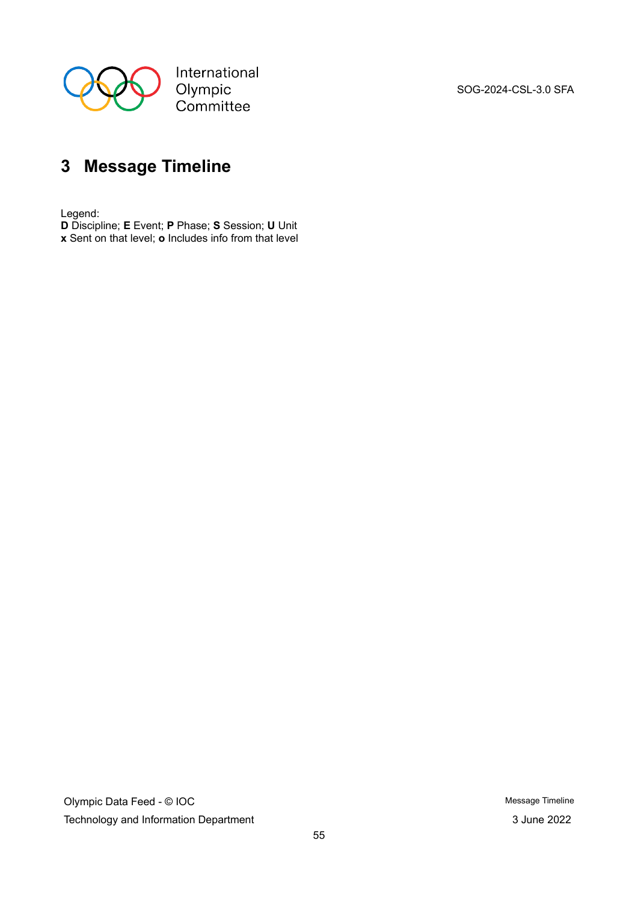# 3 Message Timeline

Legend:
**D** Discipline; **E** Event; **P** Phase; **S** Session; **U** Unit
**x** Sent on that level; **o** Includes info from that level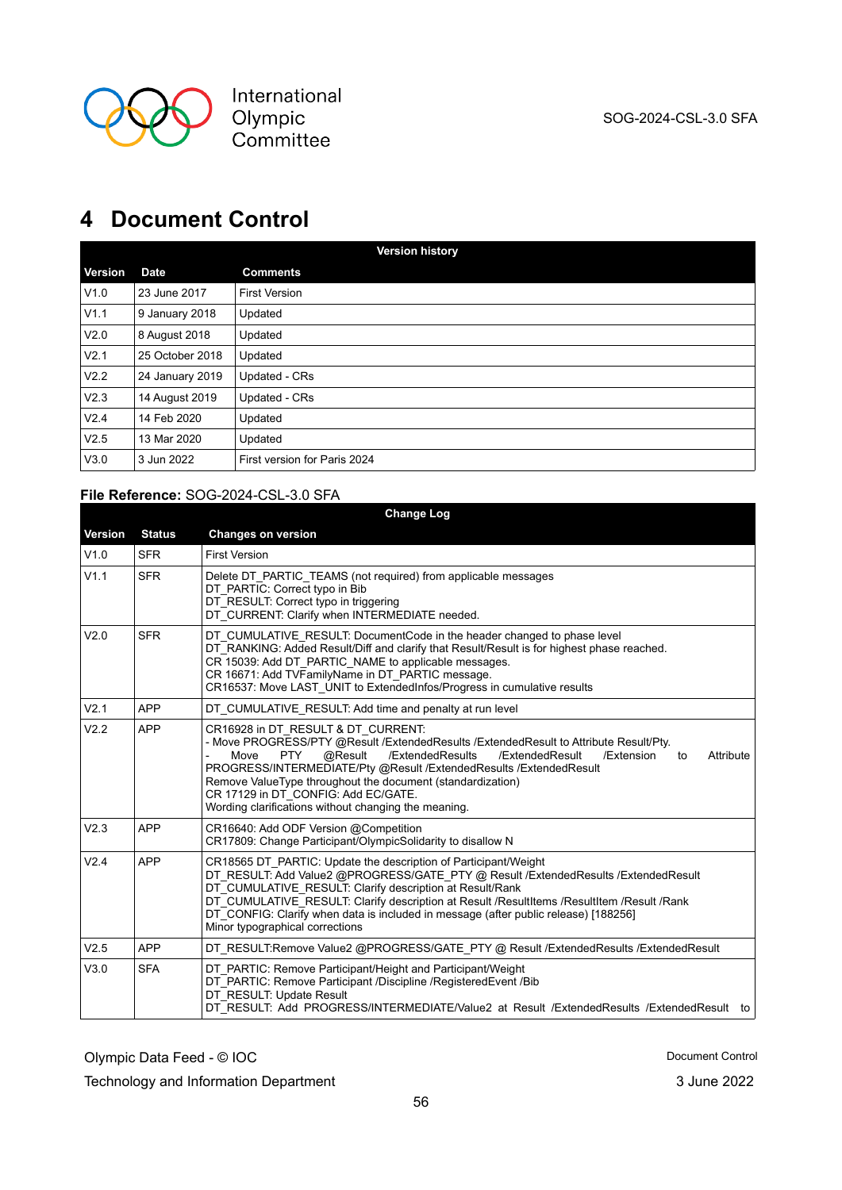# 4 Document Control

| Version history | | |
|---|---|---|
| **Version** | **Date** | **Comments** |
| V1.0 | 23 June 2017 | First Version |
| V1.1 | 9 January 2018 | Updated |
| V2.0 | 8 August 2018 | Updated |
| V2.1 | 25 October 2018 | Updated |
| V2.2 | 24 January 2019 | Updated - CRs |
| V2.3 | 14 August 2019 | Updated - CRs |
| V2.4 | 14 Feb 2020 | Updated |
| V2.5 | 13 Mar 2020 | Updated |
| V3.0 | 3 Jun 2022 | First version for Paris 2024 |

**File Reference:** SOG-2024-CSL-3.0 SFA

| Change Log | | |
|---|---|---|
| **Version** | **Status** | **Changes on version** |
| V1.0 | SFR | First Version |
| V1.1 | SFR | Delete DT_PARTIC_TEAMS (not required) from applicable messages<br>DT_PARTIC: Correct typo in Bib<br>DT_RESULT: Correct typo in triggering<br>DT_CURRENT: Clarify when INTERMEDIATE needed. |
| V2.0 | SFR | DT_CUMULATIVE_RESULT: DocumentCode in the header changed to phase level<br>DT_RANKING: Added Result/Diff and clarify that Result/Result is for highest phase reached.<br>CR 15039: Add DT_PARTIC_NAME to applicable messages.<br>CR 16671: Add TVFamilyName in DT_PARTIC message.<br>CR16537: Move LAST_UNIT to ExtendedInfos/Progress in cumulative results |
| V2.1 | APP | DT_CUMULATIVE_RESULT: Add time and penalty at run level |
| V2.2 | APP | CR16928 in DT_RESULT & DT_CURRENT:<br>- Move PROGRESS/PTY @Result /ExtendedResults /ExtendedResult to Attribute Result/Pty.<br>- Move PTY @Result /ExtendedResults /ExtendedResult /Extension to Attribute PROGRESS/INTERMEDIATE/Pty @Result /ExtendedResults /ExtendedResult<br>Remove ValueType throughout the document (standardization)<br>CR 17129 in DT_CONFIG: Add EC/GATE.<br>Wording clarifications without changing the meaning. |
| V2.3 | APP | CR16640: Add ODF Version @Competition<br>CR17809: Change Participant/OlympicSolidarity to disallow N |
| V2.4 | APP | CR18565 DT_PARTIC: Update the description of Participant/Weight<br>DT_RESULT: Add Value2 @PROGRESS/GATE_PTY @ Result /ExtendedResults /ExtendedResult<br>DT_CUMULATIVE_RESULT: Clarify description at Result/Rank<br>DT_CUMULATIVE_RESULT: Clarify description at Result /ResultItems /ResultItem /Result /Rank<br>DT_CONFIG: Clarify when data is included in message (after public release) [188256]<br>Minor typographical corrections |
| V2.5 | APP | DT_RESULT:Remove Value2 @PROGRESS/GATE_PTY @ Result /ExtendedResults /ExtendedResult |
| V3.0 | SFA | DT_PARTIC: Remove Participant/Height and Participant/Weight<br>DT_PARTIC: Remove Participant /Discipline /RegisteredEvent /Bib<br>DT_RESULT: Update Result<br>DT_RESULT: Add PROGRESS/INTERMEDIATE/Value2 at Result /ExtendedResults /ExtendedResult to |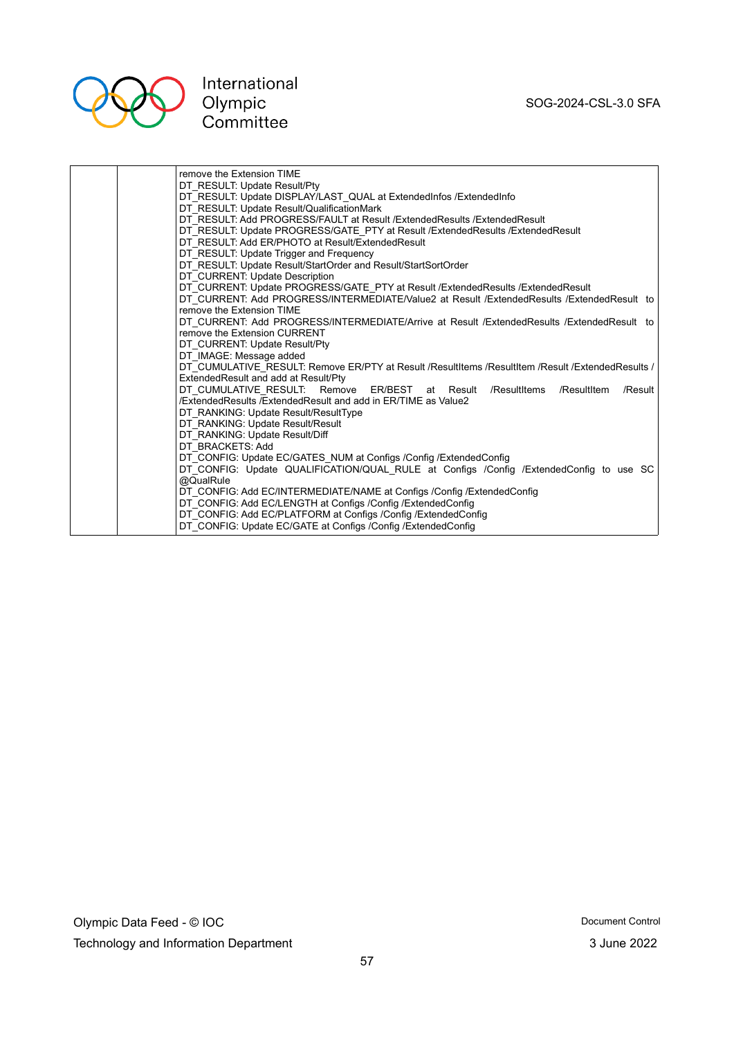| | | |
|---|---|---|
| | | remove the Extension TIME<br>DT_RESULT: Update Result/Pty<br>DT_RESULT: Update DISPLAY/LAST_QUAL at ExtendedInfos /ExtendedInfo<br>DT_RESULT: Update Result/QualificationMark<br>DT_RESULT: Add PROGRESS/FAULT at Result /ExtendedResults /ExtendedResult<br>DT_RESULT: Update PROGRESS/GATE_PTY at Result /ExtendedResults /ExtendedResult<br>DT_RESULT: Add ER/PHOTO at Result/ExtendedResult<br>DT_RESULT: Update Trigger and Frequency<br>DT_RESULT: Update Result/StartOrder and Result/StartSortOrder<br>DT_CURRENT: Update Description<br>DT_CURRENT: Update PROGRESS/GATE_PTY at Result /ExtendedResults /ExtendedResult<br>DT_CURRENT: Add PROGRESS/INTERMEDIATE/Value2 at Result /ExtendedResults /ExtendedResult to remove the Extension TIME<br>DT_CURRENT: Add PROGRESS/INTERMEDIATE/Arrive at Result /ExtendedResults /ExtendedResult to remove the Extension CURRENT<br>DT_CURRENT: Update Result/Pty<br>DT_IMAGE: Message added<br>DT_CUMULATIVE_RESULT: Remove ER/PTY at Result /ResultItems /ResultItem /Result /ExtendedResults / ExtendedResult and add at Result/Pty<br>DT_CUMULATIVE_RESULT: Remove ER/BEST at Result /ResultItems /ResultItem /Result /ExtendedResults /ExtendedResult and add in ER/TIME as Value2<br>DT_RANKING: Update Result/ResultType<br>DT_RANKING: Update Result/Result<br>DT_RANKING: Update Result/Diff<br>DT_BRACKETS: Add<br>DT_CONFIG: Update EC/GATES_NUM at Configs /Config /ExtendedConfig<br>DT_CONFIG: Update QUALIFICATION/QUAL_RULE at Configs /Config /ExtendedConfig to use SC @QualRule<br>DT_CONFIG: Add EC/INTERMEDIATE/NAME at Configs /Config /ExtendedConfig<br>DT_CONFIG: Add EC/LENGTH at Configs /Config /ExtendedConfig<br>DT_CONFIG: Add EC/PLATFORM at Configs /Config /ExtendedConfig<br>DT_CONFIG: Update EC/GATE at Configs /Config /ExtendedConfig |